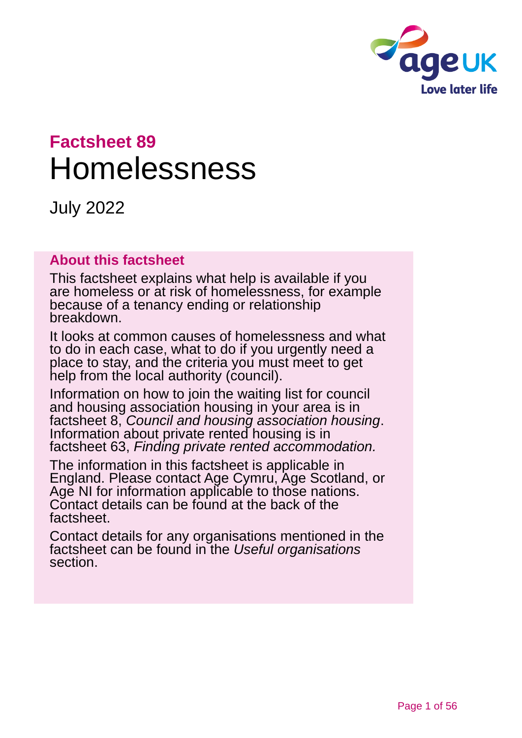**Factsheet 89**

# Homelessness

July 2022

## About this factsheet

This factsheet explains what help is available if you are homeless or at risk of homelessness, for example because of a tenancy ending or relationship breakdown.

It looks at common causes of homelessness and what to do in each case, what to do if you urgently need a place to stay, and the criteria you must meet to get help from the local authority (council).

Information on how to join the waiting list for council and housing association housing in your area is in factsheet 8, *Council and housing association housing*. Information about private rented housing is in factsheet 63, *Finding private rented accommodation.*

The information in this factsheet is applicable in England. Please contact Age Cymru, Age Scotland, or Age NI for information applicable to those nations. Contact details can be found at the back of the factsheet.

Contact details for any organisations mentioned in the factsheet can be found in the *Useful organisations* section.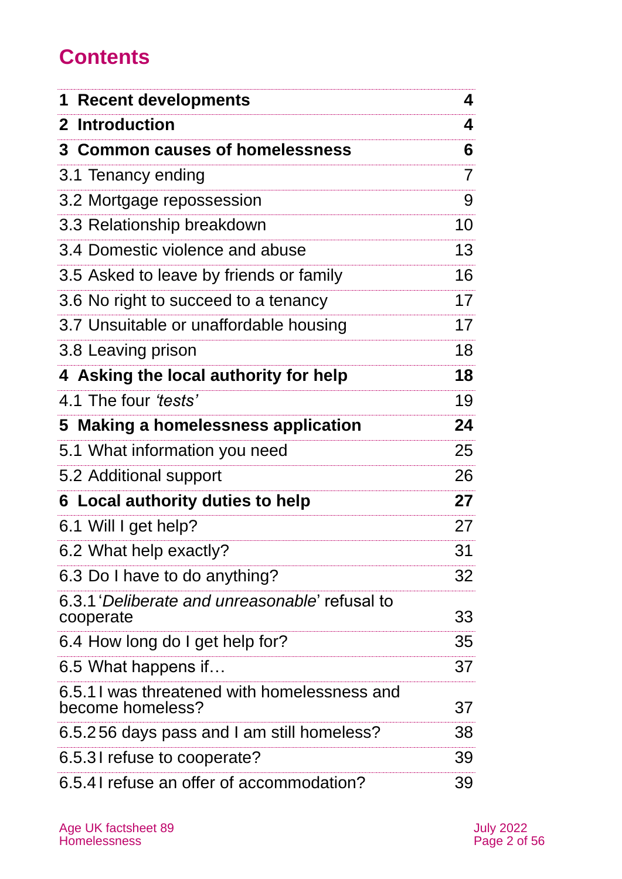# Contents

| | |
|---|---|
| **1 Recent developments** | **4** |
| **2 Introduction** | **4** |
| **3 Common causes of homelessness** | **6** |
| 3.1 Tenancy ending | 7 |
| 3.2 Mortgage repossession | 9 |
| 3.3 Relationship breakdown | 10 |
| 3.4 Domestic violence and abuse | 13 |
| 3.5 Asked to leave by friends or family | 16 |
| 3.6 No right to succeed to a tenancy | 17 |
| 3.7 Unsuitable or unaffordable housing | 17 |
| 3.8 Leaving prison | 18 |
| **4 Asking the local authority for help** | **18** |
| 4.1 The four *'tests'* | 19 |
| **5 Making a homelessness application** | **24** |
| 5.1 What information you need | 25 |
| 5.2 Additional support | 26 |
| **6 Local authority duties to help** | **27** |
| 6.1 Will I get help? | 27 |
| 6.2 What help exactly? | 31 |
| 6.3 Do I have to do anything? | 32 |
| 6.3.1 '*Deliberate and unreasonable*' refusal to cooperate | 33 |
| 6.4 How long do I get help for? | 35 |
| 6.5 What happens if… | 37 |
| 6.5.1 I was threatened with homelessness and become homeless? | 37 |
| 6.5.2 56 days pass and I am still homeless? | 38 |
| 6.5.3 I refuse to cooperate? | 39 |
| 6.5.4 I refuse an offer of accommodation? | 39 |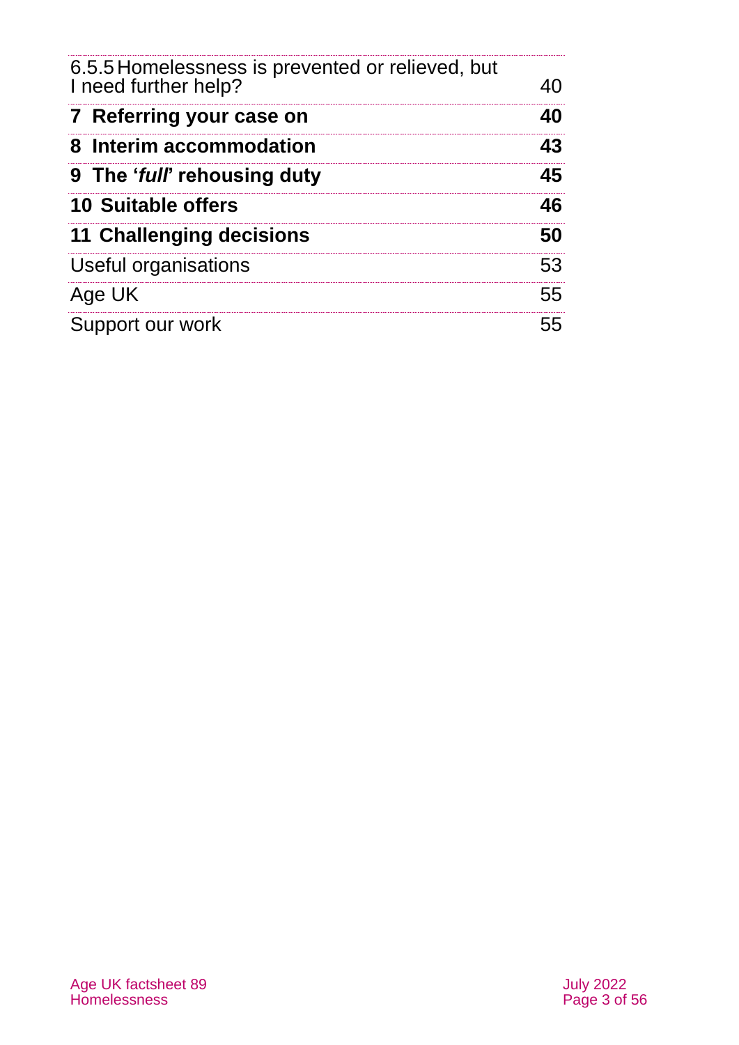| | |
|---|---|
| 6.5.5 Homelessness is prevented or relieved, but I need further help? | 40 |
| **7 Referring your case on** | **40** |
| **8 Interim accommodation** | **43** |
| **9 The '*full*' rehousing duty** | **45** |
| **10 Suitable offers** | **46** |
| **11 Challenging decisions** | **50** |
| Useful organisations | 53 |
| Age UK | 55 |
| Support our work | 55 |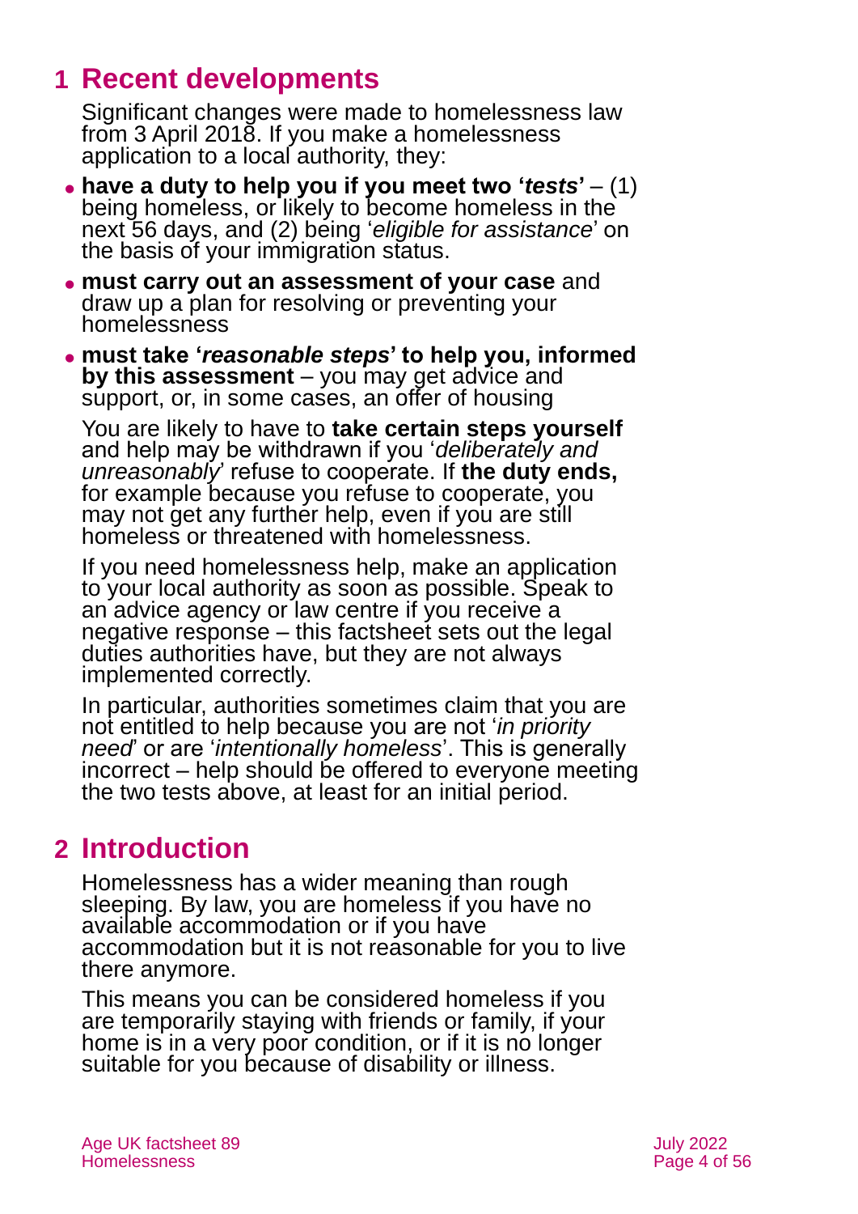# 1 Recent developments

Significant changes were made to homelessness law from 3 April 2018. If you make a homelessness application to a local authority, they:

- **have a duty to help you if you meet two '*tests*'** – (1) being homeless, or likely to become homeless in the next 56 days, and (2) being '*eligible for assistance*' on the basis of your immigration status.
- **must carry out an assessment of your case** and draw up a plan for resolving or preventing your homelessness
- **must take '*reasonable steps*' to help you, informed by this assessment** – you may get advice and support, or, in some cases, an offer of housing

You are likely to have to **take certain steps yourself** and help may be withdrawn if you '*deliberately and unreasonably*' refuse to cooperate. If **the duty ends,** for example because you refuse to cooperate, you may not get any further help, even if you are still homeless or threatened with homelessness.

If you need homelessness help, make an application to your local authority as soon as possible. Speak to an advice agency or law centre if you receive a negative response – this factsheet sets out the legal duties authorities have, but they are not always implemented correctly.

In particular, authorities sometimes claim that you are not entitled to help because you are not '*in priority need*' or are '*intentionally homeless*'. This is generally incorrect – help should be offered to everyone meeting the two tests above, at least for an initial period.

# 2 Introduction

Homelessness has a wider meaning than rough sleeping. By law, you are homeless if you have no available accommodation or if you have accommodation but it is not reasonable for you to live there anymore.

This means you can be considered homeless if you are temporarily staying with friends or family, if your home is in a very poor condition, or if it is no longer suitable for you because of disability or illness.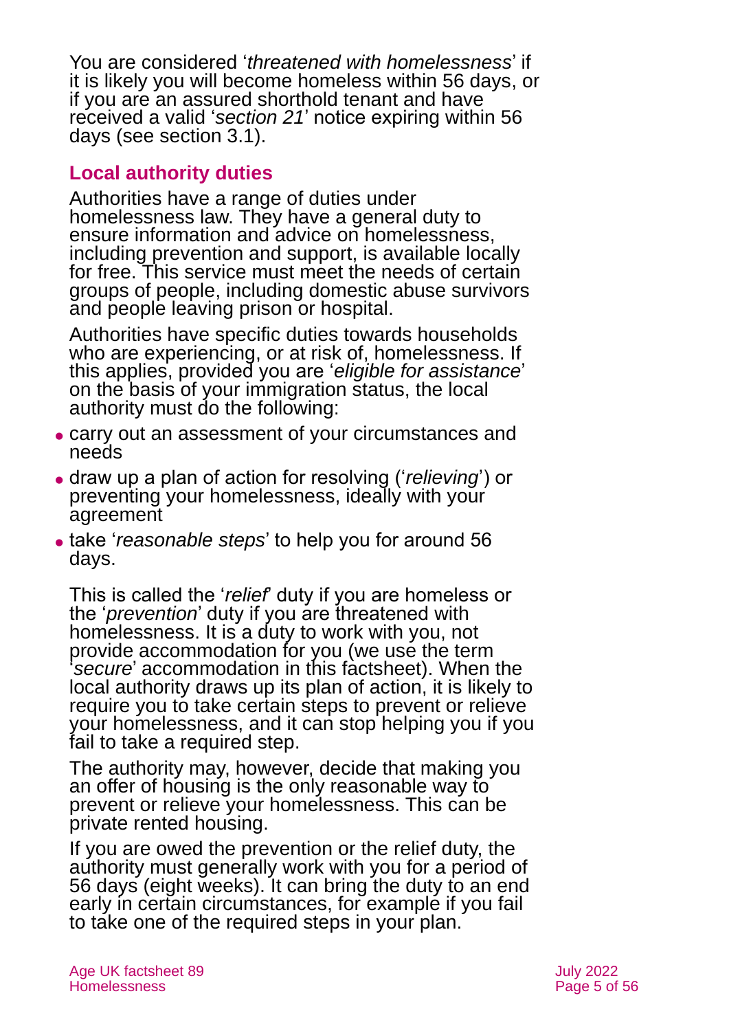You are considered '*threatened with homelessness*' if it is likely you will become homeless within 56 days, or if you are an assured shorthold tenant and have received a valid '*section 21*' notice expiring within 56 days (see section 3.1).

## Local authority duties

Authorities have a range of duties under homelessness law. They have a general duty to ensure information and advice on homelessness, including prevention and support, is available locally for free. This service must meet the needs of certain groups of people, including domestic abuse survivors and people leaving prison or hospital.

Authorities have specific duties towards households who are experiencing, or at risk of, homelessness. If this applies, provided you are '*eligible for assistance*' on the basis of your immigration status, the local authority must do the following:

- carry out an assessment of your circumstances and needs
- draw up a plan of action for resolving ('*relieving*') or preventing your homelessness, ideally with your agreement
- take '*reasonable steps*' to help you for around 56 days.

This is called the '*relief*' duty if you are homeless or the '*prevention*' duty if you are threatened with homelessness. It is a duty to work with you, not provide accommodation for you (we use the term '*secure*' accommodation in this factsheet). When the local authority draws up its plan of action, it is likely to require you to take certain steps to prevent or relieve your homelessness, and it can stop helping you if you fail to take a required step.

The authority may, however, decide that making you an offer of housing is the only reasonable way to prevent or relieve your homelessness. This can be private rented housing.

If you are owed the prevention or the relief duty, the authority must generally work with you for a period of 56 days (eight weeks). It can bring the duty to an end early in certain circumstances, for example if you fail to take one of the required steps in your plan.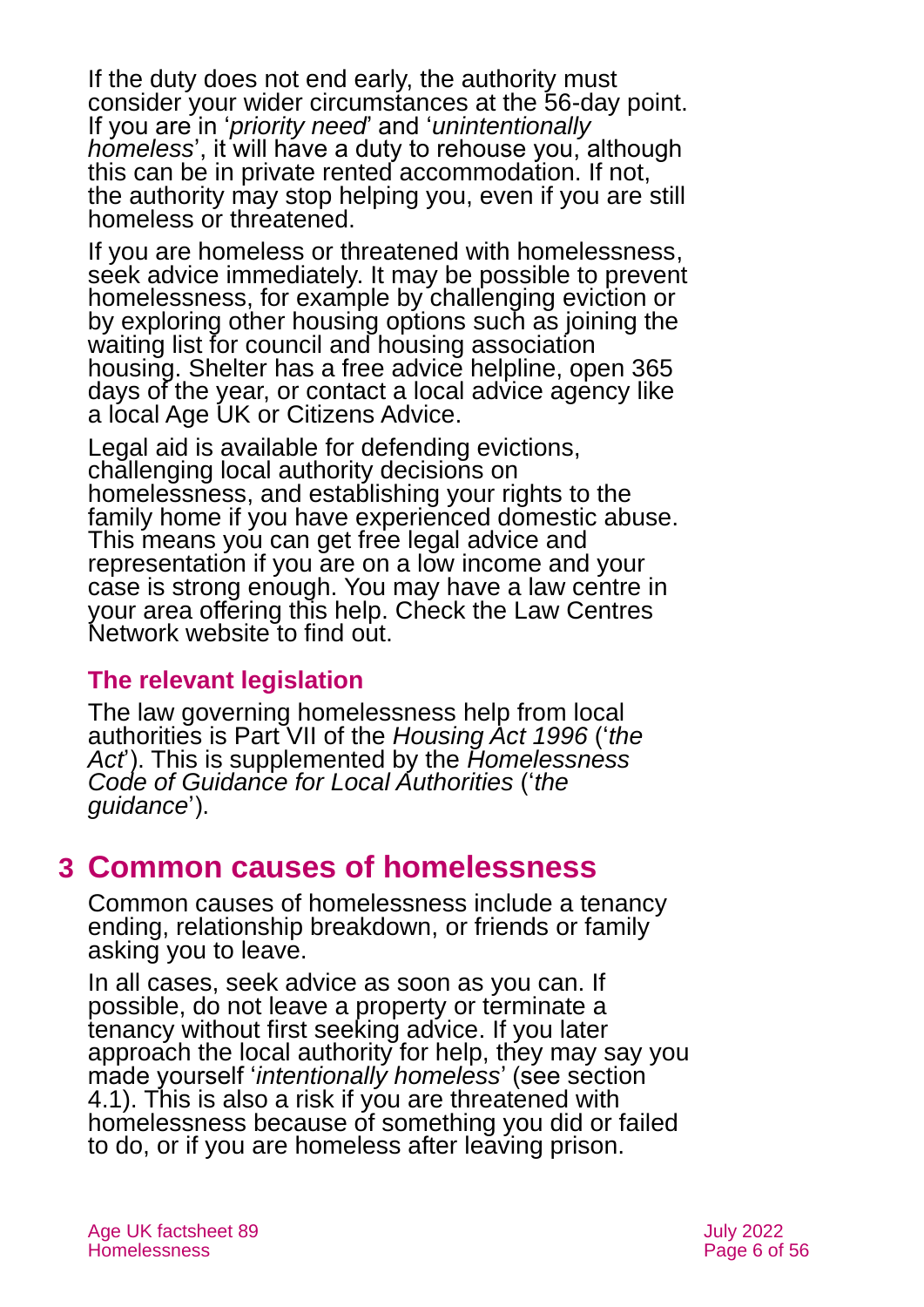If the duty does not end early, the authority must consider your wider circumstances at the 56-day point. If you are in '*priority need*' and '*unintentionally homeless*', it will have a duty to rehouse you, although this can be in private rented accommodation. If not, the authority may stop helping you, even if you are still homeless or threatened.

If you are homeless or threatened with homelessness, seek advice immediately. It may be possible to prevent homelessness, for example by challenging eviction or by exploring other housing options such as joining the waiting list for council and housing association housing. Shelter has a free advice helpline, open 365 days of the year, or contact a local advice agency like a local Age UK or Citizens Advice.

Legal aid is available for defending evictions, challenging local authority decisions on homelessness, and establishing your rights to the family home if you have experienced domestic abuse. This means you can get free legal advice and representation if you are on a low income and your case is strong enough. You may have a law centre in your area offering this help. Check the Law Centres Network website to find out.

### The relevant legislation

The law governing homelessness help from local authorities is Part VII of the *Housing Act 1996* ('*the Act*'). This is supplemented by the *Homelessness Code of Guidance for Local Authorities* ('*the guidance*').

## 3 Common causes of homelessness

Common causes of homelessness include a tenancy ending, relationship breakdown, or friends or family asking you to leave.

In all cases, seek advice as soon as you can. If possible, do not leave a property or terminate a tenancy without first seeking advice. If you later approach the local authority for help, they may say you made yourself '*intentionally homeless*' (see section 4.1). This is also a risk if you are threatened with homelessness because of something you did or failed to do, or if you are homeless after leaving prison.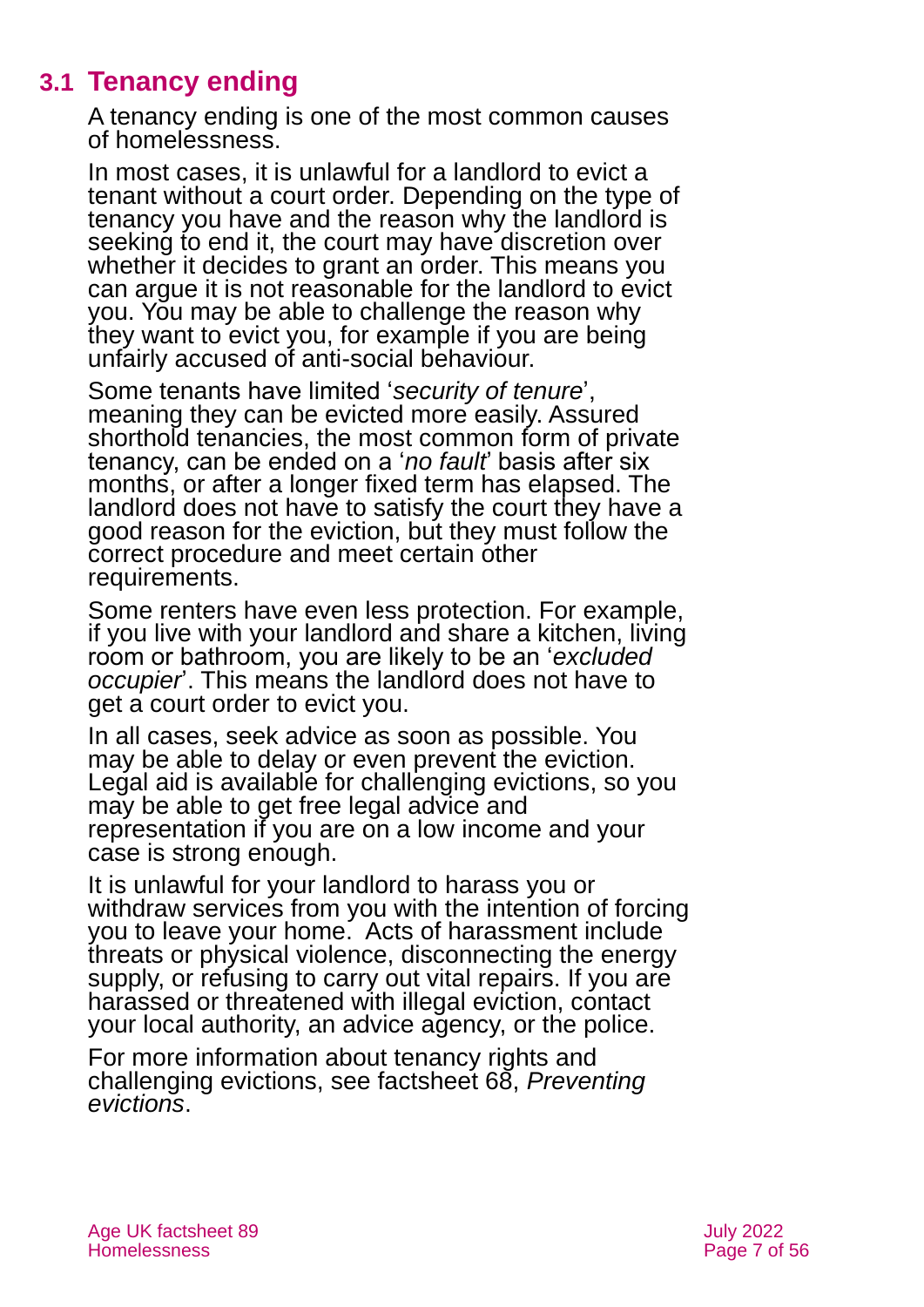## 3.1 Tenancy ending

A tenancy ending is one of the most common causes of homelessness.

In most cases, it is unlawful for a landlord to evict a tenant without a court order. Depending on the type of tenancy you have and the reason why the landlord is seeking to end it, the court may have discretion over whether it decides to grant an order. This means you can argue it is not reasonable for the landlord to evict you. You may be able to challenge the reason why they want to evict you, for example if you are being unfairly accused of anti-social behaviour.

Some tenants have limited '*security of tenure*', meaning they can be evicted more easily. Assured shorthold tenancies, the most common form of private tenancy, can be ended on a '*no fault*' basis after six months, or after a longer fixed term has elapsed. The landlord does not have to satisfy the court they have a good reason for the eviction, but they must follow the correct procedure and meet certain other requirements.

Some renters have even less protection. For example, if you live with your landlord and share a kitchen, living room or bathroom, you are likely to be an '*excluded occupier*'. This means the landlord does not have to get a court order to evict you.

In all cases, seek advice as soon as possible. You may be able to delay or even prevent the eviction. Legal aid is available for challenging evictions, so you may be able to get free legal advice and representation if you are on a low income and your case is strong enough.

It is unlawful for your landlord to harass you or withdraw services from you with the intention of forcing you to leave your home. Acts of harassment include threats or physical violence, disconnecting the energy supply, or refusing to carry out vital repairs. If you are harassed or threatened with illegal eviction, contact your local authority, an advice agency, or the police.

For more information about tenancy rights and challenging evictions, see factsheet 68, *Preventing evictions*.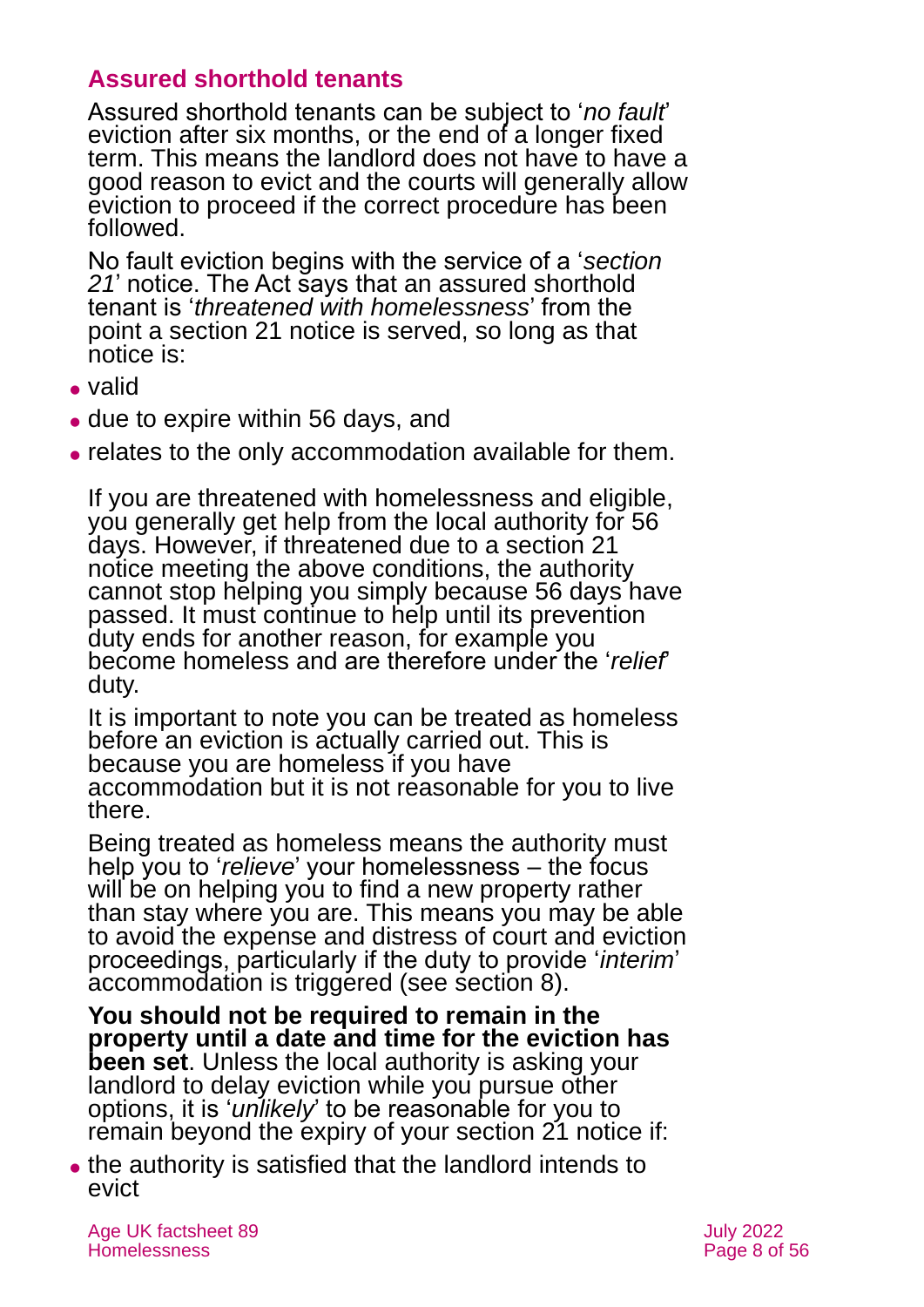### Assured shorthold tenants

Assured shorthold tenants can be subject to '*no fault*' eviction after six months, or the end of a longer fixed term. This means the landlord does not have to have a good reason to evict and the courts will generally allow eviction to proceed if the correct procedure has been followed.

No fault eviction begins with the service of a '*section 21*' notice. The Act says that an assured shorthold tenant is '*threatened with homelessness*' from the point a section 21 notice is served, so long as that notice is:

- valid
- due to expire within 56 days, and
- relates to the only accommodation available for them.

If you are threatened with homelessness and eligible, you generally get help from the local authority for 56 days. However, if threatened due to a section 21 notice meeting the above conditions, the authority cannot stop helping you simply because 56 days have passed. It must continue to help until its prevention duty ends for another reason, for example you become homeless and are therefore under the '*relief*' duty.

It is important to note you can be treated as homeless before an eviction is actually carried out. This is because you are homeless if you have accommodation but it is not reasonable for you to live there.

Being treated as homeless means the authority must help you to '*relieve*' your homelessness – the focus will be on helping you to find a new property rather than stay where you are. This means you may be able to avoid the expense and distress of court and eviction proceedings, particularly if the duty to provide '*interim*' accommodation is triggered (see section 8).

**You should not be required to remain in the property until a date and time for the eviction has been set**. Unless the local authority is asking your landlord to delay eviction while you pursue other options, it is '*unlikely*' to be reasonable for you to remain beyond the expiry of your section 21 notice if:

- the authority is satisfied that the landlord intends to evict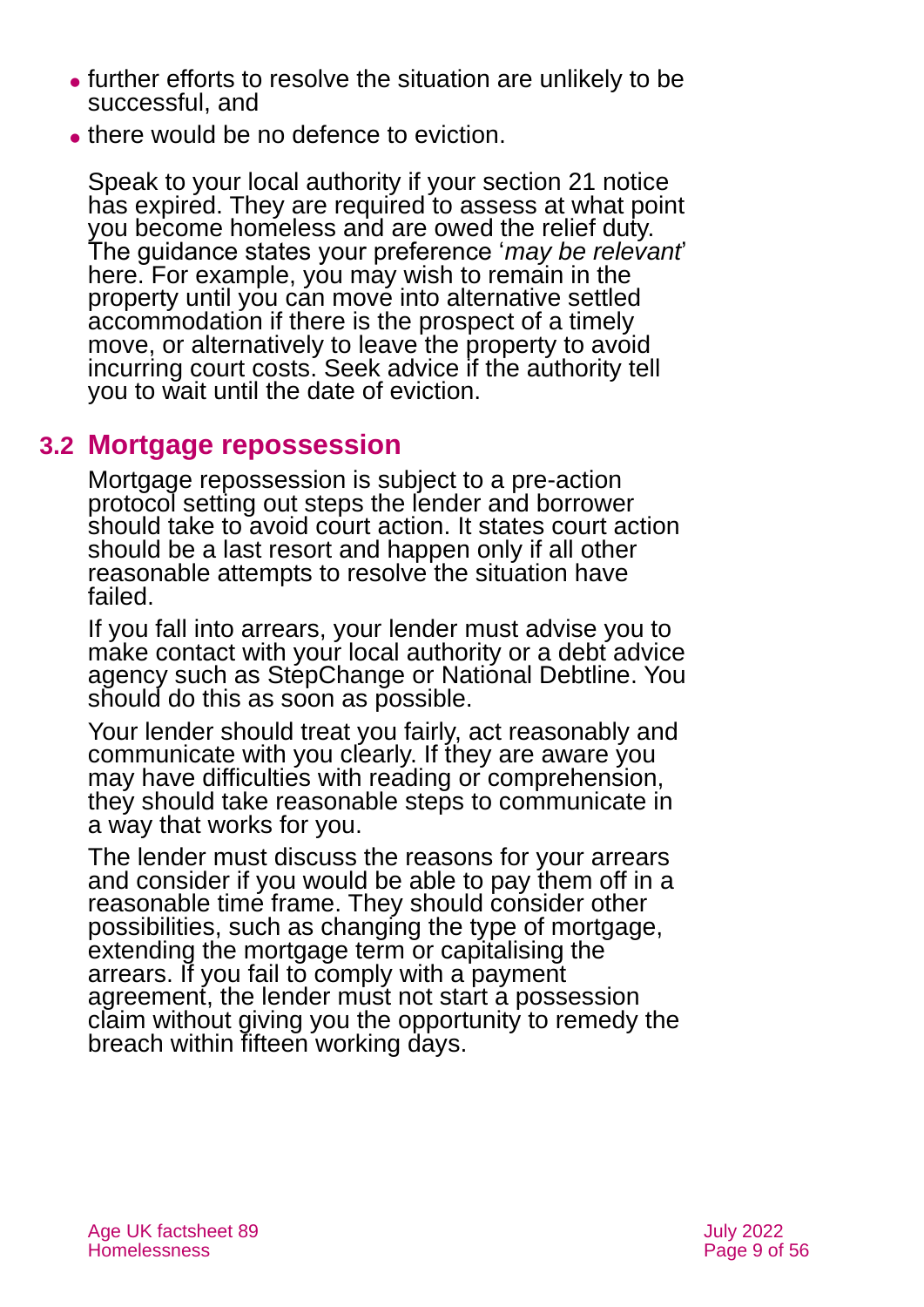- further efforts to resolve the situation are unlikely to be successful, and
- there would be no defence to eviction.

Speak to your local authority if your section 21 notice has expired. They are required to assess at what point you become homeless and are owed the relief duty. The guidance states your preference '*may be relevant*' here. For example, you may wish to remain in the property until you can move into alternative settled accommodation if there is the prospect of a timely move, or alternatively to leave the property to avoid incurring court costs. Seek advice if the authority tell you to wait until the date of eviction.

## 3.2 Mortgage repossession

Mortgage repossession is subject to a pre-action protocol setting out steps the lender and borrower should take to avoid court action. It states court action should be a last resort and happen only if all other reasonable attempts to resolve the situation have failed.

If you fall into arrears, your lender must advise you to make contact with your local authority or a debt advice agency such as StepChange or National Debtline. You should do this as soon as possible.

Your lender should treat you fairly, act reasonably and communicate with you clearly. If they are aware you may have difficulties with reading or comprehension, they should take reasonable steps to communicate in a way that works for you.

The lender must discuss the reasons for your arrears and consider if you would be able to pay them off in a reasonable time frame. They should consider other possibilities, such as changing the type of mortgage, extending the mortgage term or capitalising the arrears. If you fail to comply with a payment agreement, the lender must not start a possession claim without giving you the opportunity to remedy the breach within fifteen working days.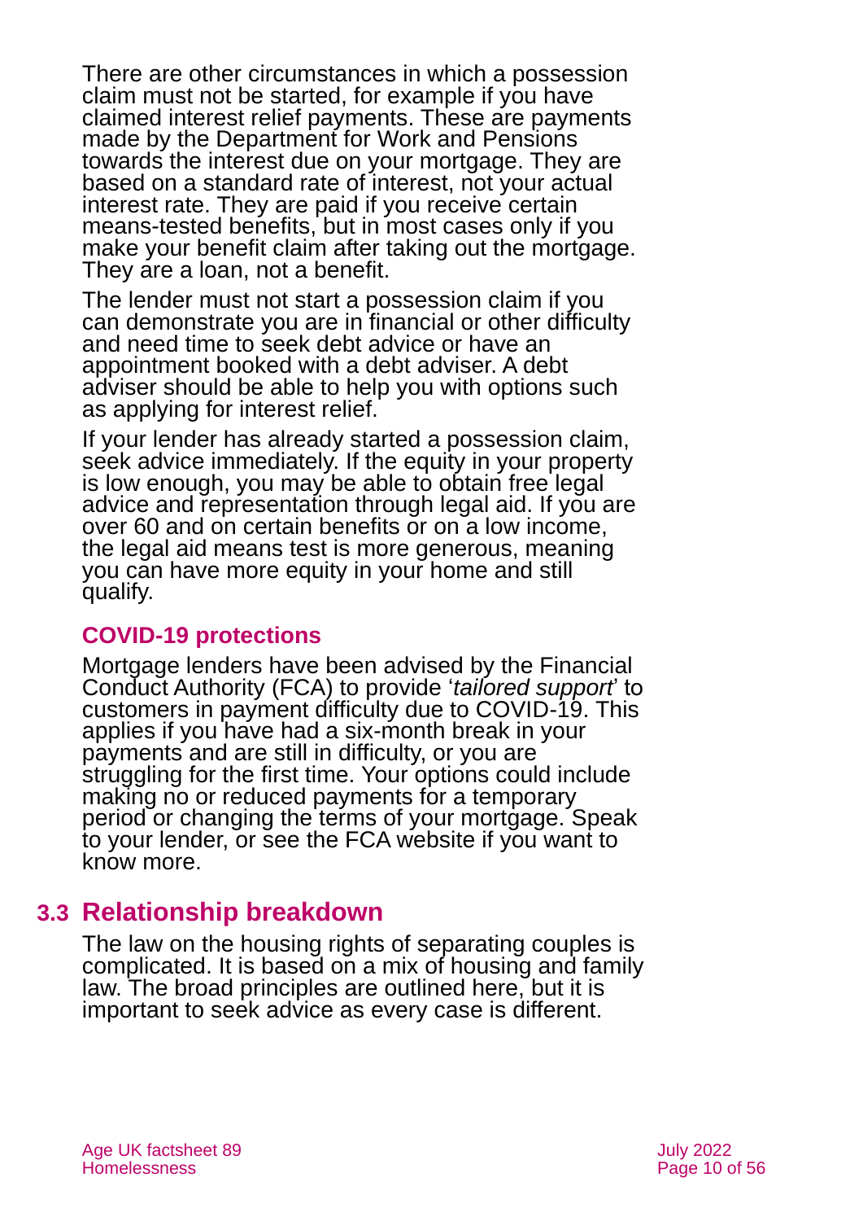There are other circumstances in which a possession claim must not be started, for example if you have claimed interest relief payments. These are payments made by the Department for Work and Pensions towards the interest due on your mortgage. They are based on a standard rate of interest, not your actual interest rate. They are paid if you receive certain means-tested benefits, but in most cases only if you make your benefit claim after taking out the mortgage. They are a loan, not a benefit.

The lender must not start a possession claim if you can demonstrate you are in financial or other difficulty and need time to seek debt advice or have an appointment booked with a debt adviser. A debt adviser should be able to help you with options such as applying for interest relief.

If your lender has already started a possession claim, seek advice immediately. If the equity in your property is low enough, you may be able to obtain free legal advice and representation through legal aid. If you are over 60 and on certain benefits or on a low income, the legal aid means test is more generous, meaning you can have more equity in your home and still qualify.

### COVID-19 protections

Mortgage lenders have been advised by the Financial Conduct Authority (FCA) to provide '*tailored support*' to customers in payment difficulty due to COVID-19. This applies if you have had a six-month break in your payments and are still in difficulty, or you are struggling for the first time. Your options could include making no or reduced payments for a temporary period or changing the terms of your mortgage. Speak to your lender, or see the FCA website if you want to know more.

## 3.3 Relationship breakdown

The law on the housing rights of separating couples is complicated. It is based on a mix of housing and family law. The broad principles are outlined here, but it is important to seek advice as every case is different.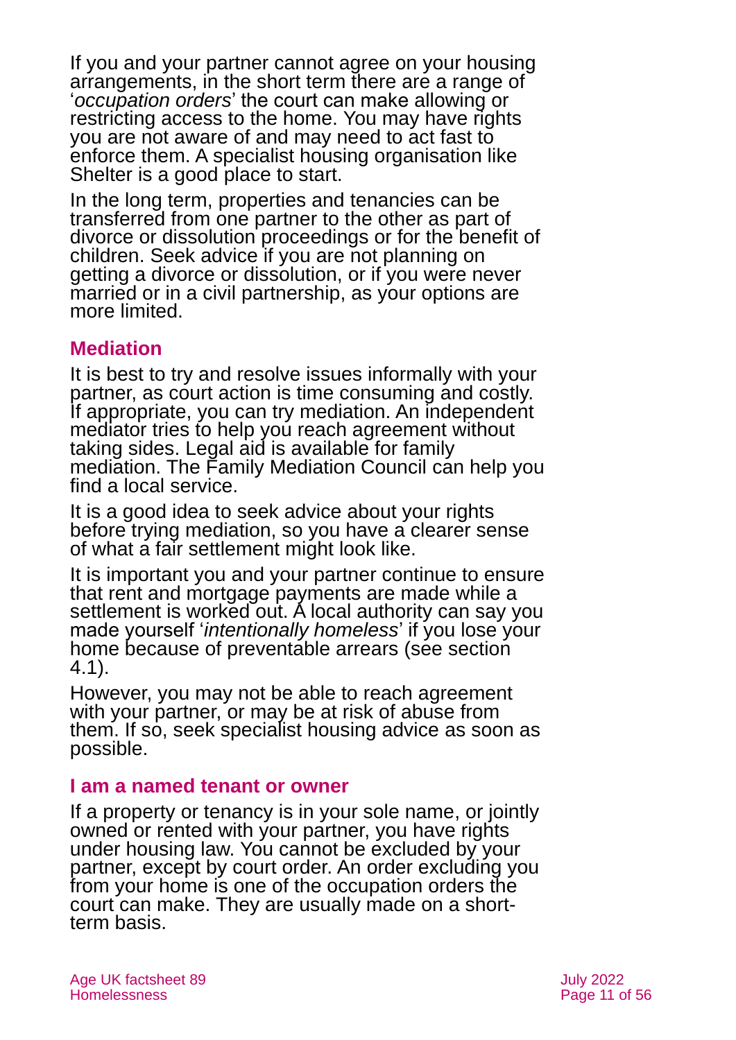If you and your partner cannot agree on your housing arrangements, in the short term there are a range of '*occupation orders*' the court can make allowing or restricting access to the home. You may have rights you are not aware of and may need to act fast to enforce them. A specialist housing organisation like Shelter is a good place to start.

In the long term, properties and tenancies can be transferred from one partner to the other as part of divorce or dissolution proceedings or for the benefit of children. Seek advice if you are not planning on getting a divorce or dissolution, or if you were never married or in a civil partnership, as your options are more limited.

## Mediation

It is best to try and resolve issues informally with your partner, as court action is time consuming and costly. If appropriate, you can try mediation. An independent mediator tries to help you reach agreement without taking sides. Legal aid is available for family mediation. The Family Mediation Council can help you find a local service.

It is a good idea to seek advice about your rights before trying mediation, so you have a clearer sense of what a fair settlement might look like.

It is important you and your partner continue to ensure that rent and mortgage payments are made while a settlement is worked out. A local authority can say you made yourself '*intentionally homeless*' if you lose your home because of preventable arrears (see section 4.1).

However, you may not be able to reach agreement with your partner, or may be at risk of abuse from them. If so, seek specialist housing advice as soon as possible.

## I am a named tenant or owner

If a property or tenancy is in your sole name, or jointly owned or rented with your partner, you have rights under housing law. You cannot be excluded by your partner, except by court order. An order excluding you from your home is one of the occupation orders the court can make. They are usually made on a short-term basis.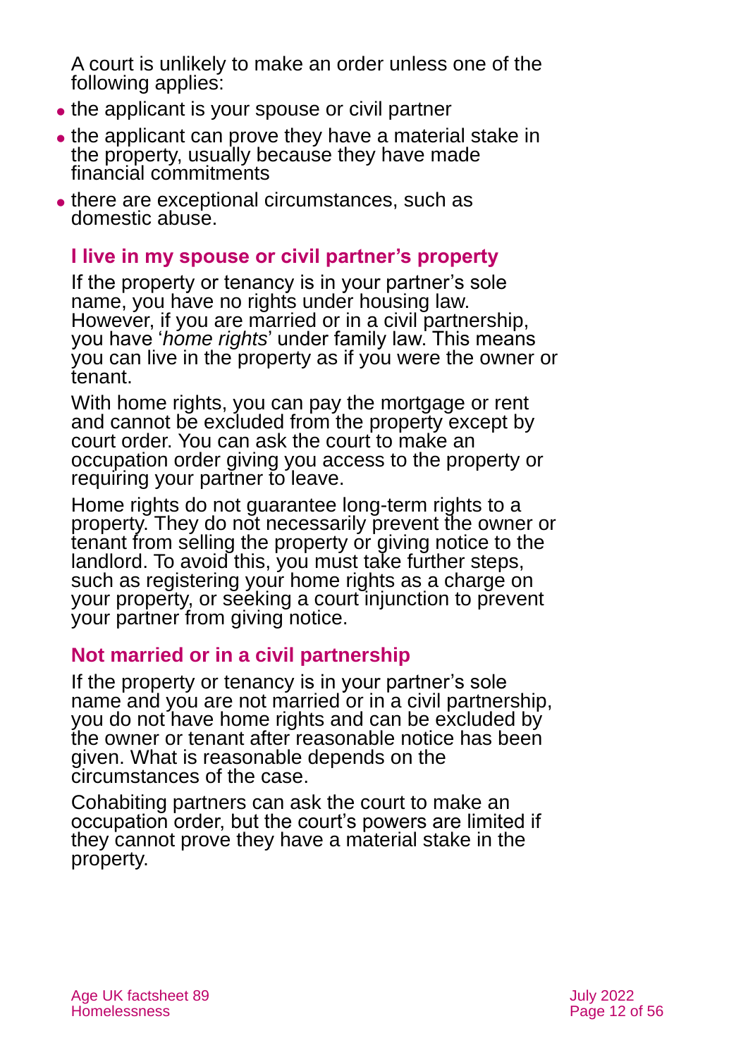A court is unlikely to make an order unless one of the following applies:

- the applicant is your spouse or civil partner
- the applicant can prove they have a material stake in the property, usually because they have made financial commitments
- there are exceptional circumstances, such as domestic abuse.

### I live in my spouse or civil partner's property

If the property or tenancy is in your partner's sole name, you have no rights under housing law. However, if you are married or in a civil partnership, you have '*home rights*' under family law. This means you can live in the property as if you were the owner or tenant.

With home rights, you can pay the mortgage or rent and cannot be excluded from the property except by court order. You can ask the court to make an occupation order giving you access to the property or requiring your partner to leave.

Home rights do not guarantee long-term rights to a property. They do not necessarily prevent the owner or tenant from selling the property or giving notice to the landlord. To avoid this, you must take further steps, such as registering your home rights as a charge on your property, or seeking a court injunction to prevent your partner from giving notice.

### Not married or in a civil partnership

If the property or tenancy is in your partner's sole name and you are not married or in a civil partnership, you do not have home rights and can be excluded by the owner or tenant after reasonable notice has been given. What is reasonable depends on the circumstances of the case.

Cohabiting partners can ask the court to make an occupation order, but the court's powers are limited if they cannot prove they have a material stake in the property.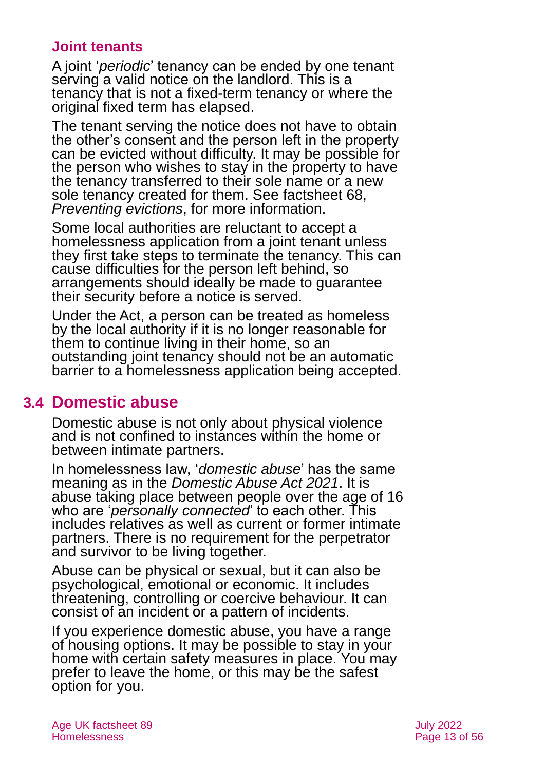### Joint tenants

A joint '*periodic*' tenancy can be ended by one tenant serving a valid notice on the landlord. This is a tenancy that is not a fixed-term tenancy or where the original fixed term has elapsed.

The tenant serving the notice does not have to obtain the other's consent and the person left in the property can be evicted without difficulty. It may be possible for the person who wishes to stay in the property to have the tenancy transferred to their sole name or a new sole tenancy created for them. See factsheet 68, *Preventing evictions*, for more information.

Some local authorities are reluctant to accept a homelessness application from a joint tenant unless they first take steps to terminate the tenancy. This can cause difficulties for the person left behind, so arrangements should ideally be made to guarantee their security before a notice is served.

Under the Act, a person can be treated as homeless by the local authority if it is no longer reasonable for them to continue living in their home, so an outstanding joint tenancy should not be an automatic barrier to a homelessness application being accepted.

## 3.4 Domestic abuse

Domestic abuse is not only about physical violence and is not confined to instances within the home or between intimate partners.

In homelessness law, '*domestic abuse*' has the same meaning as in the *Domestic Abuse Act 2021*. It is abuse taking place between people over the age of 16 who are '*personally connected*' to each other. This includes relatives as well as current or former intimate partners. There is no requirement for the perpetrator and survivor to be living together.

Abuse can be physical or sexual, but it can also be psychological, emotional or economic. It includes threatening, controlling or coercive behaviour. It can consist of an incident or a pattern of incidents.

If you experience domestic abuse, you have a range of housing options. It may be possible to stay in your home with certain safety measures in place. You may prefer to leave the home, or this may be the safest option for you.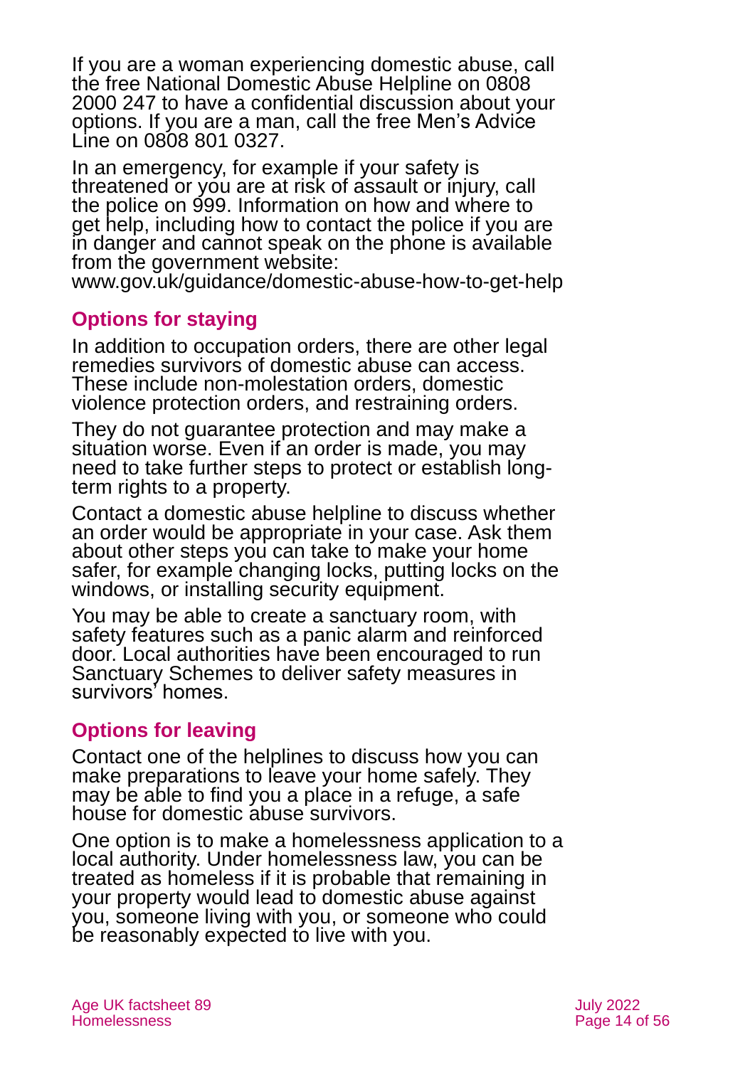If you are a woman experiencing domestic abuse, call the free National Domestic Abuse Helpline on 0808 2000 247 to have a confidential discussion about your options. If you are a man, call the free Men's Advice Line on 0808 801 0327.

In an emergency, for example if your safety is threatened or you are at risk of assault or injury, call the police on 999. Information on how and where to get help, including how to contact the police if you are in danger and cannot speak on the phone is available from the government website: www.gov.uk/guidance/domestic-abuse-how-to-get-help

## Options for staying

In addition to occupation orders, there are other legal remedies survivors of domestic abuse can access. These include non-molestation orders, domestic violence protection orders, and restraining orders.

They do not guarantee protection and may make a situation worse. Even if an order is made, you may need to take further steps to protect or establish long-term rights to a property.

Contact a domestic abuse helpline to discuss whether an order would be appropriate in your case. Ask them about other steps you can take to make your home safer, for example changing locks, putting locks on the windows, or installing security equipment.

You may be able to create a sanctuary room, with safety features such as a panic alarm and reinforced door. Local authorities have been encouraged to run Sanctuary Schemes to deliver safety measures in survivors' homes.

## Options for leaving

Contact one of the helplines to discuss how you can make preparations to leave your home safely. They may be able to find you a place in a refuge, a safe house for domestic abuse survivors.

One option is to make a homelessness application to a local authority. Under homelessness law, you can be treated as homeless if it is probable that remaining in your property would lead to domestic abuse against you, someone living with you, or someone who could be reasonably expected to live with you.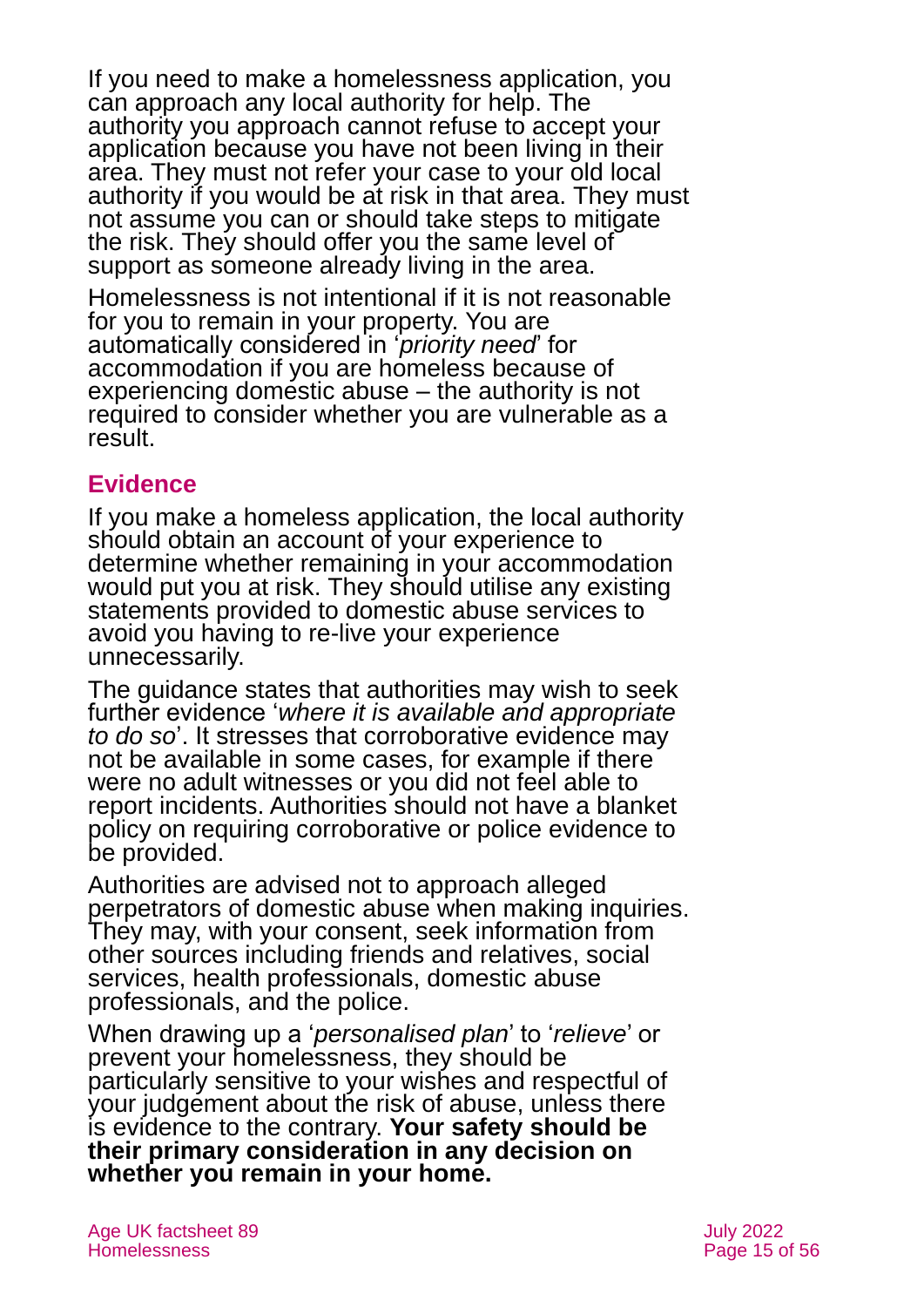If you need to make a homelessness application, you can approach any local authority for help. The authority you approach cannot refuse to accept your application because you have not been living in their area. They must not refer your case to your old local authority if you would be at risk in that area. They must not assume you can or should take steps to mitigate the risk. They should offer you the same level of support as someone already living in the area.

Homelessness is not intentional if it is not reasonable for you to remain in your property. You are automatically considered in '*priority need*' for accommodation if you are homeless because of experiencing domestic abuse – the authority is not required to consider whether you are vulnerable as a result.

## Evidence

If you make a homeless application, the local authority should obtain an account of your experience to determine whether remaining in your accommodation would put you at risk. They should utilise any existing statements provided to domestic abuse services to avoid you having to re-live your experience unnecessarily.

The guidance states that authorities may wish to seek further evidence '*where it is available and appropriate to do so*'. It stresses that corroborative evidence may not be available in some cases, for example if there were no adult witnesses or you did not feel able to report incidents. Authorities should not have a blanket policy on requiring corroborative or police evidence to be provided.

Authorities are advised not to approach alleged perpetrators of domestic abuse when making inquiries. They may, with your consent, seek information from other sources including friends and relatives, social services, health professionals, domestic abuse professionals, and the police.

When drawing up a '*personalised plan*' to '*relieve*' or prevent your homelessness, they should be particularly sensitive to your wishes and respectful of your judgement about the risk of abuse, unless there is evidence to the contrary. **Your safety should be their primary consideration in any decision on whether you remain in your home.**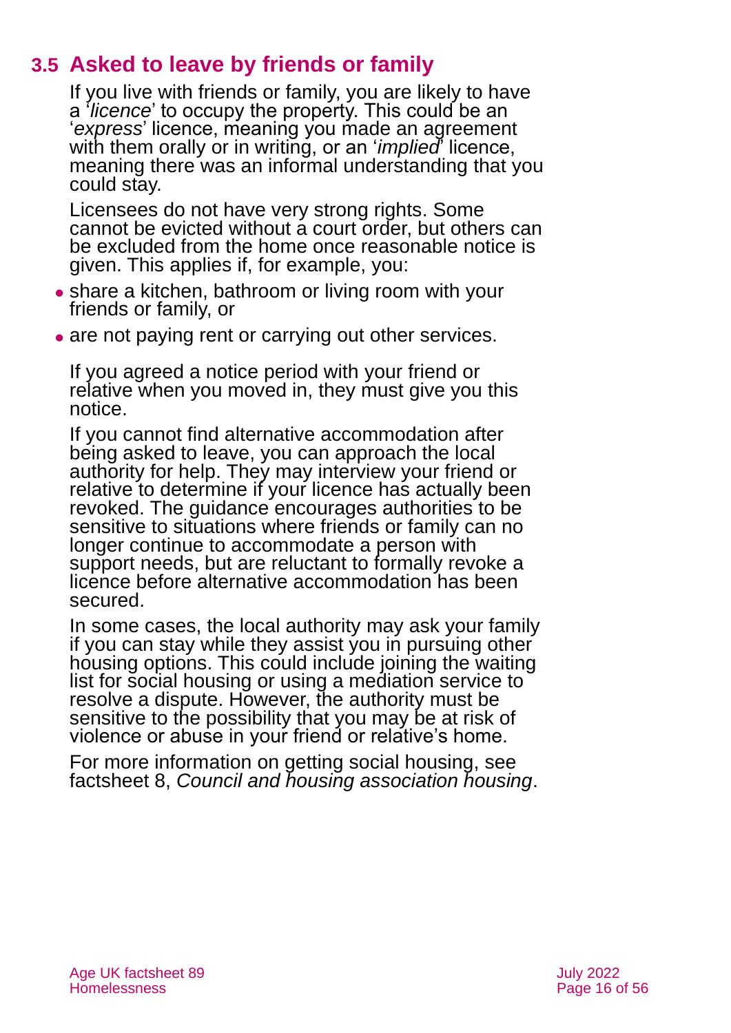## 3.5 Asked to leave by friends or family

If you live with friends or family, you are likely to have a '*licence*' to occupy the property. This could be an '*express*' licence, meaning you made an agreement with them orally or in writing, or an '*implied*' licence, meaning there was an informal understanding that you could stay.

Licensees do not have very strong rights. Some cannot be evicted without a court order, but others can be excluded from the home once reasonable notice is given. This applies if, for example, you:

- share a kitchen, bathroom or living room with your friends or family, or
- are not paying rent or carrying out other services.

If you agreed a notice period with your friend or relative when you moved in, they must give you this notice.

If you cannot find alternative accommodation after being asked to leave, you can approach the local authority for help. They may interview your friend or relative to determine if your licence has actually been revoked. The guidance encourages authorities to be sensitive to situations where friends or family can no longer continue to accommodate a person with support needs, but are reluctant to formally revoke a licence before alternative accommodation has been secured.

In some cases, the local authority may ask your family if you can stay while they assist you in pursuing other housing options. This could include joining the waiting list for social housing or using a mediation service to resolve a dispute. However, the authority must be sensitive to the possibility that you may be at risk of violence or abuse in your friend or relative's home.

For more information on getting social housing, see factsheet 8, *Council and housing association housing*.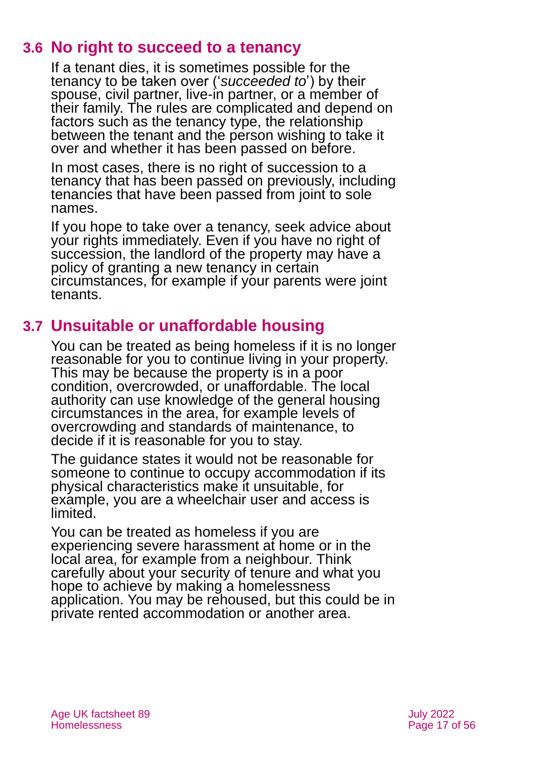## 3.6 No right to succeed to a tenancy

If a tenant dies, it is sometimes possible for the tenancy to be taken over ('*succeeded to*') by their spouse, civil partner, live-in partner, or a member of their family. The rules are complicated and depend on factors such as the tenancy type, the relationship between the tenant and the person wishing to take it over and whether it has been passed on before.

In most cases, there is no right of succession to a tenancy that has been passed on previously, including tenancies that have been passed from joint to sole names.

If you hope to take over a tenancy, seek advice about your rights immediately. Even if you have no right of succession, the landlord of the property may have a policy of granting a new tenancy in certain circumstances, for example if your parents were joint tenants.

## 3.7 Unsuitable or unaffordable housing

You can be treated as being homeless if it is no longer reasonable for you to continue living in your property. This may be because the property is in a poor condition, overcrowded, or unaffordable. The local authority can use knowledge of the general housing circumstances in the area, for example levels of overcrowding and standards of maintenance, to decide if it is reasonable for you to stay.

The guidance states it would not be reasonable for someone to continue to occupy accommodation if its physical characteristics make it unsuitable, for example, you are a wheelchair user and access is limited.

You can be treated as homeless if you are experiencing severe harassment at home or in the local area, for example from a neighbour. Think carefully about your security of tenure and what you hope to achieve by making a homelessness application. You may be rehoused, but this could be in private rented accommodation or another area.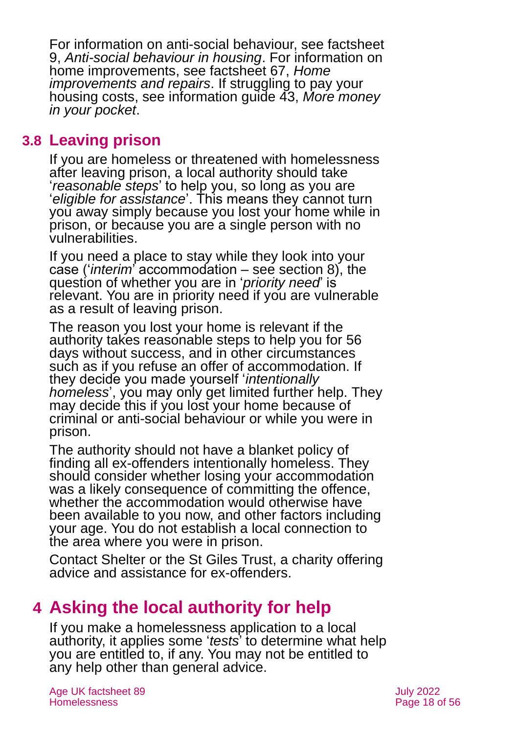For information on anti-social behaviour, see factsheet 9, *Anti-social behaviour in housing*. For information on home improvements, see factsheet 67, *Home improvements and repairs*. If struggling to pay your housing costs, see information guide 43, *More money in your pocket*.

## 3.8 Leaving prison

If you are homeless or threatened with homelessness after leaving prison, a local authority should take '*reasonable steps*' to help you, so long as you are '*eligible for assistance*'. This means they cannot turn you away simply because you lost your home while in prison, or because you are a single person with no vulnerabilities.

If you need a place to stay while they look into your case ('*interim*' accommodation – see section 8), the question of whether you are in '*priority need*' is relevant. You are in priority need if you are vulnerable as a result of leaving prison.

The reason you lost your home is relevant if the authority takes reasonable steps to help you for 56 days without success, and in other circumstances such as if you refuse an offer of accommodation. If they decide you made yourself '*intentionally homeless*', you may only get limited further help. They may decide this if you lost your home because of criminal or anti-social behaviour or while you were in prison.

The authority should not have a blanket policy of finding all ex-offenders intentionally homeless. They should consider whether losing your accommodation was a likely consequence of committing the offence, whether the accommodation would otherwise have been available to you now, and other factors including your age. You do not establish a local connection to the area where you were in prison.

Contact Shelter or the St Giles Trust, a charity offering advice and assistance for ex-offenders.

# 4 Asking the local authority for help

If you make a homelessness application to a local authority, it applies some '*tests*' to determine what help you are entitled to, if any. You may not be entitled to any help other than general advice.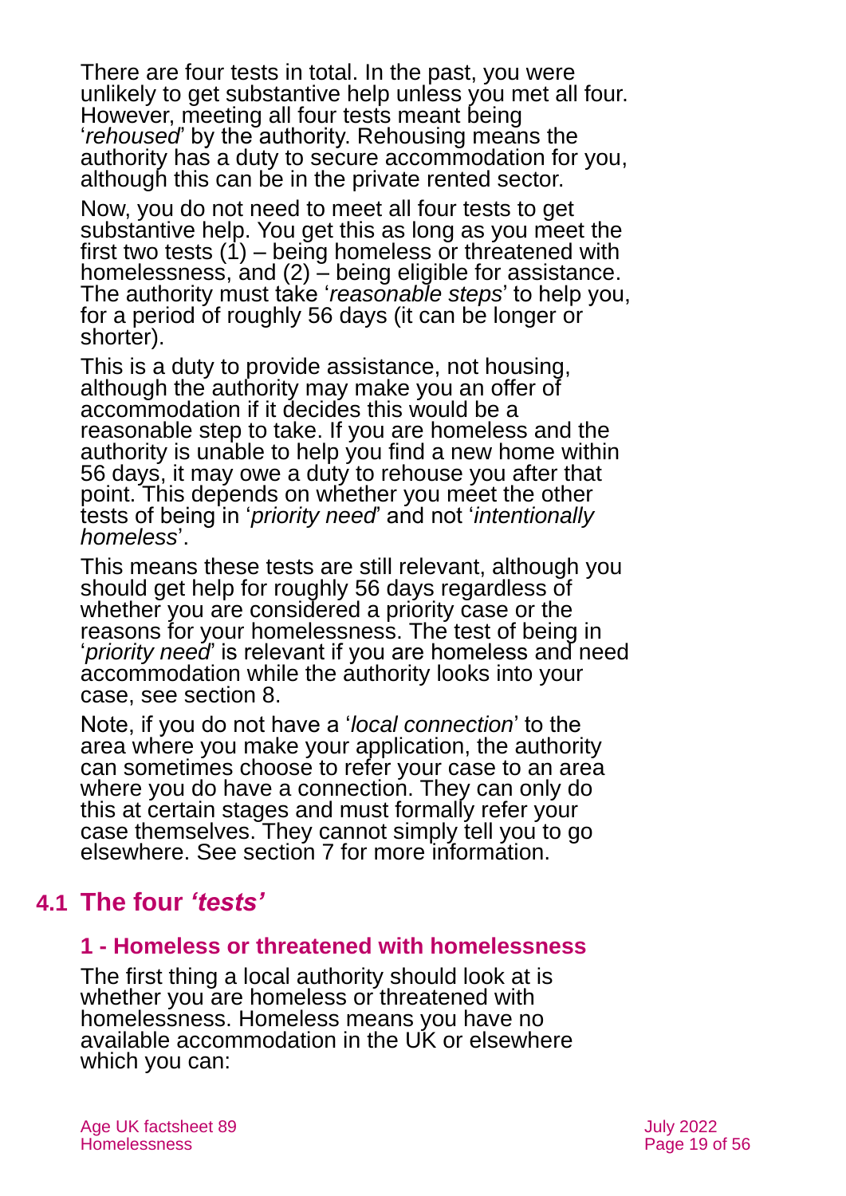There are four tests in total. In the past, you were unlikely to get substantive help unless you met all four. However, meeting all four tests meant being '*rehoused*' by the authority. Rehousing means the authority has a duty to secure accommodation for you, although this can be in the private rented sector.

Now, you do not need to meet all four tests to get substantive help. You get this as long as you meet the first two tests (1) – being homeless or threatened with homelessness, and (2) – being eligible for assistance. The authority must take '*reasonable steps*' to help you, for a period of roughly 56 days (it can be longer or shorter).

This is a duty to provide assistance, not housing, although the authority may make you an offer of accommodation if it decides this would be a reasonable step to take. If you are homeless and the authority is unable to help you find a new home within 56 days, it may owe a duty to rehouse you after that point. This depends on whether you meet the other tests of being in '*priority need*' and not '*intentionally homeless*'.

This means these tests are still relevant, although you should get help for roughly 56 days regardless of whether you are considered a priority case or the reasons for your homelessness. The test of being in '*priority need*' is relevant if you are homeless and need accommodation while the authority looks into your case, see section 8.

Note, if you do not have a '*local connection*' to the area where you make your application, the authority can sometimes choose to refer your case to an area where you do have a connection. They can only do this at certain stages and must formally refer your case themselves. They cannot simply tell you to go elsewhere. See section 7 for more information.

## 4.1 The four *'tests'*

### 1 - Homeless or threatened with homelessness

The first thing a local authority should look at is whether you are homeless or threatened with homelessness. Homeless means you have no available accommodation in the UK or elsewhere which you can: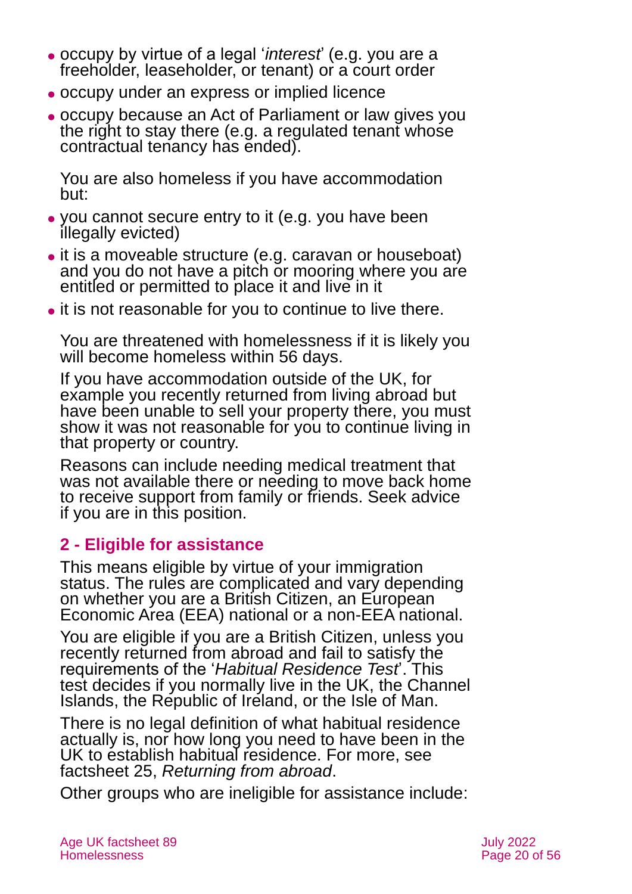- occupy by virtue of a legal '*interest*' (e.g. you are a freeholder, leaseholder, or tenant) or a court order
- occupy under an express or implied licence
- occupy because an Act of Parliament or law gives you the right to stay there (e.g. a regulated tenant whose contractual tenancy has ended).

You are also homeless if you have accommodation but:

- you cannot secure entry to it (e.g. you have been illegally evicted)
- it is a moveable structure (e.g. caravan or houseboat) and you do not have a pitch or mooring where you are entitled or permitted to place it and live in it
- it is not reasonable for you to continue to live there.

You are threatened with homelessness if it is likely you will become homeless within 56 days.

If you have accommodation outside of the UK, for example you recently returned from living abroad but have been unable to sell your property there, you must show it was not reasonable for you to continue living in that property or country.

Reasons can include needing medical treatment that was not available there or needing to move back home to receive support from family or friends. Seek advice if you are in this position.

### 2 - Eligible for assistance

This means eligible by virtue of your immigration status. The rules are complicated and vary depending on whether you are a British Citizen, an European Economic Area (EEA) national or a non-EEA national.

You are eligible if you are a British Citizen, unless you recently returned from abroad and fail to satisfy the requirements of the '*Habitual Residence Test*'. This test decides if you normally live in the UK, the Channel Islands, the Republic of Ireland, or the Isle of Man.

There is no legal definition of what habitual residence actually is, nor how long you need to have been in the UK to establish habitual residence. For more, see factsheet 25, *Returning from abroad*.

Other groups who are ineligible for assistance include: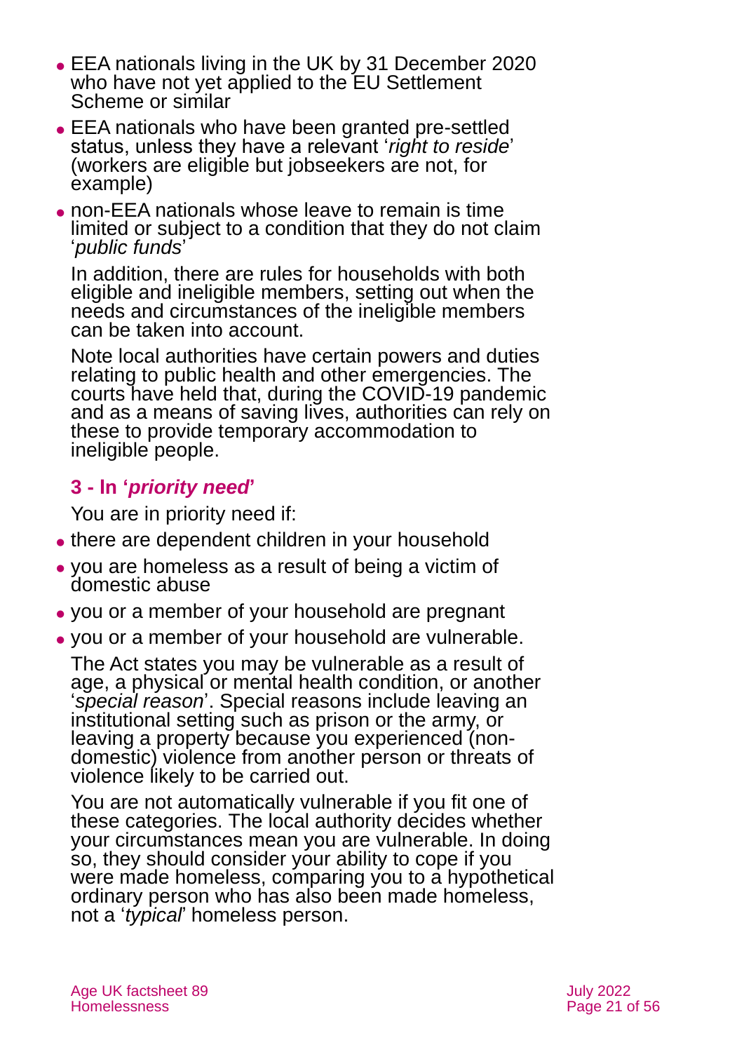- EEA nationals living in the UK by 31 December 2020 who have not yet applied to the EU Settlement Scheme or similar
- EEA nationals who have been granted pre-settled status, unless they have a relevant '*right to reside*' (workers are eligible but jobseekers are not, for example)
- non-EEA nationals whose leave to remain is time limited or subject to a condition that they do not claim '*public funds*'

In addition, there are rules for households with both eligible and ineligible members, setting out when the needs and circumstances of the ineligible members can be taken into account.

Note local authorities have certain powers and duties relating to public health and other emergencies. The courts have held that, during the COVID-19 pandemic and as a means of saving lives, authorities can rely on these to provide temporary accommodation to ineligible people.

### 3 - In '*priority need*'

You are in priority need if:

- there are dependent children in your household
- you are homeless as a result of being a victim of domestic abuse
- you or a member of your household are pregnant
- you or a member of your household are vulnerable.

The Act states you may be vulnerable as a result of age, a physical or mental health condition, or another '*special reason*'. Special reasons include leaving an institutional setting such as prison or the army, or leaving a property because you experienced (non-domestic) violence from another person or threats of violence likely to be carried out.

You are not automatically vulnerable if you fit one of these categories. The local authority decides whether your circumstances mean you are vulnerable. In doing so, they should consider your ability to cope if you were made homeless, comparing you to a hypothetical ordinary person who has also been made homeless, not a '*typical*' homeless person.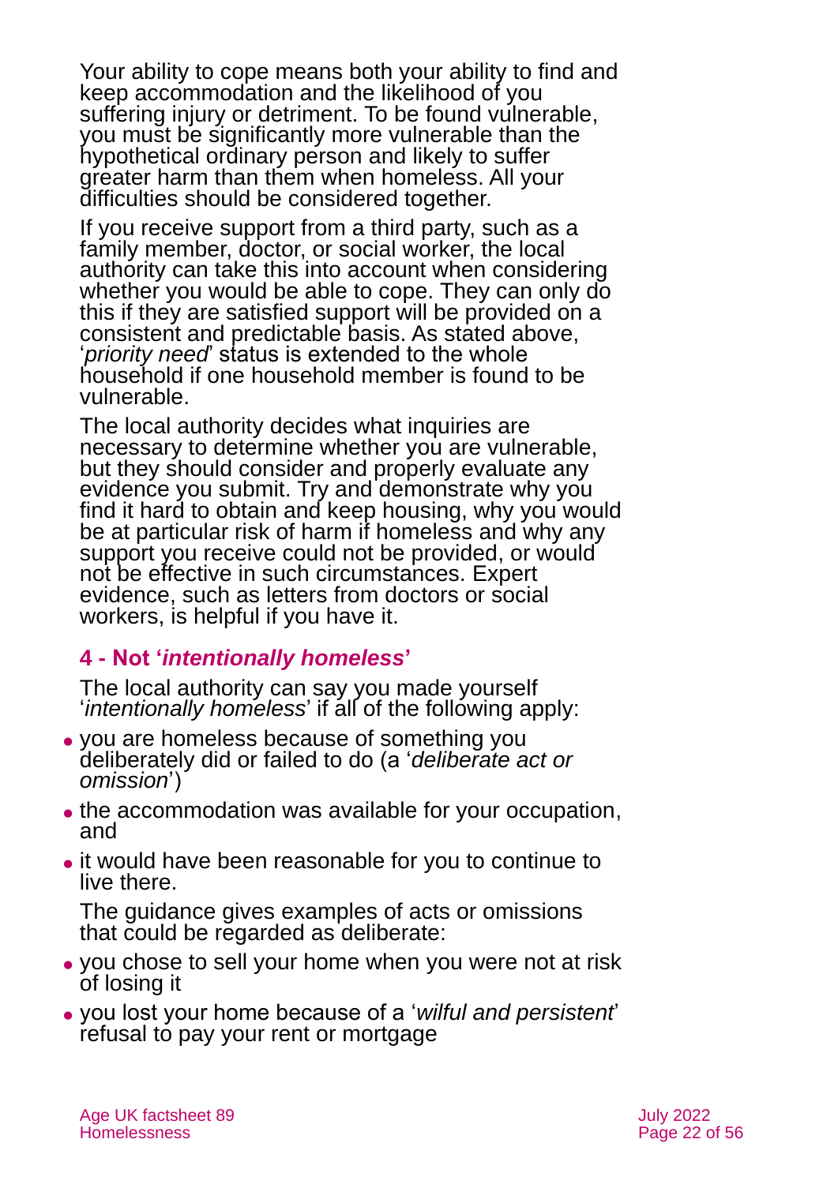Your ability to cope means both your ability to find and keep accommodation and the likelihood of you suffering injury or detriment. To be found vulnerable, you must be significantly more vulnerable than the hypothetical ordinary person and likely to suffer greater harm than them when homeless. All your difficulties should be considered together.

If you receive support from a third party, such as a family member, doctor, or social worker, the local authority can take this into account when considering whether you would be able to cope. They can only do this if they are satisfied support will be provided on a consistent and predictable basis. As stated above, '*priority need*' status is extended to the whole household if one household member is found to be vulnerable.

The local authority decides what inquiries are necessary to determine whether you are vulnerable, but they should consider and properly evaluate any evidence you submit. Try and demonstrate why you find it hard to obtain and keep housing, why you would be at particular risk of harm if homeless and why any support you receive could not be provided, or would not be effective in such circumstances. Expert evidence, such as letters from doctors or social workers, is helpful if you have it.

### 4 - Not '*intentionally homeless*'

The local authority can say you made yourself '*intentionally homeless*' if all of the following apply:

- you are homeless because of something you deliberately did or failed to do (a '*deliberate act or omission*')
- the accommodation was available for your occupation, and
- it would have been reasonable for you to continue to live there.

The guidance gives examples of acts or omissions that could be regarded as deliberate:

- you chose to sell your home when you were not at risk of losing it
- you lost your home because of a '*wilful and persistent*' refusal to pay your rent or mortgage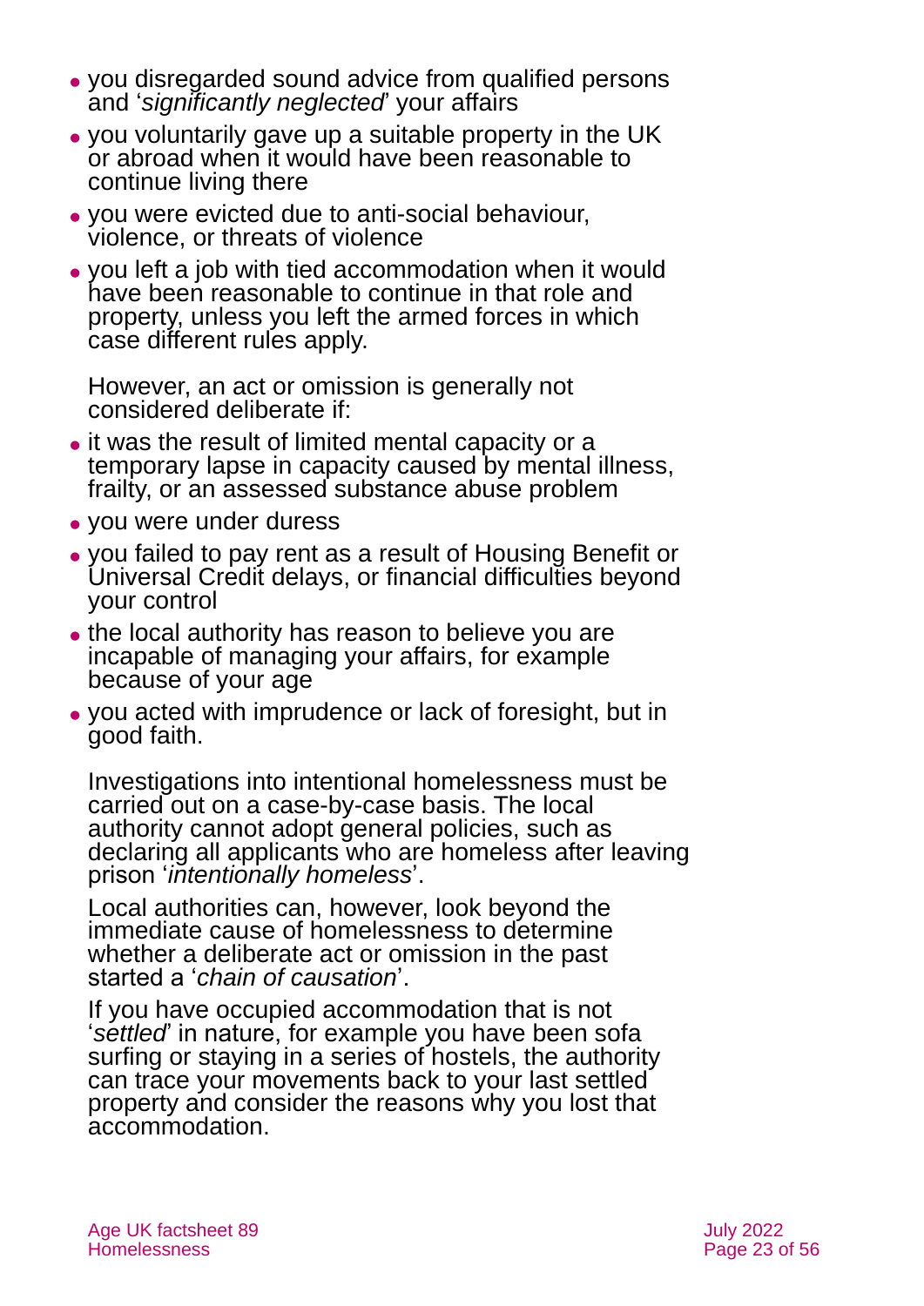- you disregarded sound advice from qualified persons and '*significantly neglected*' your affairs
- you voluntarily gave up a suitable property in the UK or abroad when it would have been reasonable to continue living there
- you were evicted due to anti-social behaviour, violence, or threats of violence
- you left a job with tied accommodation when it would have been reasonable to continue in that role and property, unless you left the armed forces in which case different rules apply.

However, an act or omission is generally not considered deliberate if:

- it was the result of limited mental capacity or a temporary lapse in capacity caused by mental illness, frailty, or an assessed substance abuse problem
- you were under duress
- you failed to pay rent as a result of Housing Benefit or Universal Credit delays, or financial difficulties beyond your control
- the local authority has reason to believe you are incapable of managing your affairs, for example because of your age
- you acted with imprudence or lack of foresight, but in good faith.

Investigations into intentional homelessness must be carried out on a case-by-case basis. The local authority cannot adopt general policies, such as declaring all applicants who are homeless after leaving prison '*intentionally homeless*'.

Local authorities can, however, look beyond the immediate cause of homelessness to determine whether a deliberate act or omission in the past started a '*chain of causation*'.

If you have occupied accommodation that is not '*settled*' in nature, for example you have been sofa surfing or staying in a series of hostels, the authority can trace your movements back to your last settled property and consider the reasons why you lost that accommodation.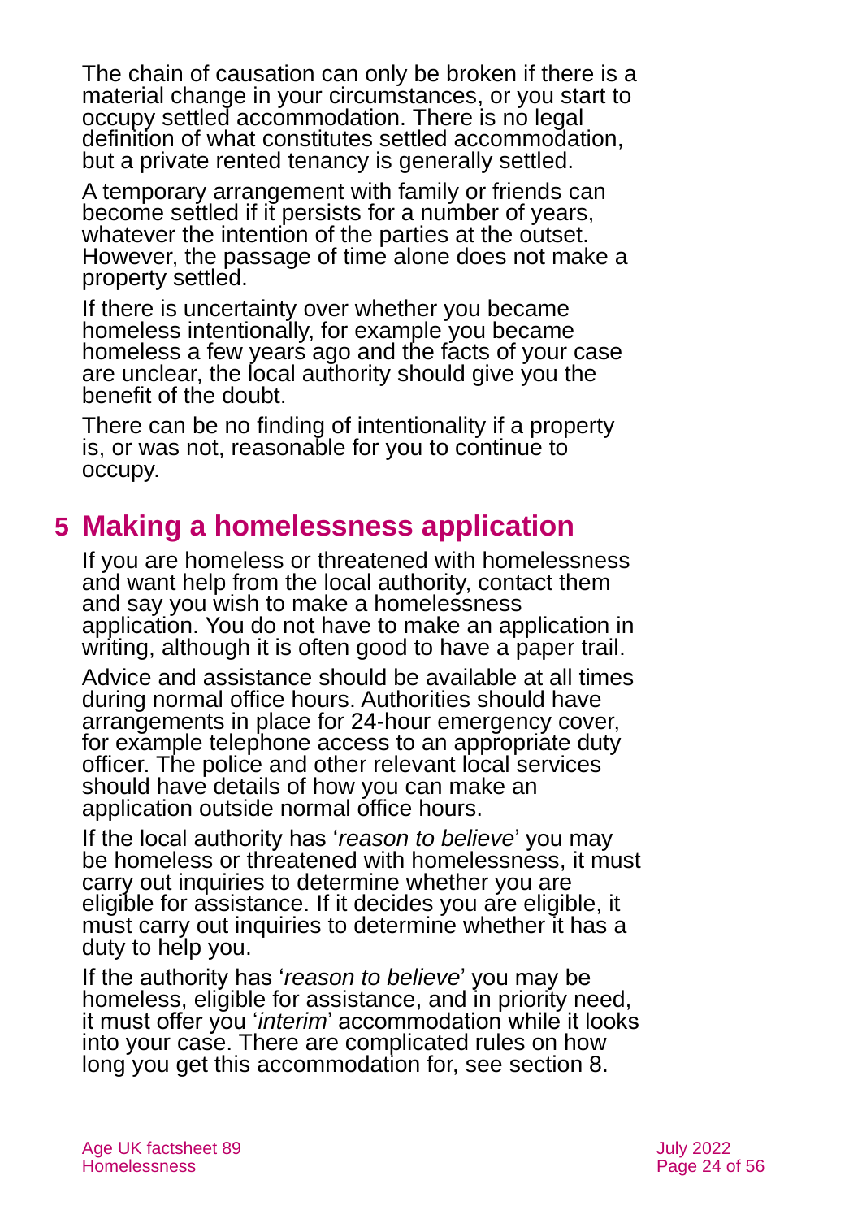The chain of causation can only be broken if there is a material change in your circumstances, or you start to occupy settled accommodation. There is no legal definition of what constitutes settled accommodation, but a private rented tenancy is generally settled.

A temporary arrangement with family or friends can become settled if it persists for a number of years, whatever the intention of the parties at the outset. However, the passage of time alone does not make a property settled.

If there is uncertainty over whether you became homeless intentionally, for example you became homeless a few years ago and the facts of your case are unclear, the local authority should give you the benefit of the doubt.

There can be no finding of intentionality if a property is, or was not, reasonable for you to continue to occupy.

## 5 Making a homelessness application

If you are homeless or threatened with homelessness and want help from the local authority, contact them and say you wish to make a homelessness application. You do not have to make an application in writing, although it is often good to have a paper trail.

Advice and assistance should be available at all times during normal office hours. Authorities should have arrangements in place for 24-hour emergency cover, for example telephone access to an appropriate duty officer. The police and other relevant local services should have details of how you can make an application outside normal office hours.

If the local authority has '*reason to believe*' you may be homeless or threatened with homelessness, it must carry out inquiries to determine whether you are eligible for assistance. If it decides you are eligible, it must carry out inquiries to determine whether it has a duty to help you.

If the authority has '*reason to believe*' you may be homeless, eligible for assistance, and in priority need, it must offer you '*interim*' accommodation while it looks into your case. There are complicated rules on how long you get this accommodation for, see section 8.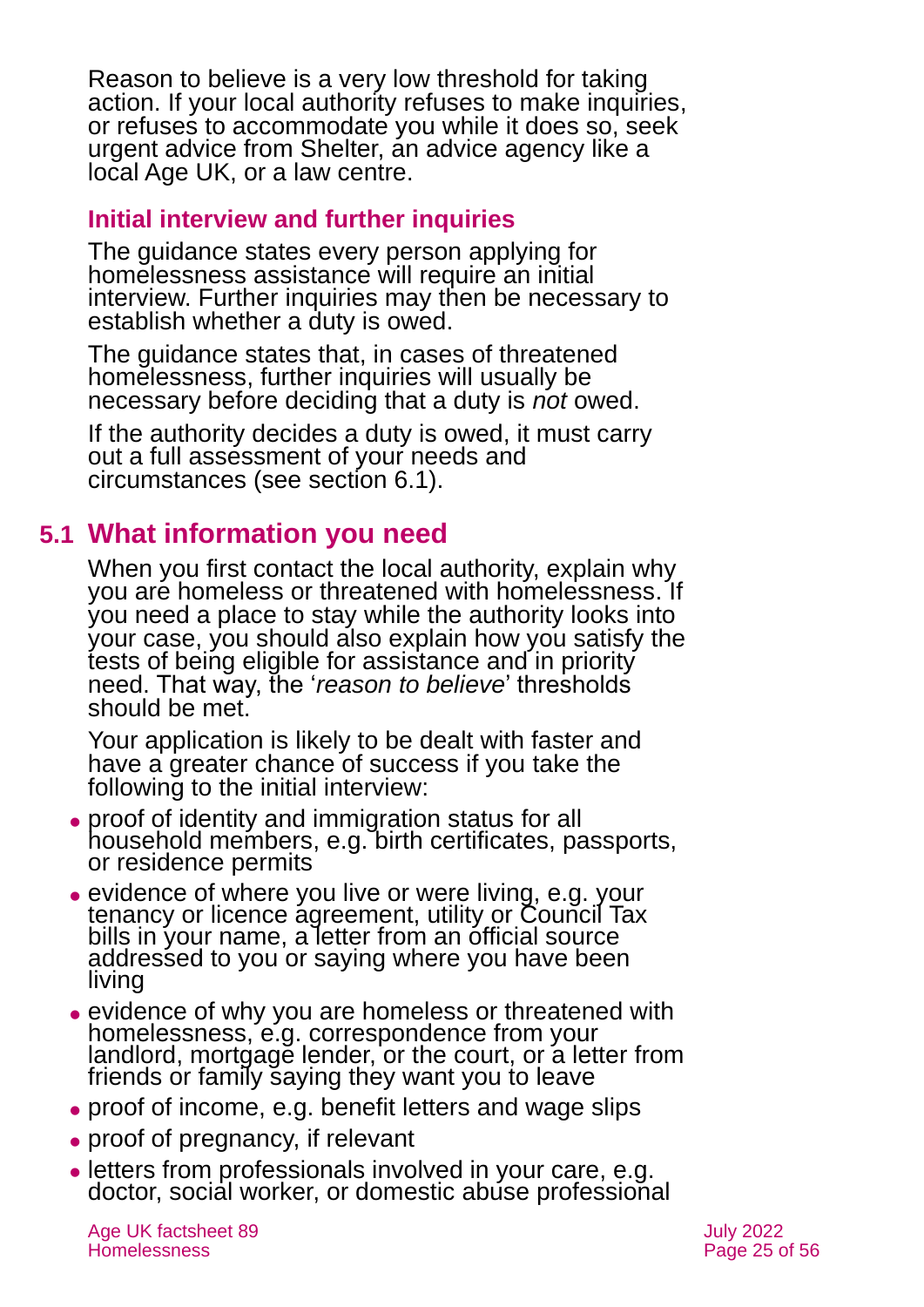Reason to believe is a very low threshold for taking action. If your local authority refuses to make inquiries, or refuses to accommodate you while it does so, seek urgent advice from Shelter, an advice agency like a local Age UK, or a law centre.

### Initial interview and further inquiries

The guidance states every person applying for homelessness assistance will require an initial interview. Further inquiries may then be necessary to establish whether a duty is owed.

The guidance states that, in cases of threatened homelessness, further inquiries will usually be necessary before deciding that a duty is *not* owed.

If the authority decides a duty is owed, it must carry out a full assessment of your needs and circumstances (see section 6.1).

## 5.1 What information you need

When you first contact the local authority, explain why you are homeless or threatened with homelessness. If you need a place to stay while the authority looks into your case, you should also explain how you satisfy the tests of being eligible for assistance and in priority need. That way, the '*reason to believe*' thresholds should be met.

Your application is likely to be dealt with faster and have a greater chance of success if you take the following to the initial interview:

- proof of identity and immigration status for all household members, e.g. birth certificates, passports, or residence permits
- evidence of where you live or were living, e.g. your tenancy or licence agreement, utility or Council Tax bills in your name, a letter from an official source addressed to you or saying where you have been living
- evidence of why you are homeless or threatened with homelessness, e.g. correspondence from your landlord, mortgage lender, or the court, or a letter from friends or family saying they want you to leave
- proof of income, e.g. benefit letters and wage slips
- proof of pregnancy, if relevant
- letters from professionals involved in your care, e.g. doctor, social worker, or domestic abuse professional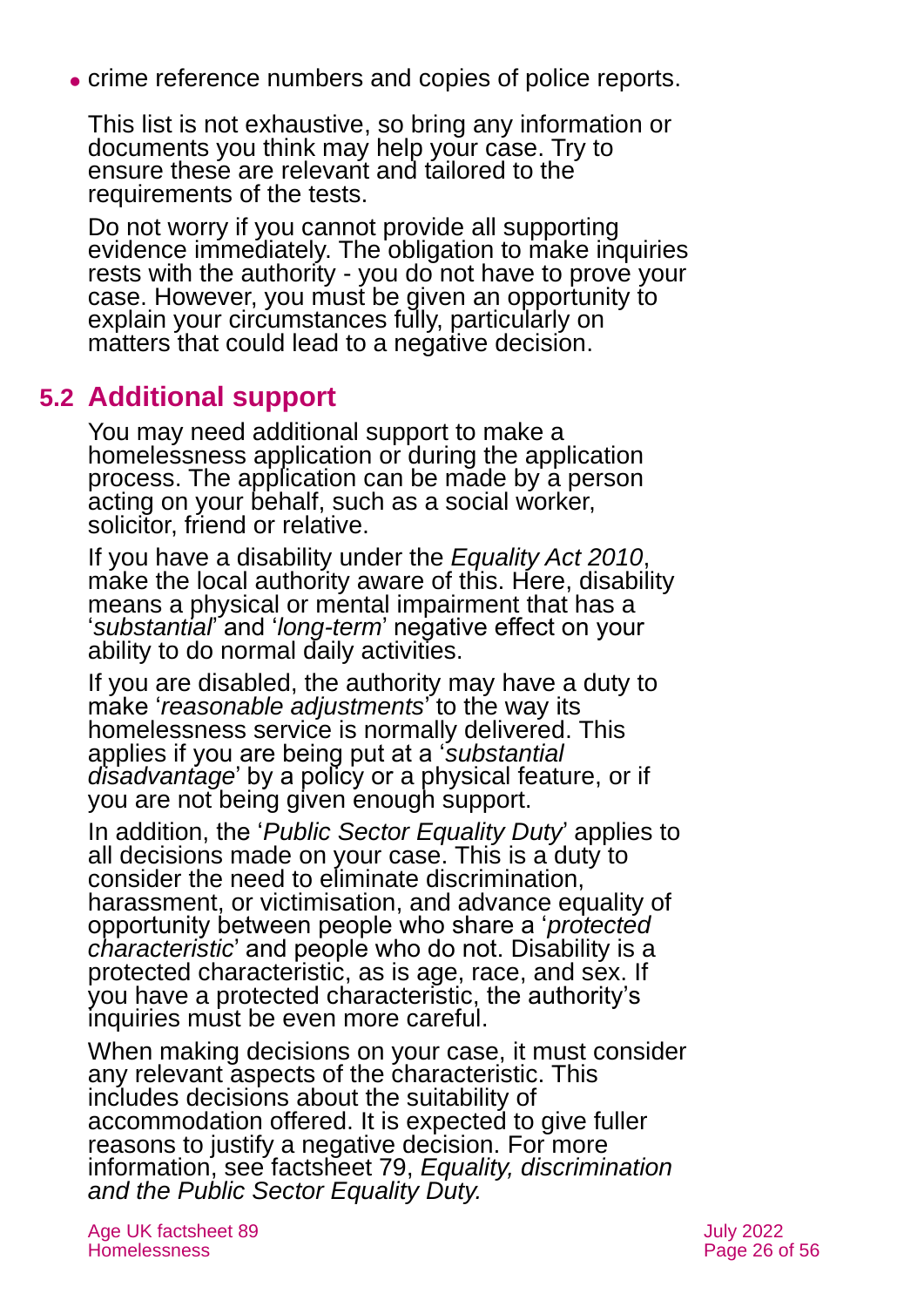- crime reference numbers and copies of police reports.

This list is not exhaustive, so bring any information or documents you think may help your case. Try to ensure these are relevant and tailored to the requirements of the tests.

Do not worry if you cannot provide all supporting evidence immediately. The obligation to make inquiries rests with the authority - you do not have to prove your case. However, you must be given an opportunity to explain your circumstances fully, particularly on matters that could lead to a negative decision.

## 5.2 Additional support

You may need additional support to make a homelessness application or during the application process. The application can be made by a person acting on your behalf, such as a social worker, solicitor, friend or relative.

If you have a disability under the *Equality Act 2010*, make the local authority aware of this. Here, disability means a physical or mental impairment that has a '*substantial*' and '*long-term*' negative effect on your ability to do normal daily activities.

If you are disabled, the authority may have a duty to make '*reasonable adjustments*' to the way its homelessness service is normally delivered. This applies if you are being put at a '*substantial disadvantage*' by a policy or a physical feature, or if you are not being given enough support.

In addition, the '*Public Sector Equality Duty*' applies to all decisions made on your case. This is a duty to consider the need to eliminate discrimination, harassment, or victimisation, and advance equality of opportunity between people who share a '*protected characteristic*' and people who do not. Disability is a protected characteristic, as is age, race, and sex. If you have a protected characteristic, the authority's inquiries must be even more careful.

When making decisions on your case, it must consider any relevant aspects of the characteristic. This includes decisions about the suitability of accommodation offered. It is expected to give fuller reasons to justify a negative decision. For more information, see factsheet 79, *Equality, discrimination and the Public Sector Equality Duty.*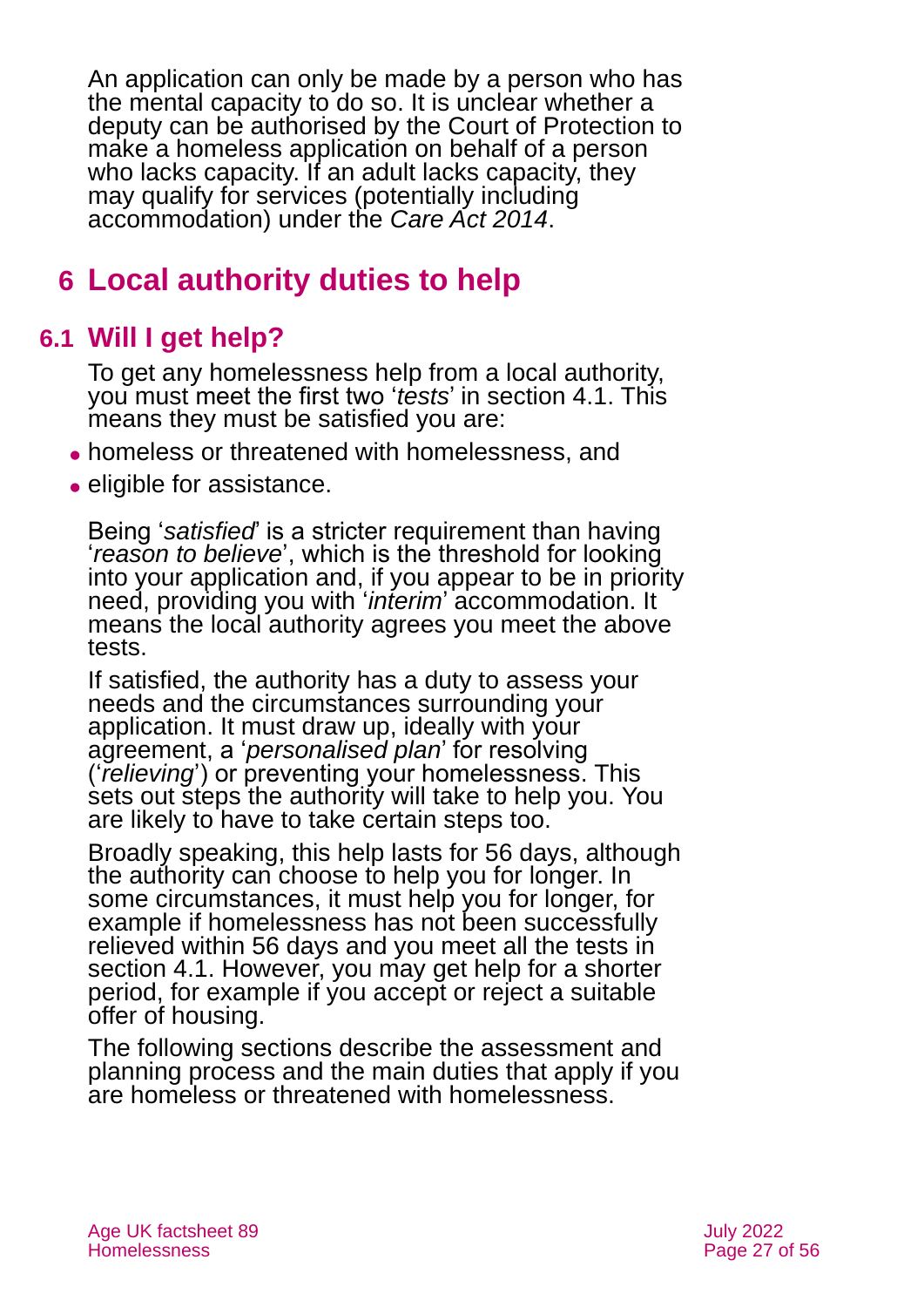An application can only be made by a person who has the mental capacity to do so. It is unclear whether a deputy can be authorised by the Court of Protection to make a homeless application on behalf of a person who lacks capacity. If an adult lacks capacity, they may qualify for services (potentially including accommodation) under the *Care Act 2014*.

# 6 Local authority duties to help

## 6.1 Will I get help?

To get any homelessness help from a local authority, you must meet the first two '*tests*' in section 4.1. This means they must be satisfied you are:

- homeless or threatened with homelessness, and
- eligible for assistance.

Being '*satisfied*' is a stricter requirement than having '*reason to believe*', which is the threshold for looking into your application and, if you appear to be in priority need, providing you with '*interim*' accommodation. It means the local authority agrees you meet the above tests.

If satisfied, the authority has a duty to assess your needs and the circumstances surrounding your application. It must draw up, ideally with your agreement, a '*personalised plan*' for resolving ('*relieving*') or preventing your homelessness. This sets out steps the authority will take to help you. You are likely to have to take certain steps too.

Broadly speaking, this help lasts for 56 days, although the authority can choose to help you for longer. In some circumstances, it must help you for longer, for example if homelessness has not been successfully relieved within 56 days and you meet all the tests in section 4.1. However, you may get help for a shorter period, for example if you accept or reject a suitable offer of housing.

The following sections describe the assessment and planning process and the main duties that apply if you are homeless or threatened with homelessness.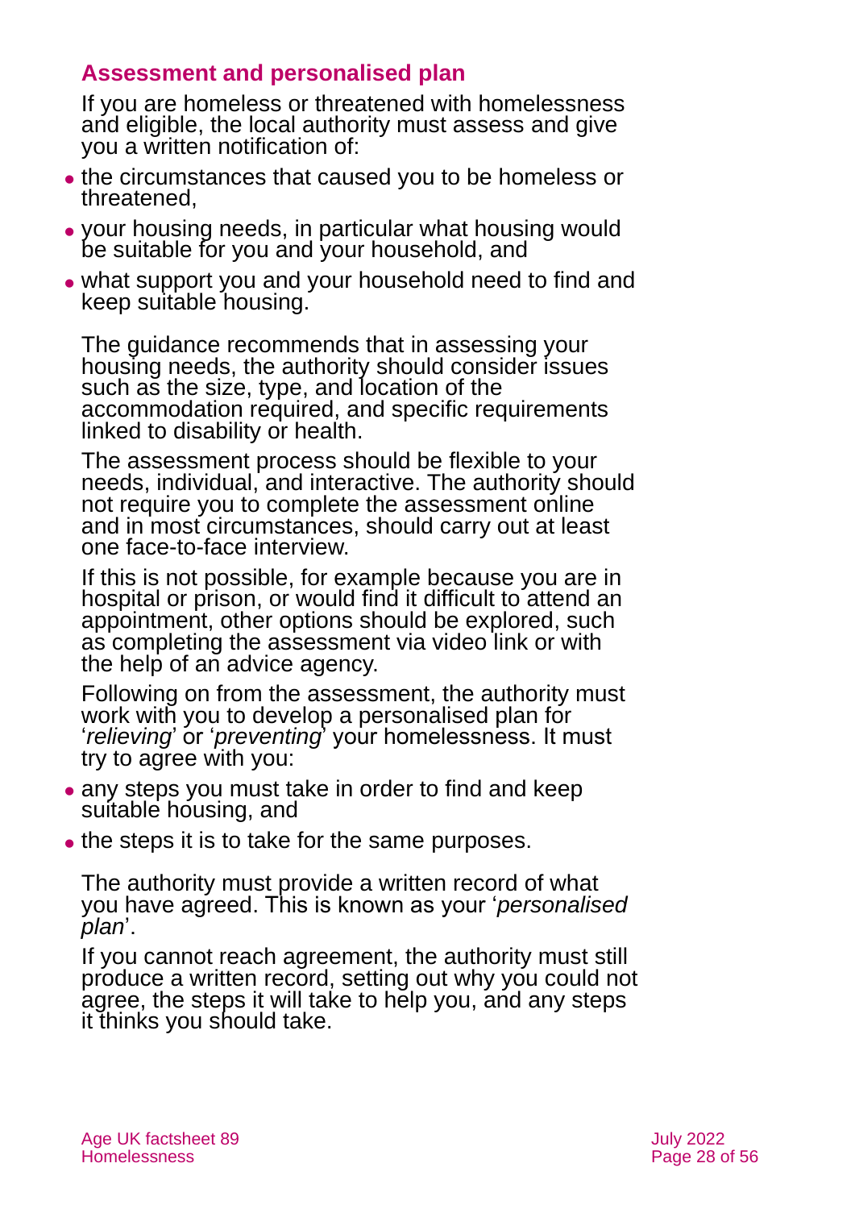### Assessment and personalised plan

If you are homeless or threatened with homelessness and eligible, the local authority must assess and give you a written notification of:

- the circumstances that caused you to be homeless or threatened,
- your housing needs, in particular what housing would be suitable for you and your household, and
- what support you and your household need to find and keep suitable housing.

The guidance recommends that in assessing your housing needs, the authority should consider issues such as the size, type, and location of the accommodation required, and specific requirements linked to disability or health.

The assessment process should be flexible to your needs, individual, and interactive. The authority should not require you to complete the assessment online and in most circumstances, should carry out at least one face-to-face interview.

If this is not possible, for example because you are in hospital or prison, or would find it difficult to attend an appointment, other options should be explored, such as completing the assessment via video link or with the help of an advice agency.

Following on from the assessment, the authority must work with you to develop a personalised plan for '*relieving*' or '*preventing*' your homelessness. It must try to agree with you:

- any steps you must take in order to find and keep suitable housing, and
- the steps it is to take for the same purposes.

The authority must provide a written record of what you have agreed. This is known as your '*personalised plan*'.

If you cannot reach agreement, the authority must still produce a written record, setting out why you could not agree, the steps it will take to help you, and any steps it thinks you should take.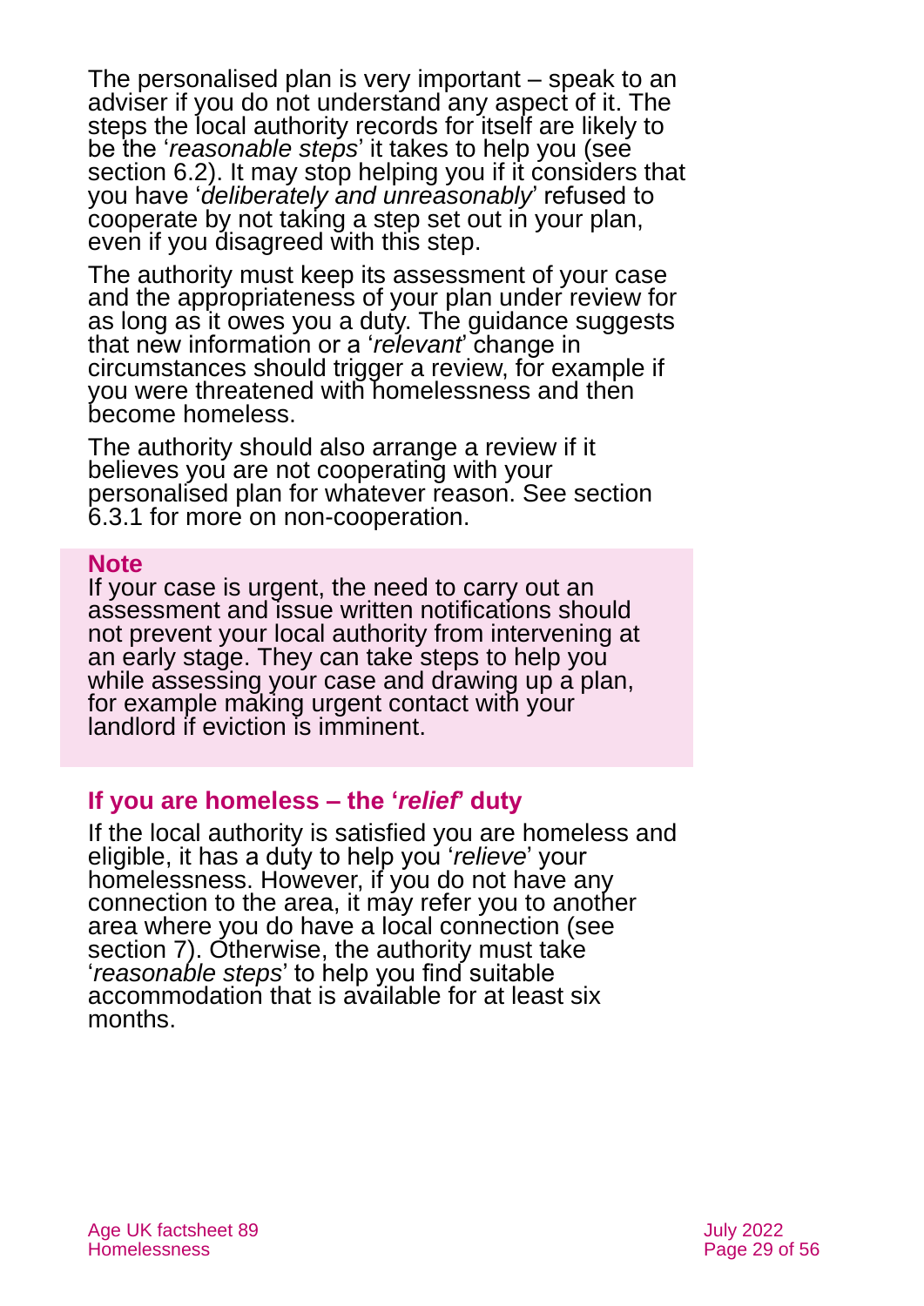The personalised plan is very important – speak to an adviser if you do not understand any aspect of it. The steps the local authority records for itself are likely to be the '*reasonable steps*' it takes to help you (see section 6.2). It may stop helping you if it considers that you have '*deliberately and unreasonably*' refused to cooperate by not taking a step set out in your plan, even if you disagreed with this step.

The authority must keep its assessment of your case and the appropriateness of your plan under review for as long as it owes you a duty. The guidance suggests that new information or a '*relevant*' change in circumstances should trigger a review, for example if you were threatened with homelessness and then become homeless.

The authority should also arrange a review if it believes you are not cooperating with your personalised plan for whatever reason. See section 6.3.1 for more on non-cooperation.

**Note**

If your case is urgent, the need to carry out an assessment and issue written notifications should not prevent your local authority from intervening at an early stage. They can take steps to help you while assessing your case and drawing up a plan, for example making urgent contact with your landlord if eviction is imminent.

### If you are homeless – the '*relief*' duty

If the local authority is satisfied you are homeless and eligible, it has a duty to help you '*relieve*' your homelessness. However, if you do not have any connection to the area, it may refer you to another area where you do have a local connection (see section 7). Otherwise, the authority must take '*reasonable steps*' to help you find suitable accommodation that is available for at least six months.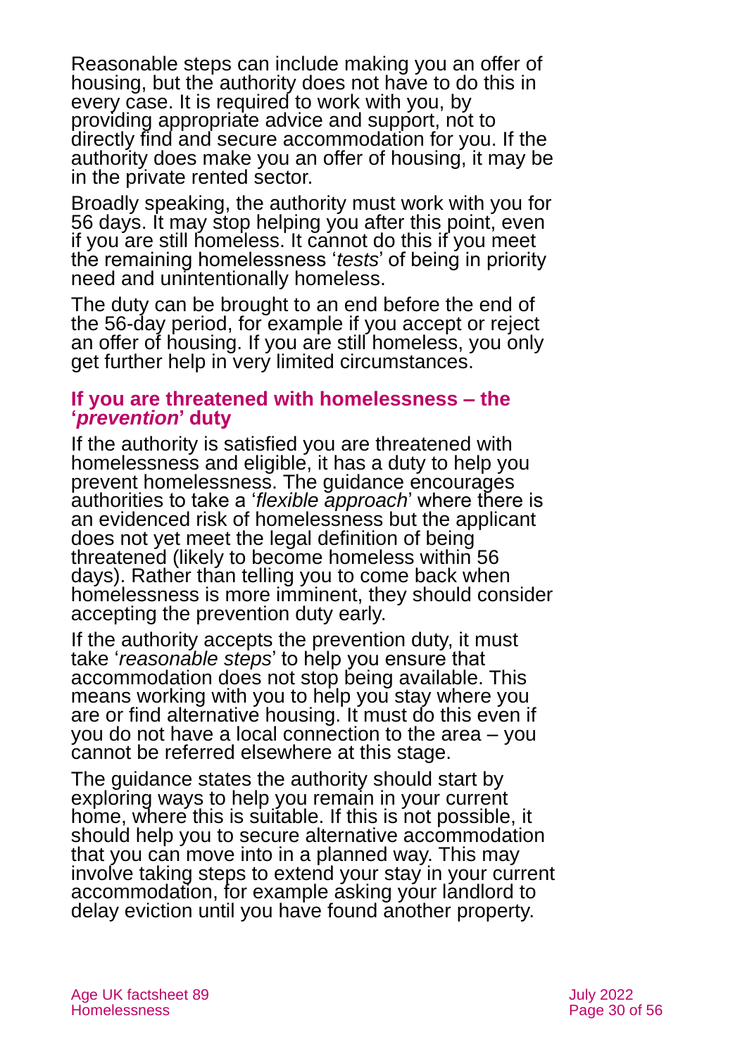Reasonable steps can include making you an offer of housing, but the authority does not have to do this in every case. It is required to work with you, by providing appropriate advice and support, not to directly find and secure accommodation for you. If the authority does make you an offer of housing, it may be in the private rented sector.

Broadly speaking, the authority must work with you for 56 days. It may stop helping you after this point, even if you are still homeless. It cannot do this if you meet the remaining homelessness '*tests*' of being in priority need and unintentionally homeless.

The duty can be brought to an end before the end of the 56-day period, for example if you accept or reject an offer of housing. If you are still homeless, you only get further help in very limited circumstances.

### If you are threatened with homelessness – the '*prevention*' duty

If the authority is satisfied you are threatened with homelessness and eligible, it has a duty to help you prevent homelessness. The guidance encourages authorities to take a '*flexible approach*' where there is an evidenced risk of homelessness but the applicant does not yet meet the legal definition of being threatened (likely to become homeless within 56 days). Rather than telling you to come back when homelessness is more imminent, they should consider accepting the prevention duty early.

If the authority accepts the prevention duty, it must take '*reasonable steps*' to help you ensure that accommodation does not stop being available. This means working with you to help you stay where you are or find alternative housing. It must do this even if you do not have a local connection to the area – you cannot be referred elsewhere at this stage.

The guidance states the authority should start by exploring ways to help you remain in your current home, where this is suitable. If this is not possible, it should help you to secure alternative accommodation that you can move into in a planned way. This may involve taking steps to extend your stay in your current accommodation, for example asking your landlord to delay eviction until you have found another property.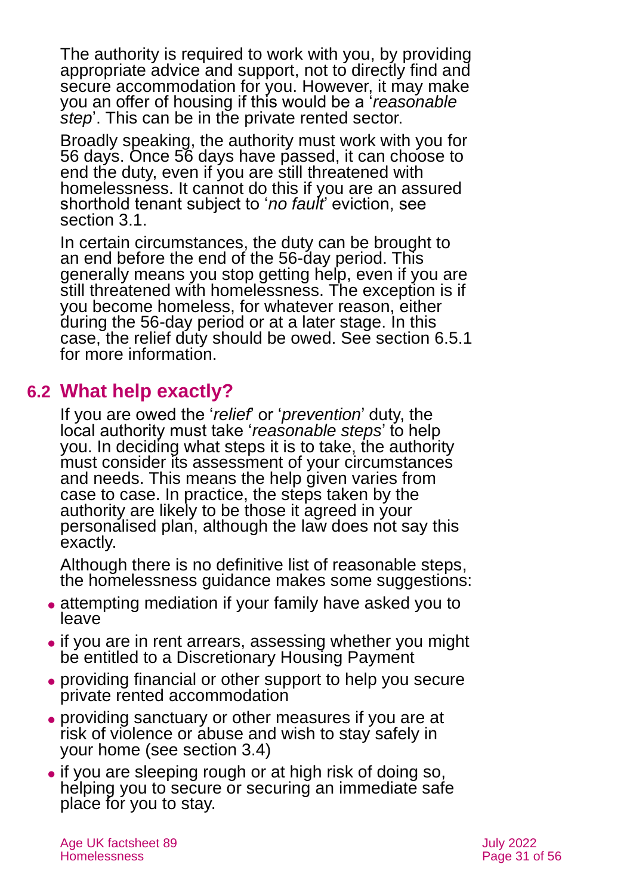The authority is required to work with you, by providing appropriate advice and support, not to directly find and secure accommodation for you. However, it may make you an offer of housing if this would be a '*reasonable step*'. This can be in the private rented sector.

Broadly speaking, the authority must work with you for 56 days. Once 56 days have passed, it can choose to end the duty, even if you are still threatened with homelessness. It cannot do this if you are an assured shorthold tenant subject to '*no fault*' eviction, see section 3.1.

In certain circumstances, the duty can be brought to an end before the end of the 56-day period. This generally means you stop getting help, even if you are still threatened with homelessness. The exception is if you become homeless, for whatever reason, either during the 56-day period or at a later stage. In this case, the relief duty should be owed. See section 6.5.1 for more information.

## 6.2 What help exactly?

If you are owed the '*relief*' or '*prevention*' duty, the local authority must take '*reasonable steps*' to help you. In deciding what steps it is to take, the authority must consider its assessment of your circumstances and needs. This means the help given varies from case to case. In practice, the steps taken by the authority are likely to be those it agreed in your personalised plan, although the law does not say this exactly.

Although there is no definitive list of reasonable steps, the homelessness guidance makes some suggestions:

- attempting mediation if your family have asked you to leave
- if you are in rent arrears, assessing whether you might be entitled to a Discretionary Housing Payment
- providing financial or other support to help you secure private rented accommodation
- providing sanctuary or other measures if you are at risk of violence or abuse and wish to stay safely in your home (see section 3.4)
- if you are sleeping rough or at high risk of doing so, helping you to secure or securing an immediate safe place for you to stay.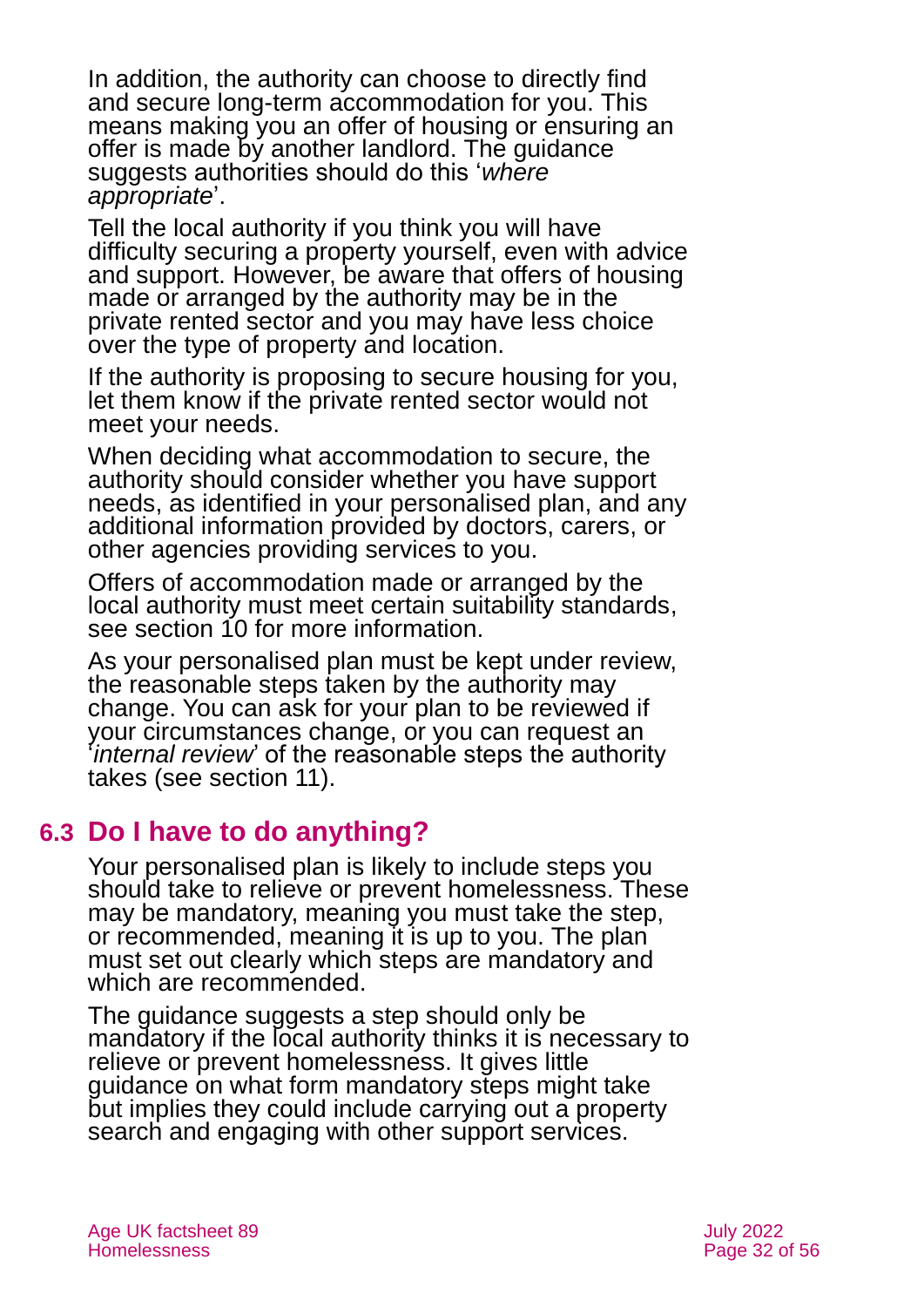In addition, the authority can choose to directly find and secure long-term accommodation for you. This means making you an offer of housing or ensuring an offer is made by another landlord. The guidance suggests authorities should do this '*where appropriate*'.

Tell the local authority if you think you will have difficulty securing a property yourself, even with advice and support. However, be aware that offers of housing made or arranged by the authority may be in the private rented sector and you may have less choice over the type of property and location.

If the authority is proposing to secure housing for you, let them know if the private rented sector would not meet your needs.

When deciding what accommodation to secure, the authority should consider whether you have support needs, as identified in your personalised plan, and any additional information provided by doctors, carers, or other agencies providing services to you.

Offers of accommodation made or arranged by the local authority must meet certain suitability standards, see section 10 for more information.

As your personalised plan must be kept under review, the reasonable steps taken by the authority may change. You can ask for your plan to be reviewed if your circumstances change, or you can request an '*internal review*' of the reasonable steps the authority takes (see section 11).

## 6.3 Do I have to do anything?

Your personalised plan is likely to include steps you should take to relieve or prevent homelessness. These may be mandatory, meaning you must take the step, or recommended, meaning it is up to you. The plan must set out clearly which steps are mandatory and which are recommended.

The guidance suggests a step should only be mandatory if the local authority thinks it is necessary to relieve or prevent homelessness. It gives little guidance on what form mandatory steps might take but implies they could include carrying out a property search and engaging with other support services.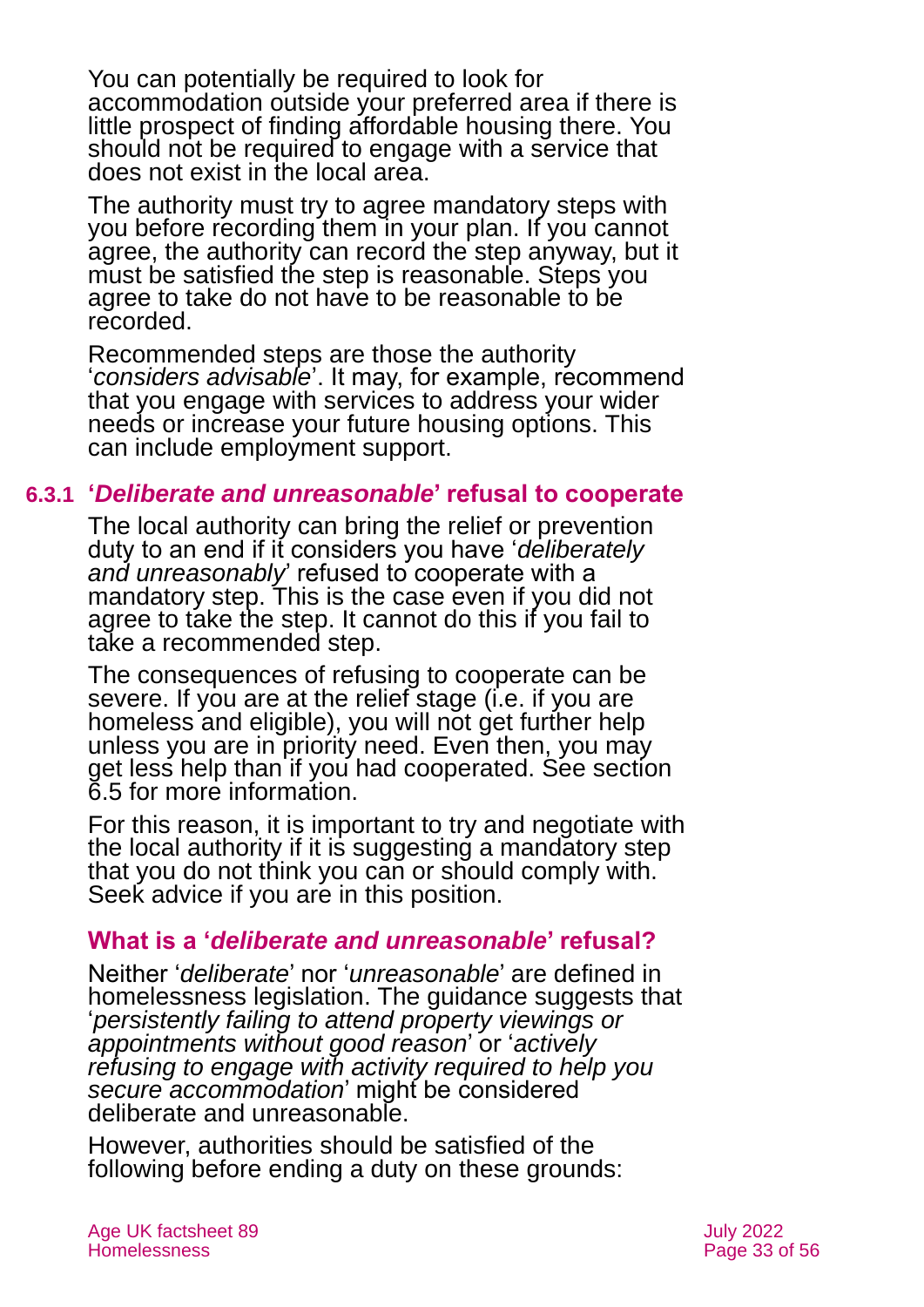You can potentially be required to look for accommodation outside your preferred area if there is little prospect of finding affordable housing there. You should not be required to engage with a service that does not exist in the local area.

The authority must try to agree mandatory steps with you before recording them in your plan. If you cannot agree, the authority can record the step anyway, but it must be satisfied the step is reasonable. Steps you agree to take do not have to be reasonable to be recorded.

Recommended steps are those the authority '*considers advisable*'. It may, for example, recommend that you engage with services to address your wider needs or increase your future housing options. This can include employment support.

### 6.3.1 '*Deliberate and unreasonable*' refusal to cooperate

The local authority can bring the relief or prevention duty to an end if it considers you have '*deliberately and unreasonably*' refused to cooperate with a mandatory step. This is the case even if you did not agree to take the step. It cannot do this if you fail to take a recommended step.

The consequences of refusing to cooperate can be severe. If you are at the relief stage (i.e. if you are homeless and eligible), you will not get further help unless you are in priority need. Even then, you may get less help than if you had cooperated. See section 6.5 for more information.

For this reason, it is important to try and negotiate with the local authority if it is suggesting a mandatory step that you do not think you can or should comply with. Seek advice if you are in this position.

#### What is a '*deliberate and unreasonable*' refusal?

Neither '*deliberate*' nor '*unreasonable*' are defined in homelessness legislation. The guidance suggests that '*persistently failing to attend property viewings or appointments without good reason*' or '*actively refusing to engage with activity required to help you secure accommodation*' might be considered deliberate and unreasonable.

However, authorities should be satisfied of the following before ending a duty on these grounds: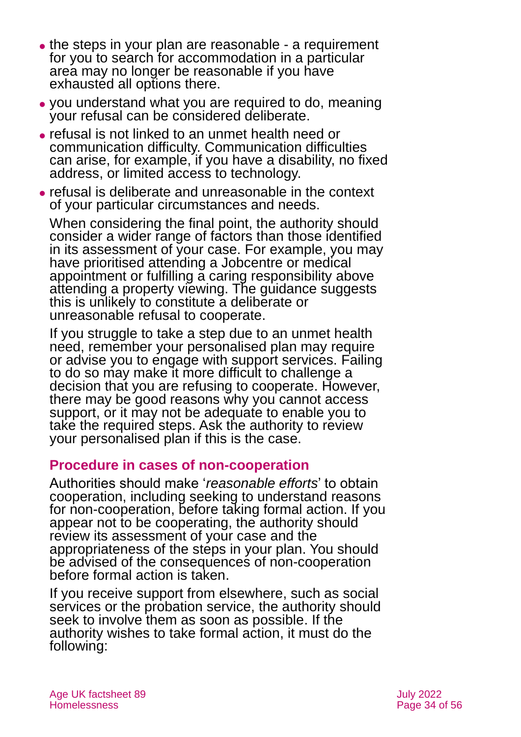- the steps in your plan are reasonable - a requirement for you to search for accommodation in a particular area may no longer be reasonable if you have exhausted all options there.
- you understand what you are required to do, meaning your refusal can be considered deliberate.
- refusal is not linked to an unmet health need or communication difficulty. Communication difficulties can arise, for example, if you have a disability, no fixed address, or limited access to technology.
- refusal is deliberate and unreasonable in the context of your particular circumstances and needs.

  When considering the final point, the authority should consider a wider range of factors than those identified in its assessment of your case. For example, you may have prioritised attending a Jobcentre or medical appointment or fulfilling a caring responsibility above attending a property viewing. The guidance suggests this is unlikely to constitute a deliberate or unreasonable refusal to cooperate.

  If you struggle to take a step due to an unmet health need, remember your personalised plan may require or advise you to engage with support services. Failing to do so may make it more difficult to challenge a decision that you are refusing to cooperate. However, there may be good reasons why you cannot access support, or it may not be adequate to enable you to take the required steps. Ask the authority to review your personalised plan if this is the case.

### Procedure in cases of non-cooperation

Authorities should make '*reasonable efforts*' to obtain cooperation, including seeking to understand reasons for non-cooperation, before taking formal action. If you appear not to be cooperating, the authority should review its assessment of your case and the appropriateness of the steps in your plan. You should be advised of the consequences of non-cooperation before formal action is taken.

If you receive support from elsewhere, such as social services or the probation service, the authority should seek to involve them as soon as possible. If the authority wishes to take formal action, it must do the following: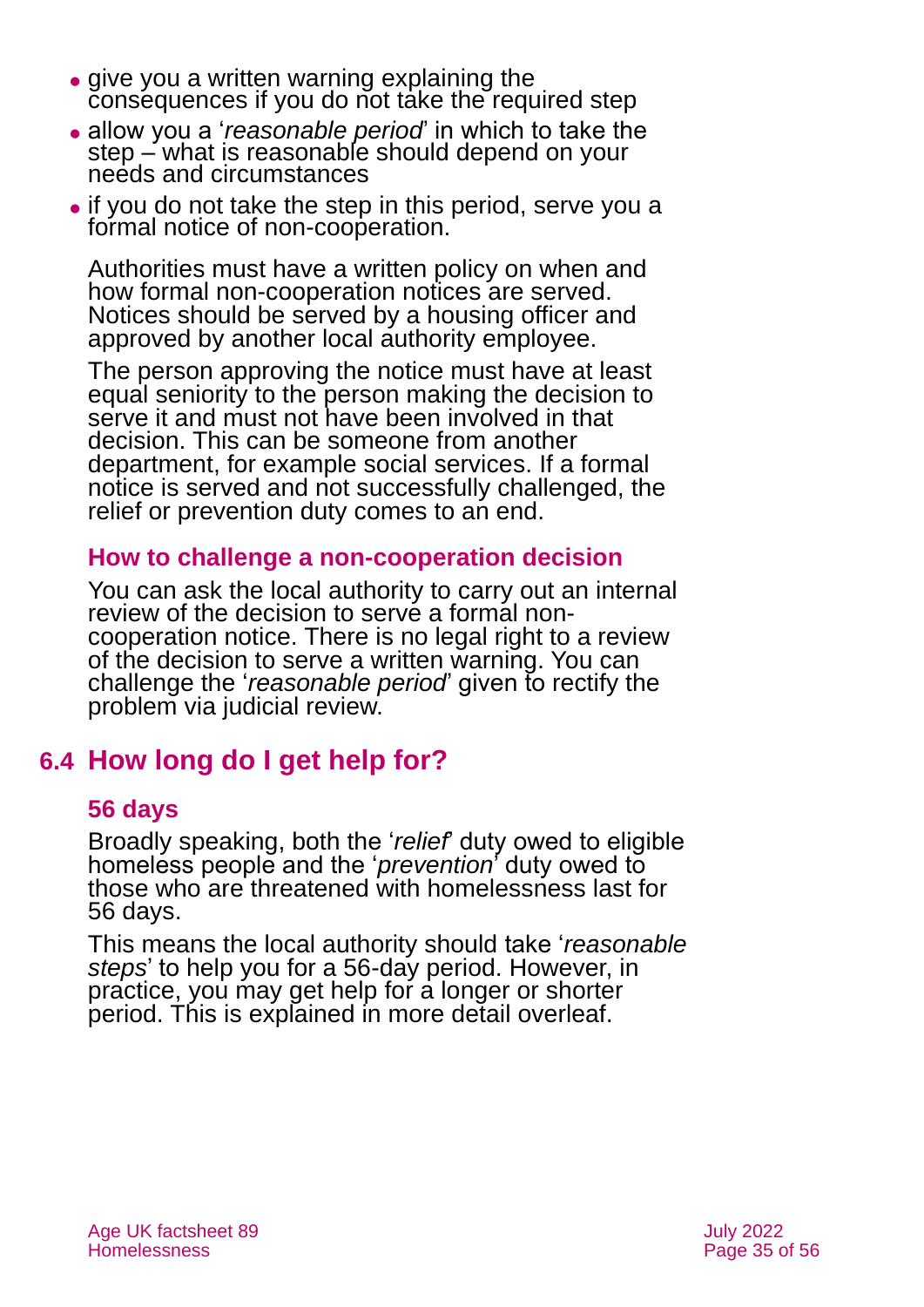- give you a written warning explaining the consequences if you do not take the required step
- allow you a '*reasonable period*' in which to take the step – what is reasonable should depend on your needs and circumstances
- if you do not take the step in this period, serve you a formal notice of non-cooperation.

Authorities must have a written policy on when and how formal non-cooperation notices are served. Notices should be served by a housing officer and approved by another local authority employee.

The person approving the notice must have at least equal seniority to the person making the decision to serve it and must not have been involved in that decision. This can be someone from another department, for example social services. If a formal notice is served and not successfully challenged, the relief or prevention duty comes to an end.

### How to challenge a non-cooperation decision

You can ask the local authority to carry out an internal review of the decision to serve a formal non-cooperation notice. There is no legal right to a review of the decision to serve a written warning. You can challenge the '*reasonable period*' given to rectify the problem via judicial review.

## 6.4 How long do I get help for?

### 56 days

Broadly speaking, both the '*relief*' duty owed to eligible homeless people and the '*prevention*' duty owed to those who are threatened with homelessness last for 56 days.

This means the local authority should take '*reasonable steps*' to help you for a 56-day period. However, in practice, you may get help for a longer or shorter period. This is explained in more detail overleaf.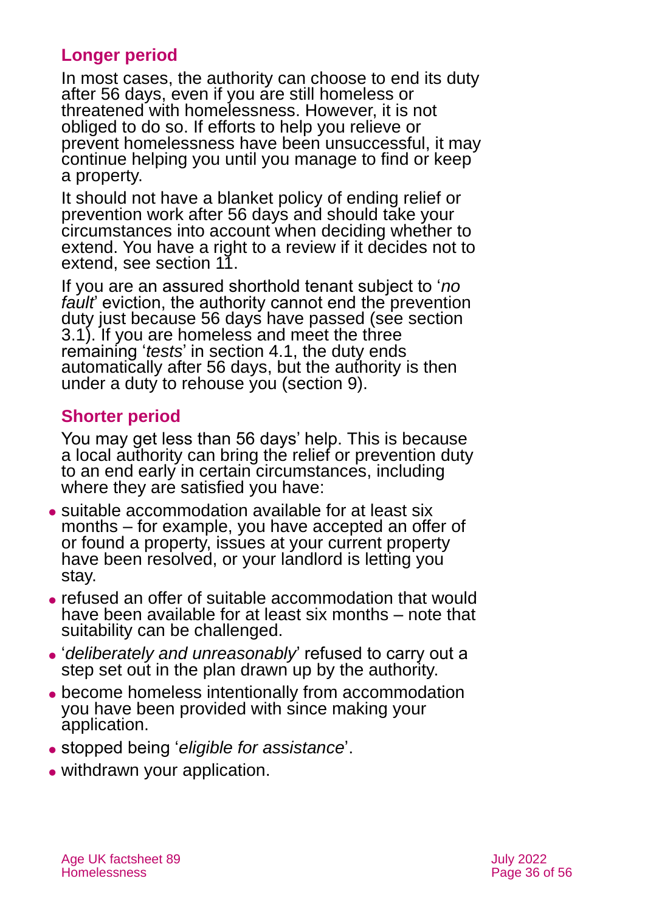### Longer period

In most cases, the authority can choose to end its duty after 56 days, even if you are still homeless or threatened with homelessness. However, it is not obliged to do so. If efforts to help you relieve or prevent homelessness have been unsuccessful, it may continue helping you until you manage to find or keep a property.

It should not have a blanket policy of ending relief or prevention work after 56 days and should take your circumstances into account when deciding whether to extend. You have a right to a review if it decides not to extend, see section 11.

If you are an assured shorthold tenant subject to '*no fault*' eviction, the authority cannot end the prevention duty just because 56 days have passed (see section 3.1). If you are homeless and meet the three remaining '*tests*' in section 4.1, the duty ends automatically after 56 days, but the authority is then under a duty to rehouse you (section 9).

### Shorter period

You may get less than 56 days' help. This is because a local authority can bring the relief or prevention duty to an end early in certain circumstances, including where they are satisfied you have:

- suitable accommodation available for at least six months – for example, you have accepted an offer of or found a property, issues at your current property have been resolved, or your landlord is letting you stay.
- refused an offer of suitable accommodation that would have been available for at least six months – note that suitability can be challenged.
- '*deliberately and unreasonably*' refused to carry out a step set out in the plan drawn up by the authority.
- become homeless intentionally from accommodation you have been provided with since making your application.
- stopped being '*eligible for assistance*'.
- withdrawn your application.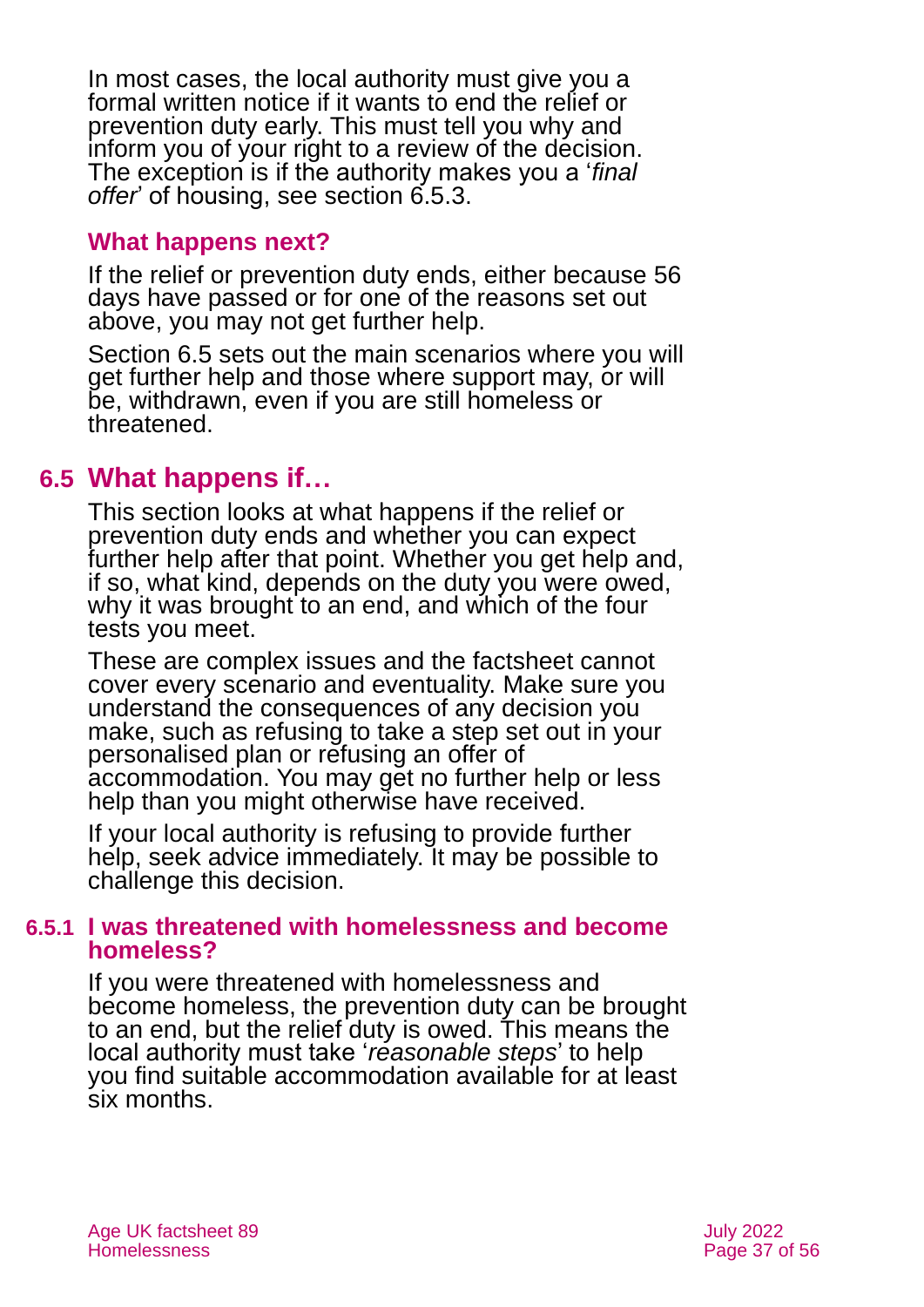In most cases, the local authority must give you a formal written notice if it wants to end the relief or prevention duty early. This must tell you why and inform you of your right to a review of the decision. The exception is if the authority makes you a '*final offer*' of housing, see section 6.5.3.

### What happens next?

If the relief or prevention duty ends, either because 56 days have passed or for one of the reasons set out above, you may not get further help.

Section 6.5 sets out the main scenarios where you will get further help and those where support may, or will be, withdrawn, even if you are still homeless or threatened.

## 6.5 What happens if…

This section looks at what happens if the relief or prevention duty ends and whether you can expect further help after that point. Whether you get help and, if so, what kind, depends on the duty you were owed, why it was brought to an end, and which of the four tests you meet.

These are complex issues and the factsheet cannot cover every scenario and eventuality. Make sure you understand the consequences of any decision you make, such as refusing to take a step set out in your personalised plan or refusing an offer of accommodation. You may get no further help or less help than you might otherwise have received.

If your local authority is refusing to provide further help, seek advice immediately. It may be possible to challenge this decision.

### 6.5.1 I was threatened with homelessness and become homeless?

If you were threatened with homelessness and become homeless, the prevention duty can be brought to an end, but the relief duty is owed. This means the local authority must take '*reasonable steps*' to help you find suitable accommodation available for at least six months.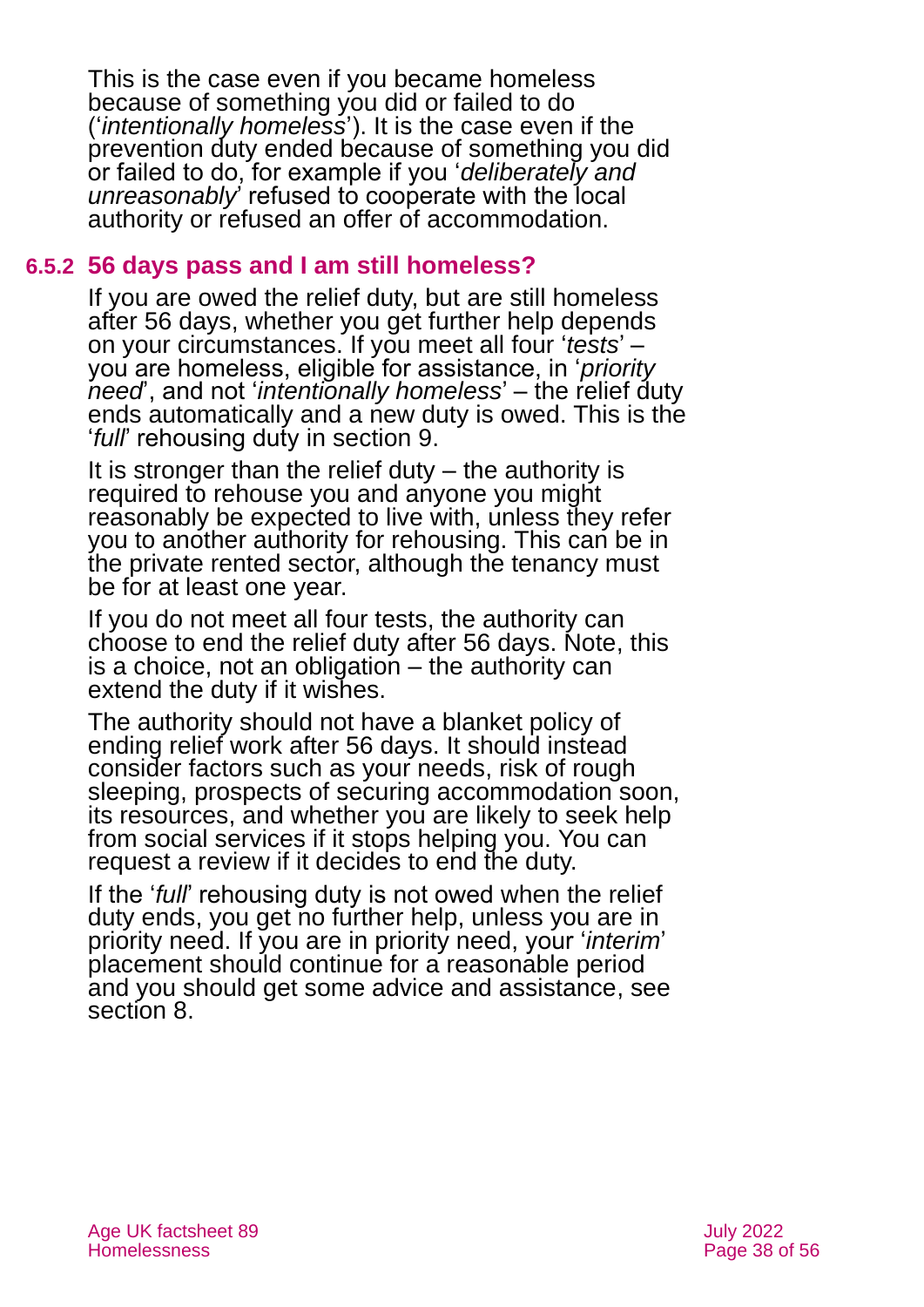This is the case even if you became homeless because of something you did or failed to do ('*intentionally homeless*'). It is the case even if the prevention duty ended because of something you did or failed to do, for example if you '*deliberately and unreasonably*' refused to cooperate with the local authority or refused an offer of accommodation.

### 6.5.2 56 days pass and I am still homeless?

If you are owed the relief duty, but are still homeless after 56 days, whether you get further help depends on your circumstances. If you meet all four '*tests*' – you are homeless, eligible for assistance, in '*priority need*', and not '*intentionally homeless*' – the relief duty ends automatically and a new duty is owed. This is the '*full*' rehousing duty in section 9.

It is stronger than the relief duty – the authority is required to rehouse you and anyone you might reasonably be expected to live with, unless they refer you to another authority for rehousing. This can be in the private rented sector, although the tenancy must be for at least one year.

If you do not meet all four tests, the authority can choose to end the relief duty after 56 days. Note, this is a choice, not an obligation – the authority can extend the duty if it wishes.

The authority should not have a blanket policy of ending relief work after 56 days. It should instead consider factors such as your needs, risk of rough sleeping, prospects of securing accommodation soon, its resources, and whether you are likely to seek help from social services if it stops helping you. You can request a review if it decides to end the duty.

If the '*full*' rehousing duty is not owed when the relief duty ends, you get no further help, unless you are in priority need. If you are in priority need, your '*interim*' placement should continue for a reasonable period and you should get some advice and assistance, see section 8.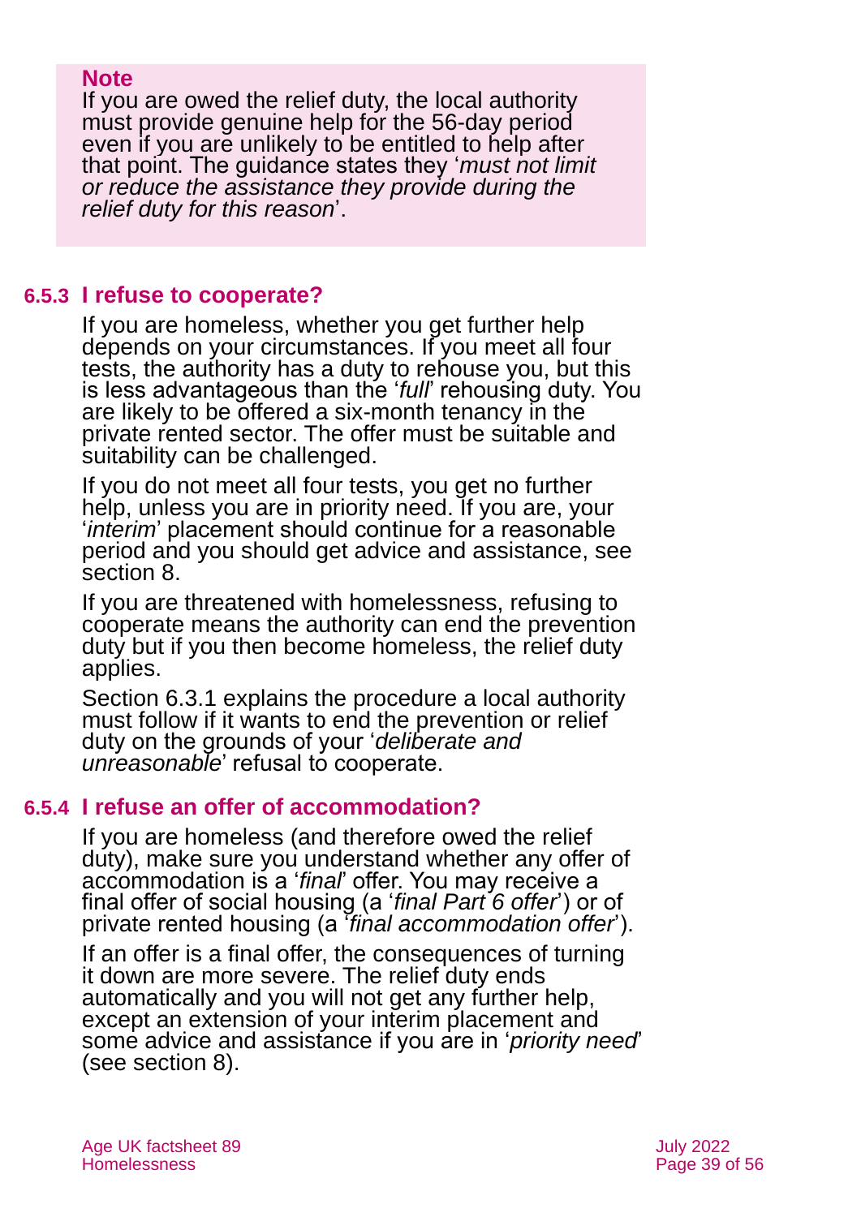> **Note**
> If you are owed the relief duty, the local authority must provide genuine help for the 56-day period even if you are unlikely to be entitled to help after that point. The guidance states they '*must not limit or reduce the assistance they provide during the relief duty for this reason*'.

### 6.5.3 I refuse to cooperate?

If you are homeless, whether you get further help depends on your circumstances. If you meet all four tests, the authority has a duty to rehouse you, but this is less advantageous than the '*full*' rehousing duty. You are likely to be offered a six-month tenancy in the private rented sector. The offer must be suitable and suitability can be challenged.

If you do not meet all four tests, you get no further help, unless you are in priority need. If you are, your '*interim*' placement should continue for a reasonable period and you should get advice and assistance, see section 8.

If you are threatened with homelessness, refusing to cooperate means the authority can end the prevention duty but if you then become homeless, the relief duty applies.

Section 6.3.1 explains the procedure a local authority must follow if it wants to end the prevention or relief duty on the grounds of your '*deliberate and unreasonable*' refusal to cooperate.

### 6.5.4 I refuse an offer of accommodation?

If you are homeless (and therefore owed the relief duty), make sure you understand whether any offer of accommodation is a '*final*' offer. You may receive a final offer of social housing (a '*final Part 6 offer*') or of private rented housing (a '*final accommodation offer*').

If an offer is a final offer, the consequences of turning it down are more severe. The relief duty ends automatically and you will not get any further help, except an extension of your interim placement and some advice and assistance if you are in '*priority need*' (see section 8).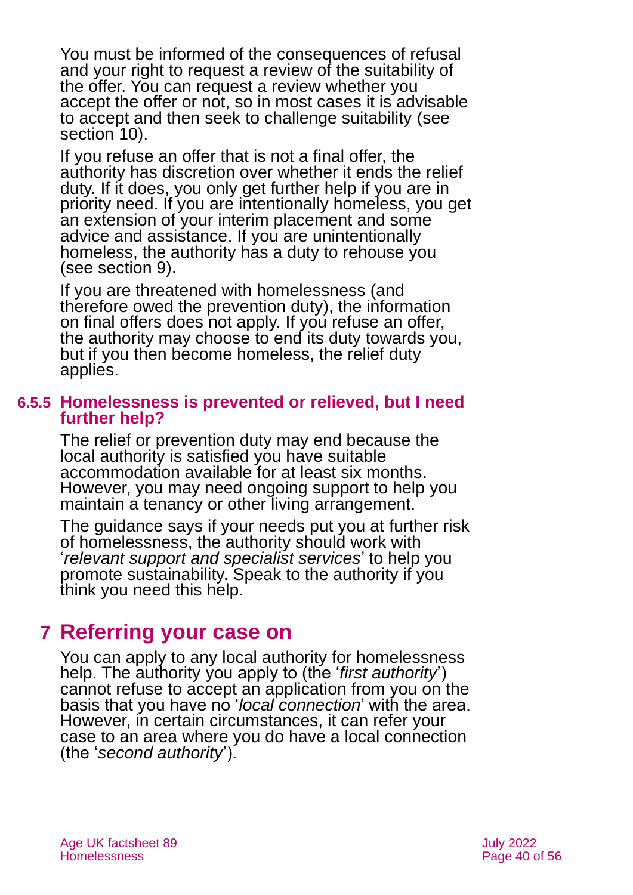You must be informed of the consequences of refusal and your right to request a review of the suitability of the offer. You can request a review whether you accept the offer or not, so in most cases it is advisable to accept and then seek to challenge suitability (see section 10).

If you refuse an offer that is not a final offer, the authority has discretion over whether it ends the relief duty. If it does, you only get further help if you are in priority need. If you are intentionally homeless, you get an extension of your interim placement and some advice and assistance. If you are unintentionally homeless, the authority has a duty to rehouse you (see section 9).

If you are threatened with homelessness (and therefore owed the prevention duty), the information on final offers does not apply. If you refuse an offer, the authority may choose to end its duty towards you, but if you then become homeless, the relief duty applies.

### 6.5.5 Homelessness is prevented or relieved, but I need further help?

The relief or prevention duty may end because the local authority is satisfied you have suitable accommodation available for at least six months. However, you may need ongoing support to help you maintain a tenancy or other living arrangement.

The guidance says if your needs put you at further risk of homelessness, the authority should work with '*relevant support and specialist services*' to help you promote sustainability. Speak to the authority if you think you need this help.

## 7 Referring your case on

You can apply to any local authority for homelessness help. The authority you apply to (the '*first authority*') cannot refuse to accept an application from you on the basis that you have no '*local connection*' with the area. However, in certain circumstances, it can refer your case to an area where you do have a local connection (the '*second authority*').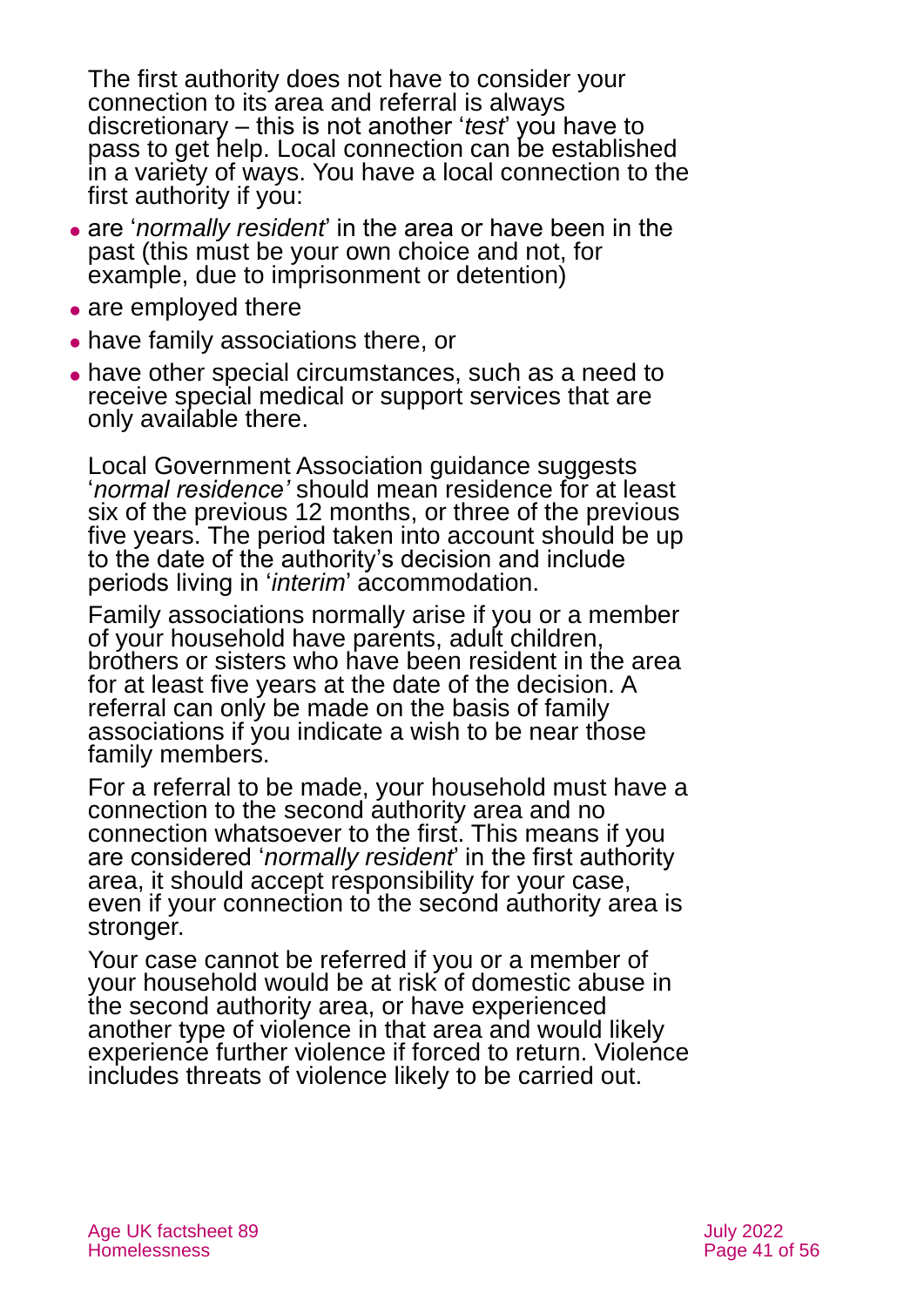The first authority does not have to consider your connection to its area and referral is always discretionary – this is not another '*test*' you have to pass to get help. Local connection can be established in a variety of ways. You have a local connection to the first authority if you:

- are '*normally resident*' in the area or have been in the past (this must be your own choice and not, for example, due to imprisonment or detention)
- are employed there
- have family associations there, or
- have other special circumstances, such as a need to receive special medical or support services that are only available there.

Local Government Association guidance suggests '*normal residence'* should mean residence for at least six of the previous 12 months, or three of the previous five years. The period taken into account should be up to the date of the authority's decision and include periods living in '*interim*' accommodation.

Family associations normally arise if you or a member of your household have parents, adult children, brothers or sisters who have been resident in the area for at least five years at the date of the decision. A referral can only be made on the basis of family associations if you indicate a wish to be near those family members.

For a referral to be made, your household must have a connection to the second authority area and no connection whatsoever to the first. This means if you are considered '*normally resident*' in the first authority area, it should accept responsibility for your case, even if your connection to the second authority area is stronger.

Your case cannot be referred if you or a member of your household would be at risk of domestic abuse in the second authority area, or have experienced another type of violence in that area and would likely experience further violence if forced to return. Violence includes threats of violence likely to be carried out.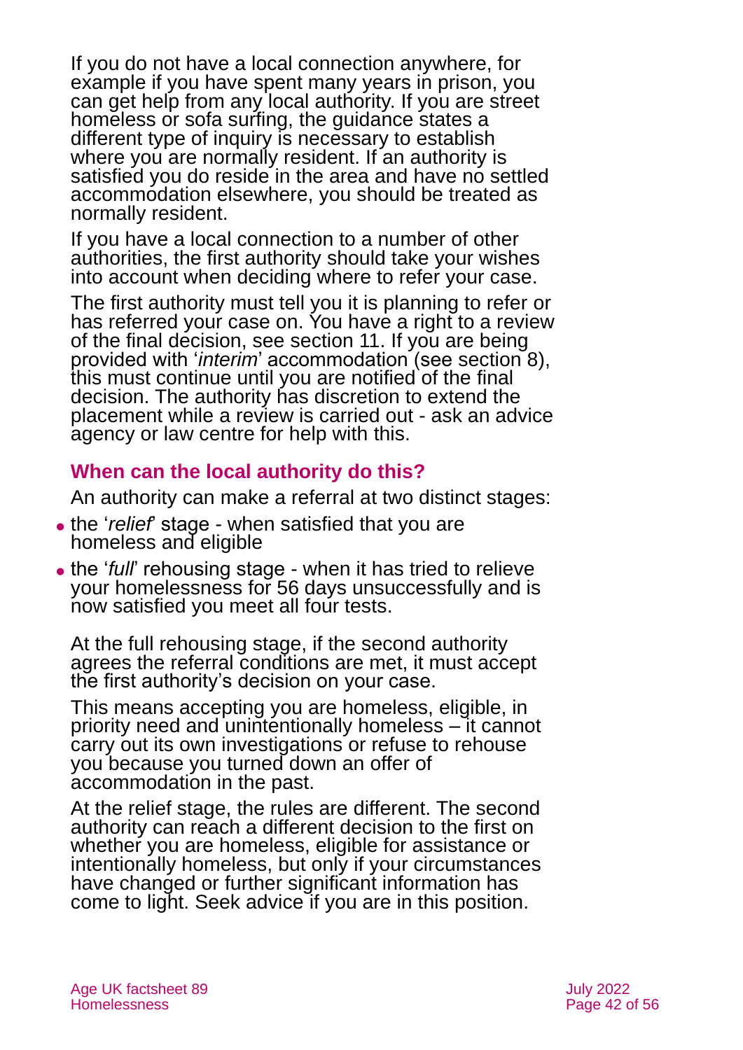If you do not have a local connection anywhere, for example if you have spent many years in prison, you can get help from any local authority. If you are street homeless or sofa surfing, the guidance states a different type of inquiry is necessary to establish where you are normally resident. If an authority is satisfied you do reside in the area and have no settled accommodation elsewhere, you should be treated as normally resident.

If you have a local connection to a number of other authorities, the first authority should take your wishes into account when deciding where to refer your case.

The first authority must tell you it is planning to refer or has referred your case on. You have a right to a review of the final decision, see section 11. If you are being provided with '*interim*' accommodation (see section 8), this must continue until you are notified of the final decision. The authority has discretion to extend the placement while a review is carried out - ask an advice agency or law centre for help with this.

### When can the local authority do this?

An authority can make a referral at two distinct stages:

- the '*relief*' stage - when satisfied that you are homeless and eligible
- the '*full*' rehousing stage - when it has tried to relieve your homelessness for 56 days unsuccessfully and is now satisfied you meet all four tests.

At the full rehousing stage, if the second authority agrees the referral conditions are met, it must accept the first authority's decision on your case.

This means accepting you are homeless, eligible, in priority need and unintentionally homeless – it cannot carry out its own investigations or refuse to rehouse you because you turned down an offer of accommodation in the past.

At the relief stage, the rules are different. The second authority can reach a different decision to the first on whether you are homeless, eligible for assistance or intentionally homeless, but only if your circumstances have changed or further significant information has come to light. Seek advice if you are in this position.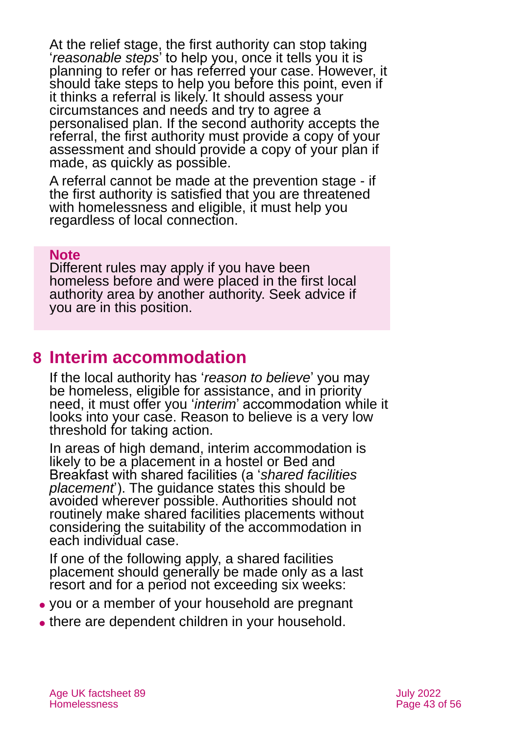At the relief stage, the first authority can stop taking '*reasonable steps*' to help you, once it tells you it is planning to refer or has referred your case. However, it should take steps to help you before this point, even if it thinks a referral is likely. It should assess your circumstances and needs and try to agree a personalised plan. If the second authority accepts the referral, the first authority must provide a copy of your assessment and should provide a copy of your plan if made, as quickly as possible.

A referral cannot be made at the prevention stage - if the first authority is satisfied that you are threatened with homelessness and eligible, it must help you regardless of local connection.

> **Note**
> Different rules may apply if you have been homeless before and were placed in the first local authority area by another authority. Seek advice if you are in this position.

## 8 Interim accommodation

If the local authority has '*reason to believe*' you may be homeless, eligible for assistance, and in priority need, it must offer you '*interim*' accommodation while it looks into your case. Reason to believe is a very low threshold for taking action.

In areas of high demand, interim accommodation is likely to be a placement in a hostel or Bed and Breakfast with shared facilities (a '*shared facilities placement*'). The guidance states this should be avoided wherever possible. Authorities should not routinely make shared facilities placements without considering the suitability of the accommodation in each individual case.

If one of the following apply, a shared facilities placement should generally be made only as a last resort and for a period not exceeding six weeks:

- you or a member of your household are pregnant
- there are dependent children in your household.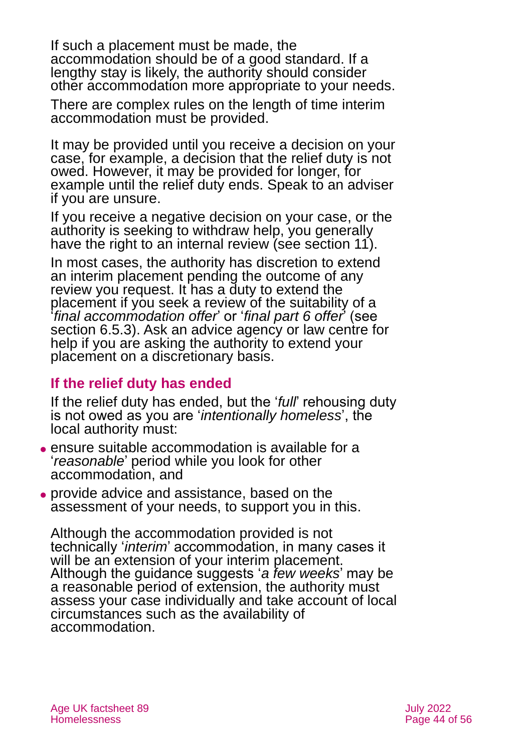If such a placement must be made, the accommodation should be of a good standard. If a lengthy stay is likely, the authority should consider other accommodation more appropriate to your needs.

There are complex rules on the length of time interim accommodation must be provided.

It may be provided until you receive a decision on your case, for example, a decision that the relief duty is not owed. However, it may be provided for longer, for example until the relief duty ends. Speak to an adviser if you are unsure.

If you receive a negative decision on your case, or the authority is seeking to withdraw help, you generally have the right to an internal review (see section 11).

In most cases, the authority has discretion to extend an interim placement pending the outcome of any review you request. It has a duty to extend the placement if you seek a review of the suitability of a '*final accommodation offer*' or '*final part 6 offer*' (see section 6.5.3). Ask an advice agency or law centre for help if you are asking the authority to extend your placement on a discretionary basis.

### If the relief duty has ended

If the relief duty has ended, but the '*full*' rehousing duty is not owed as you are '*intentionally homeless*', the local authority must:

- ensure suitable accommodation is available for a '*reasonable*' period while you look for other accommodation, and
- provide advice and assistance, based on the assessment of your needs, to support you in this.

Although the accommodation provided is not technically '*interim*' accommodation, in many cases it will be an extension of your interim placement. Although the guidance suggests '*a few weeks*' may be a reasonable period of extension, the authority must assess your case individually and take account of local circumstances such as the availability of accommodation.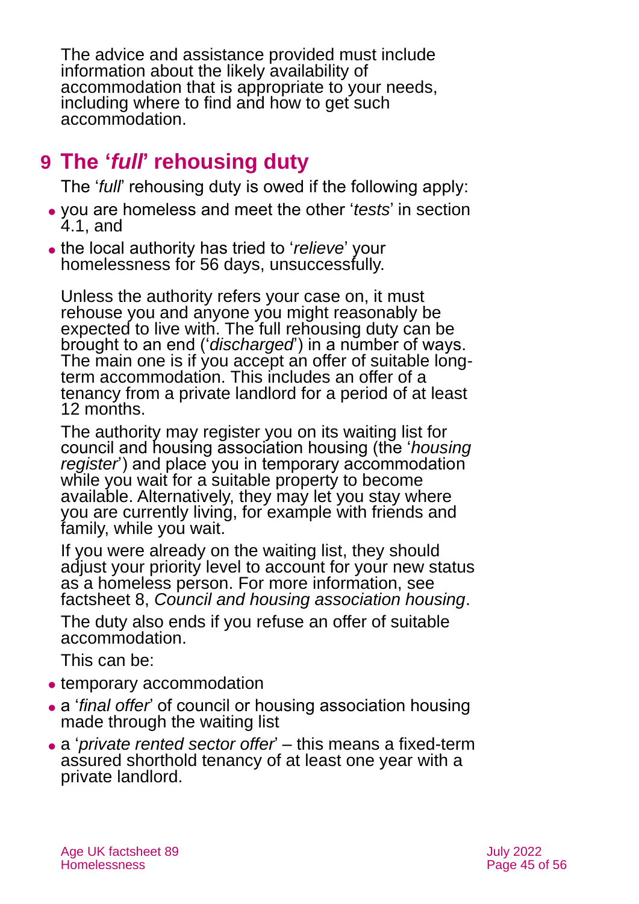The advice and assistance provided must include information about the likely availability of accommodation that is appropriate to your needs, including where to find and how to get such accommodation.

## 9 The '*full*' rehousing duty

The '*full*' rehousing duty is owed if the following apply:

- you are homeless and meet the other '*tests*' in section 4.1, and
- the local authority has tried to '*relieve*' your homelessness for 56 days, unsuccessfully.

Unless the authority refers your case on, it must rehouse you and anyone you might reasonably be expected to live with. The full rehousing duty can be brought to an end ('*discharged*') in a number of ways. The main one is if you accept an offer of suitable long-term accommodation. This includes an offer of a tenancy from a private landlord for a period of at least 12 months.

The authority may register you on its waiting list for council and housing association housing (the '*housing register*') and place you in temporary accommodation while you wait for a suitable property to become available. Alternatively, they may let you stay where you are currently living, for example with friends and family, while you wait.

If you were already on the waiting list, they should adjust your priority level to account for your new status as a homeless person. For more information, see factsheet 8, *Council and housing association housing*.

The duty also ends if you refuse an offer of suitable accommodation.

This can be:

- temporary accommodation
- a '*final offer*' of council or housing association housing made through the waiting list
- a '*private rented sector offer*' – this means a fixed-term assured shorthold tenancy of at least one year with a private landlord.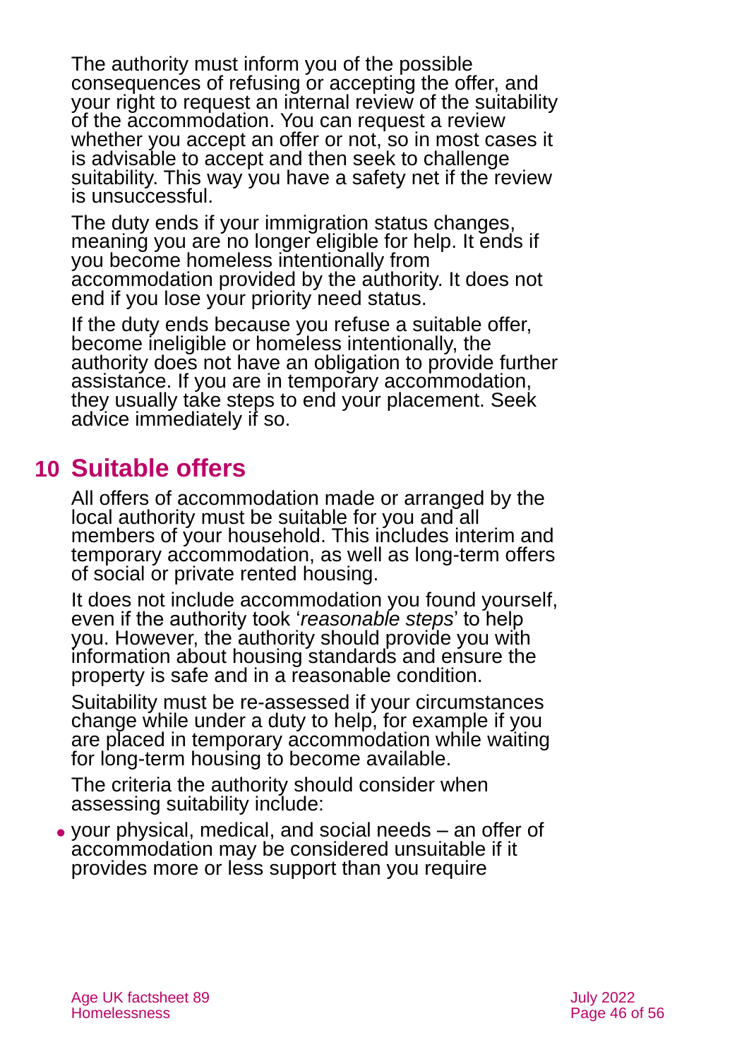The authority must inform you of the possible consequences of refusing or accepting the offer, and your right to request an internal review of the suitability of the accommodation. You can request a review whether you accept an offer or not, so in most cases it is advisable to accept and then seek to challenge suitability. This way you have a safety net if the review is unsuccessful.

The duty ends if your immigration status changes, meaning you are no longer eligible for help. It ends if you become homeless intentionally from accommodation provided by the authority. It does not end if you lose your priority need status.

If the duty ends because you refuse a suitable offer, become ineligible or homeless intentionally, the authority does not have an obligation to provide further assistance. If you are in temporary accommodation, they usually take steps to end your placement. Seek advice immediately if so.

## 10 Suitable offers

All offers of accommodation made or arranged by the local authority must be suitable for you and all members of your household. This includes interim and temporary accommodation, as well as long-term offers of social or private rented housing.

It does not include accommodation you found yourself, even if the authority took '*reasonable steps*' to help you. However, the authority should provide you with information about housing standards and ensure the property is safe and in a reasonable condition.

Suitability must be re-assessed if your circumstances change while under a duty to help, for example if you are placed in temporary accommodation while waiting for long-term housing to become available.

The criteria the authority should consider when assessing suitability include:

- your physical, medical, and social needs – an offer of accommodation may be considered unsuitable if it provides more or less support than you require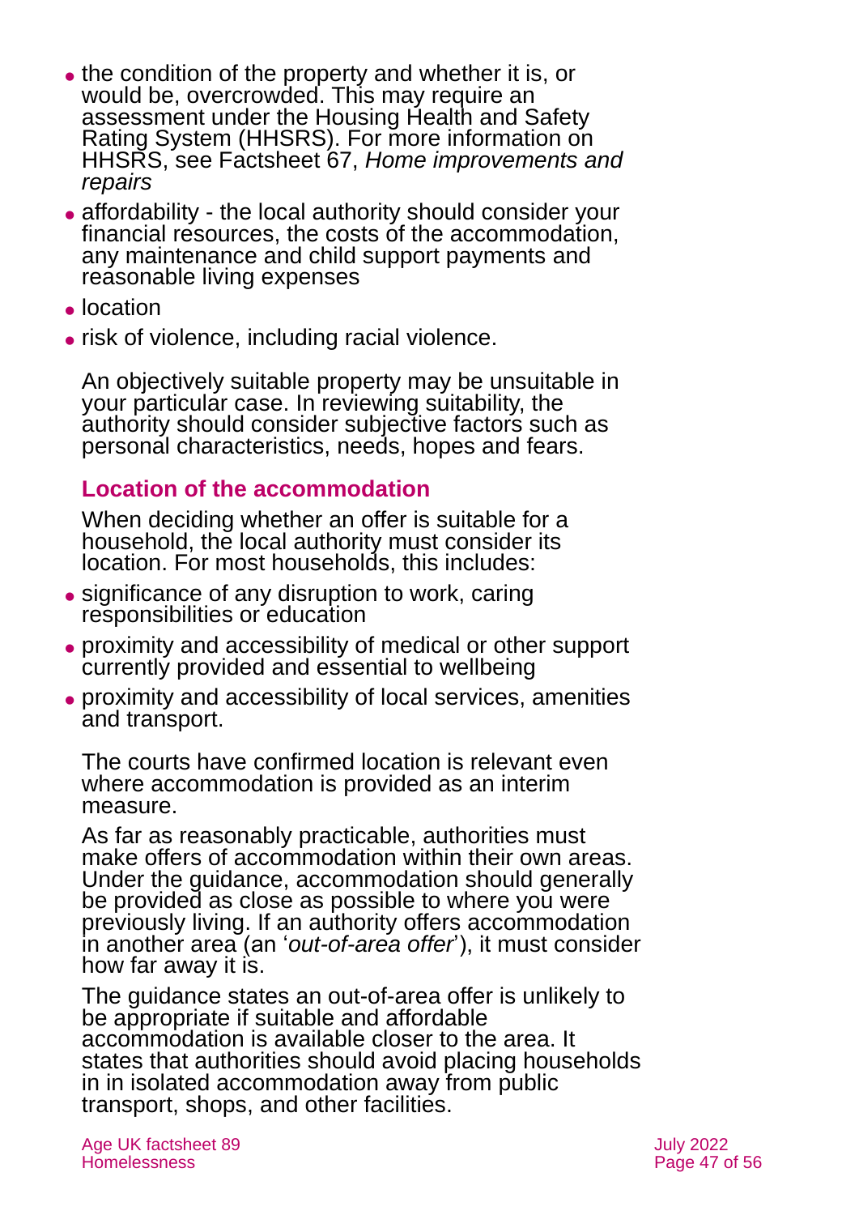- the condition of the property and whether it is, or would be, overcrowded. This may require an assessment under the Housing Health and Safety Rating System (HHSRS). For more information on HHSRS, see Factsheet 67, *Home improvements and repairs*
- affordability - the local authority should consider your financial resources, the costs of the accommodation, any maintenance and child support payments and reasonable living expenses
- location
- risk of violence, including racial violence.

An objectively suitable property may be unsuitable in your particular case. In reviewing suitability, the authority should consider subjective factors such as personal characteristics, needs, hopes and fears.

### Location of the accommodation

When deciding whether an offer is suitable for a household, the local authority must consider its location. For most households, this includes:

- significance of any disruption to work, caring responsibilities or education
- proximity and accessibility of medical or other support currently provided and essential to wellbeing
- proximity and accessibility of local services, amenities and transport.

The courts have confirmed location is relevant even where accommodation is provided as an interim measure.

As far as reasonably practicable, authorities must make offers of accommodation within their own areas. Under the guidance, accommodation should generally be provided as close as possible to where you were previously living. If an authority offers accommodation in another area (an '*out-of-area offer*'), it must consider how far away it is.

The guidance states an out-of-area offer is unlikely to be appropriate if suitable and affordable accommodation is available closer to the area. It states that authorities should avoid placing households in in isolated accommodation away from public transport, shops, and other facilities.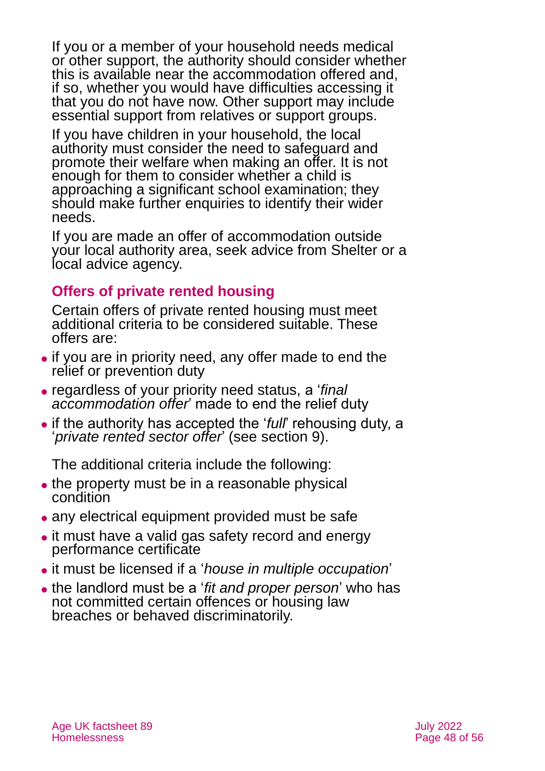If you or a member of your household needs medical or other support, the authority should consider whether this is available near the accommodation offered and, if so, whether you would have difficulties accessing it that you do not have now. Other support may include essential support from relatives or support groups.

If you have children in your household, the local authority must consider the need to safeguard and promote their welfare when making an offer. It is not enough for them to consider whether a child is approaching a significant school examination; they should make further enquiries to identify their wider needs.

If you are made an offer of accommodation outside your local authority area, seek advice from Shelter or a local advice agency.

### Offers of private rented housing

Certain offers of private rented housing must meet additional criteria to be considered suitable. These offers are:

- if you are in priority need, any offer made to end the relief or prevention duty
- regardless of your priority need status, a '*final accommodation offer*' made to end the relief duty
- if the authority has accepted the '*full*' rehousing duty, a '*private rented sector offer*' (see section 9).

The additional criteria include the following:

- the property must be in a reasonable physical condition
- any electrical equipment provided must be safe
- it must have a valid gas safety record and energy performance certificate
- it must be licensed if a '*house in multiple occupation*'
- the landlord must be a '*fit and proper person*' who has not committed certain offences or housing law breaches or behaved discriminatorily.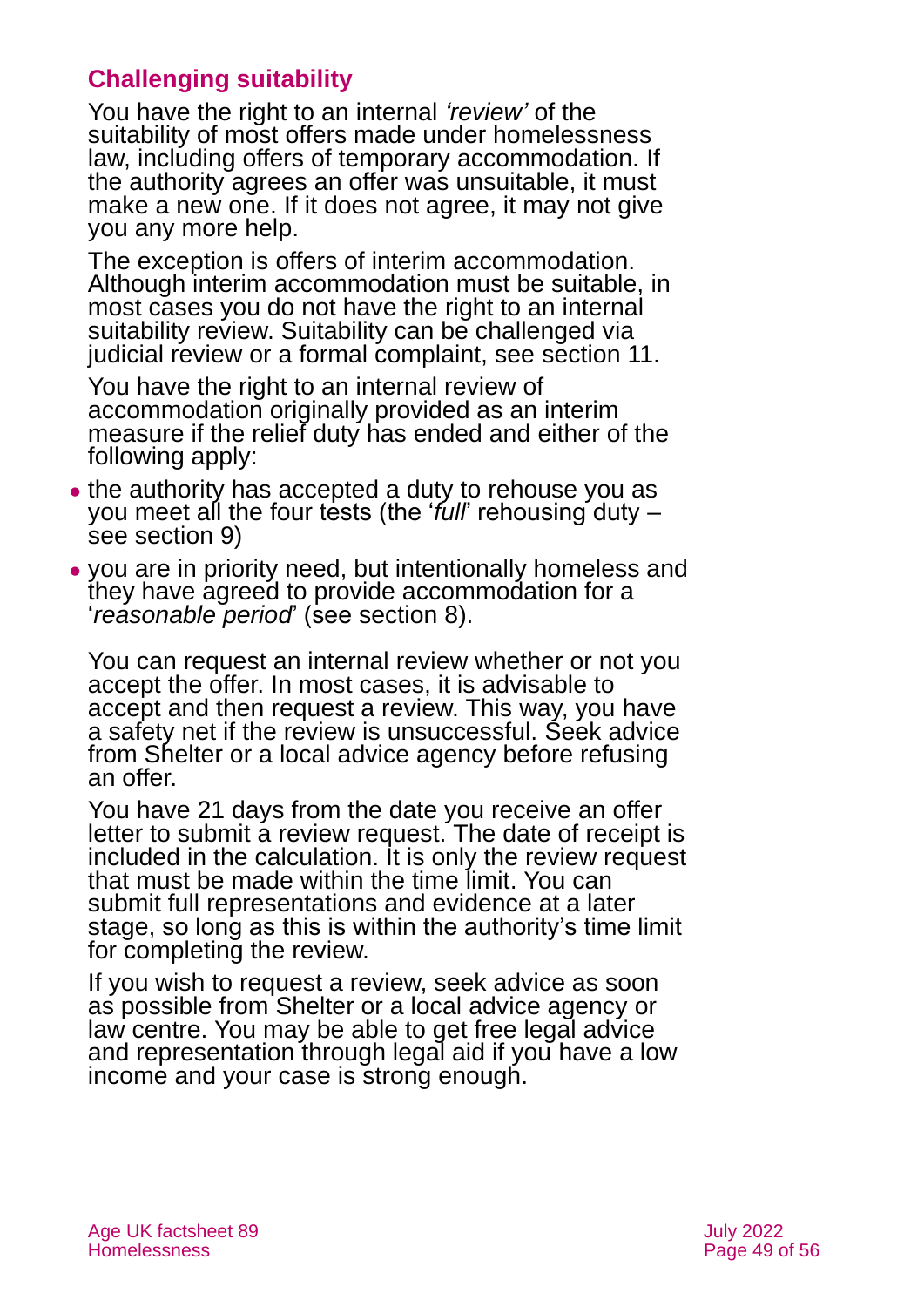## Challenging suitability

You have the right to an internal *'review'* of the suitability of most offers made under homelessness law, including offers of temporary accommodation. If the authority agrees an offer was unsuitable, it must make a new one. If it does not agree, it may not give you any more help.

The exception is offers of interim accommodation. Although interim accommodation must be suitable, in most cases you do not have the right to an internal suitability review. Suitability can be challenged via judicial review or a formal complaint, see section 11.

You have the right to an internal review of accommodation originally provided as an interim measure if the relief duty has ended and either of the following apply:

- the authority has accepted a duty to rehouse you as you meet all the four tests (the '*full*' rehousing duty – see section 9)
- you are in priority need, but intentionally homeless and they have agreed to provide accommodation for a '*reasonable period*' (see section 8).

You can request an internal review whether or not you accept the offer. In most cases, it is advisable to accept and then request a review. This way, you have a safety net if the review is unsuccessful. Seek advice from Shelter or a local advice agency before refusing an offer.

You have 21 days from the date you receive an offer letter to submit a review request. The date of receipt is included in the calculation. It is only the review request that must be made within the time limit. You can submit full representations and evidence at a later stage, so long as this is within the authority's time limit for completing the review.

If you wish to request a review, seek advice as soon as possible from Shelter or a local advice agency or law centre. You may be able to get free legal advice and representation through legal aid if you have a low income and your case is strong enough.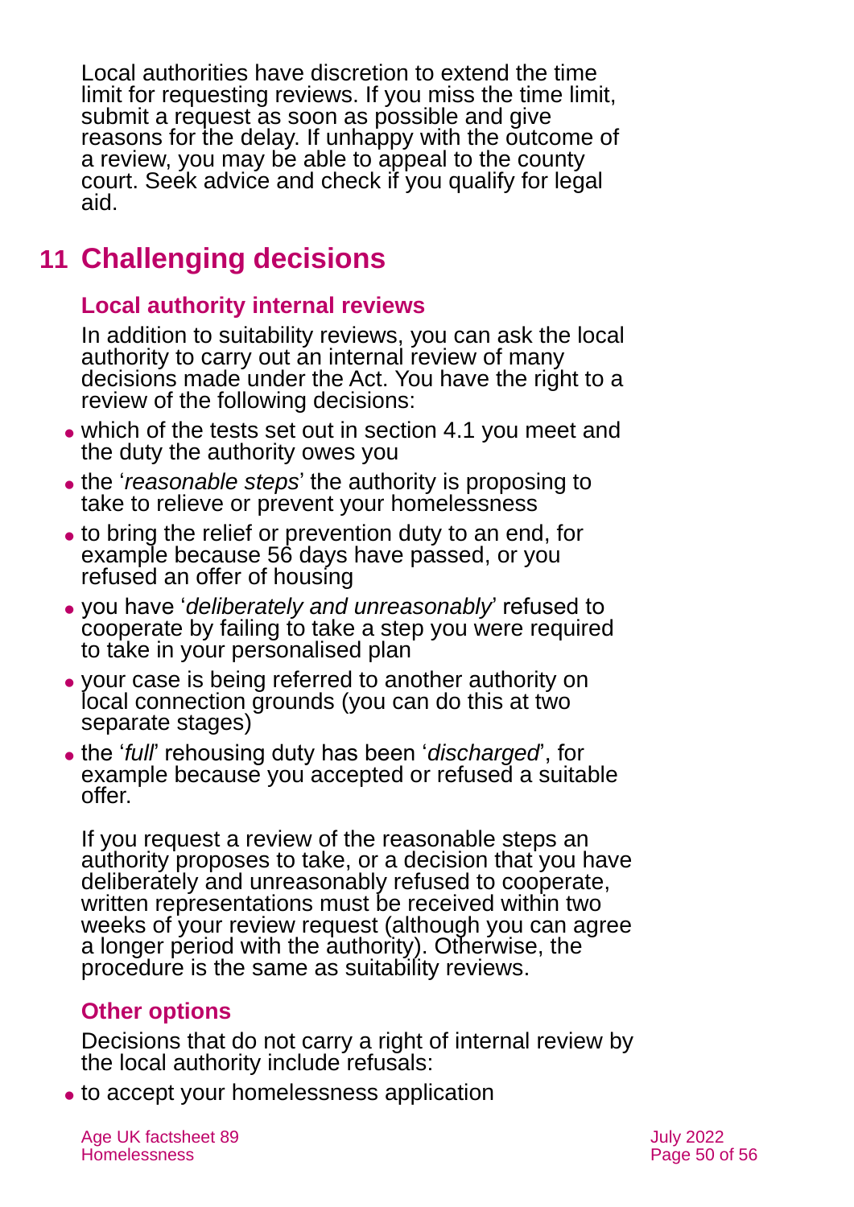Local authorities have discretion to extend the time limit for requesting reviews. If you miss the time limit, submit a request as soon as possible and give reasons for the delay. If unhappy with the outcome of a review, you may be able to appeal to the county court. Seek advice and check if you qualify for legal aid.

# 11 Challenging decisions

## Local authority internal reviews

In addition to suitability reviews, you can ask the local authority to carry out an internal review of many decisions made under the Act. You have the right to a review of the following decisions:

- which of the tests set out in section 4.1 you meet and the duty the authority owes you
- the '*reasonable steps*' the authority is proposing to take to relieve or prevent your homelessness
- to bring the relief or prevention duty to an end, for example because 56 days have passed, or you refused an offer of housing
- you have '*deliberately and unreasonably*' refused to cooperate by failing to take a step you were required to take in your personalised plan
- your case is being referred to another authority on local connection grounds (you can do this at two separate stages)
- the '*full*' rehousing duty has been '*discharged*', for example because you accepted or refused a suitable offer.

If you request a review of the reasonable steps an authority proposes to take, or a decision that you have deliberately and unreasonably refused to cooperate, written representations must be received within two weeks of your review request (although you can agree a longer period with the authority). Otherwise, the procedure is the same as suitability reviews.

## Other options

Decisions that do not carry a right of internal review by the local authority include refusals:

- to accept your homelessness application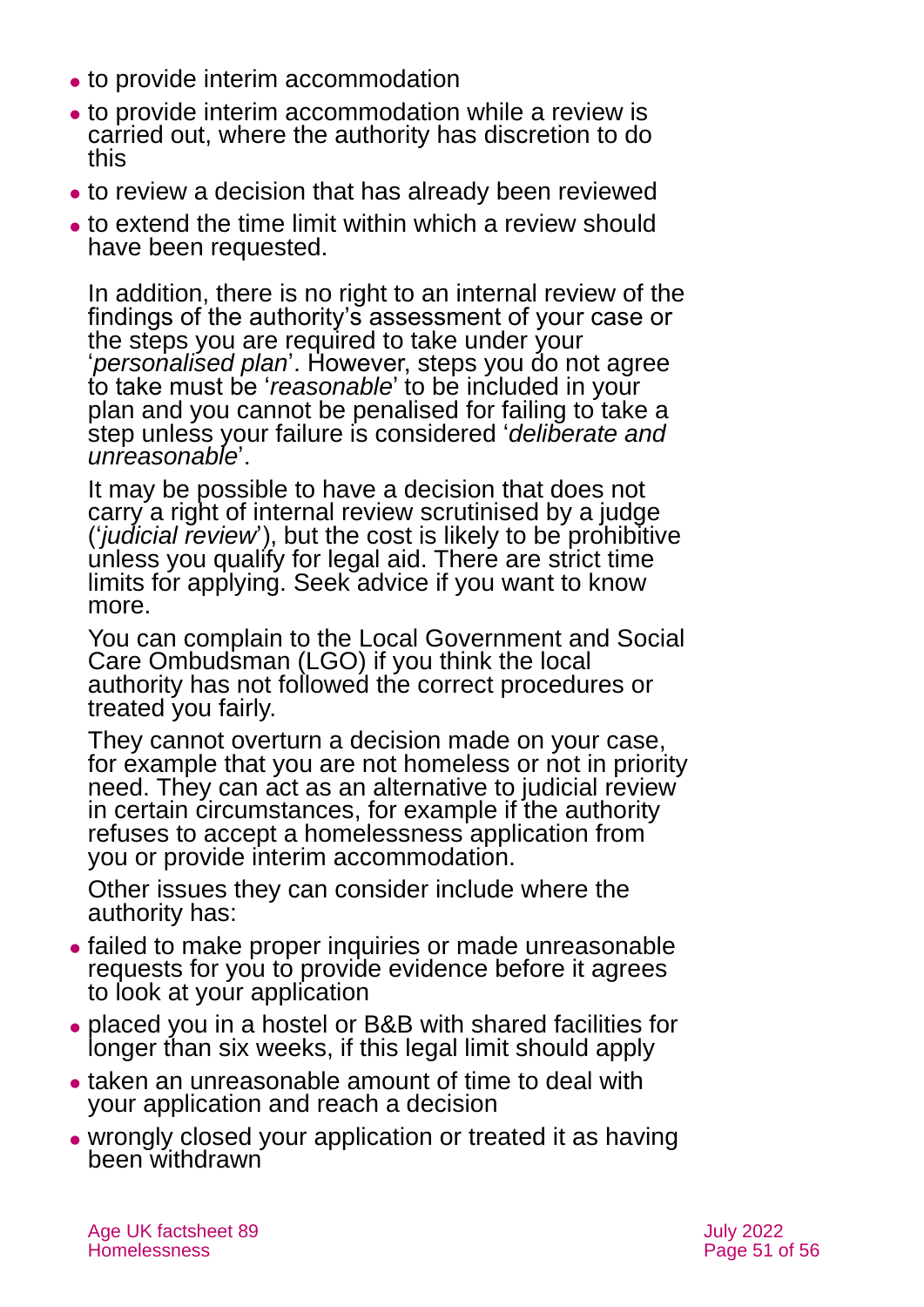- to provide interim accommodation
- to provide interim accommodation while a review is carried out, where the authority has discretion to do this
- to review a decision that has already been reviewed
- to extend the time limit within which a review should have been requested.

In addition, there is no right to an internal review of the findings of the authority's assessment of your case or the steps you are required to take under your '*personalised plan*'. However, steps you do not agree to take must be '*reasonable*' to be included in your plan and you cannot be penalised for failing to take a step unless your failure is considered '*deliberate and unreasonable*'.

It may be possible to have a decision that does not carry a right of internal review scrutinised by a judge ('*judicial review*'), but the cost is likely to be prohibitive unless you qualify for legal aid. There are strict time limits for applying. Seek advice if you want to know more.

You can complain to the Local Government and Social Care Ombudsman (LGO) if you think the local authority has not followed the correct procedures or treated you fairly.

They cannot overturn a decision made on your case, for example that you are not homeless or not in priority need. They can act as an alternative to judicial review in certain circumstances, for example if the authority refuses to accept a homelessness application from you or provide interim accommodation.

Other issues they can consider include where the authority has:

- failed to make proper inquiries or made unreasonable requests for you to provide evidence before it agrees to look at your application
- placed you in a hostel or B&B with shared facilities for longer than six weeks, if this legal limit should apply
- taken an unreasonable amount of time to deal with your application and reach a decision
- wrongly closed your application or treated it as having been withdrawn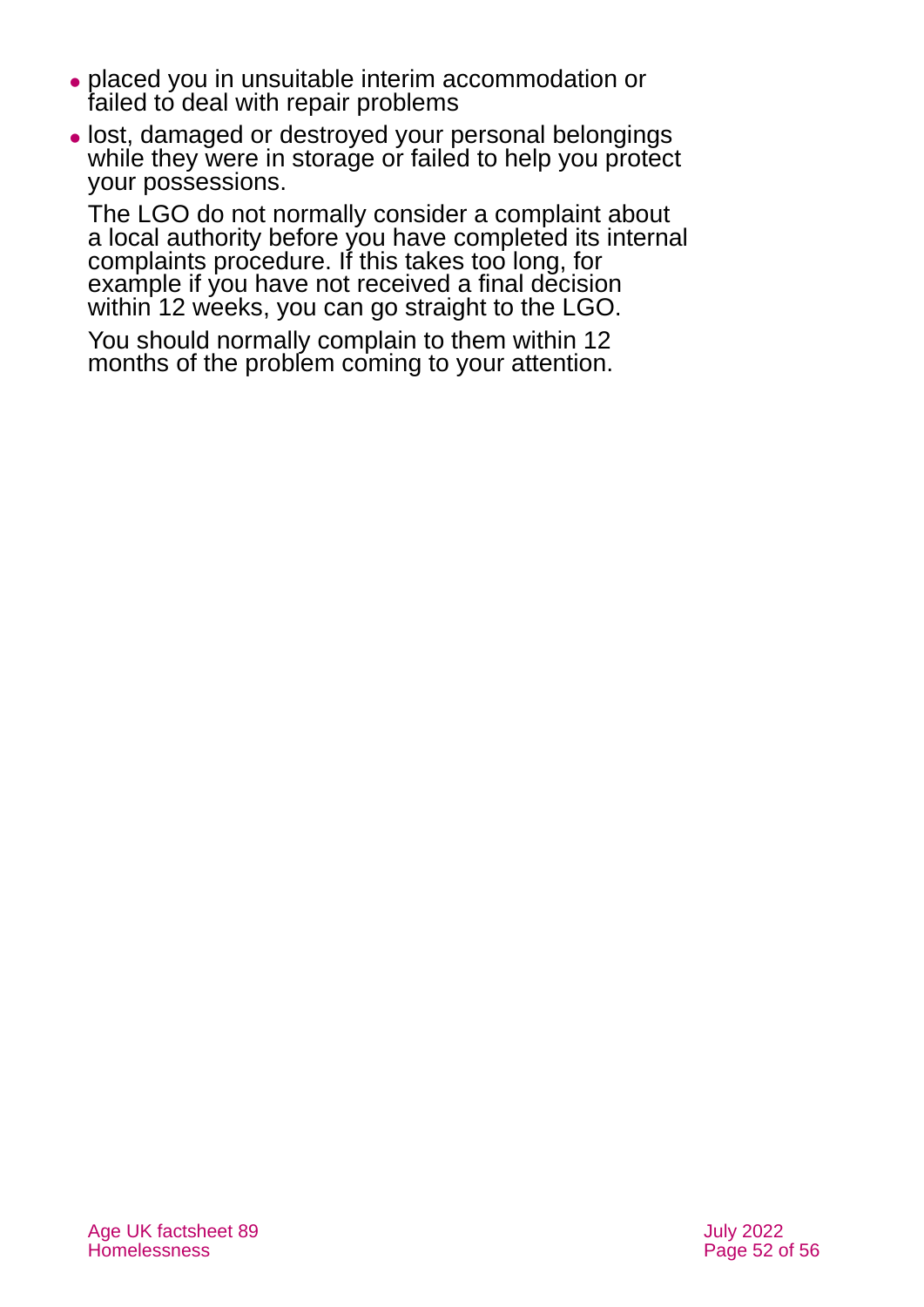- placed you in unsuitable interim accommodation or failed to deal with repair problems
- lost, damaged or destroyed your personal belongings while they were in storage or failed to help you protect your possessions.

The LGO do not normally consider a complaint about a local authority before you have completed its internal complaints procedure. If this takes too long, for example if you have not received a final decision within 12 weeks, you can go straight to the LGO.

You should normally complain to them within 12 months of the problem coming to your attention.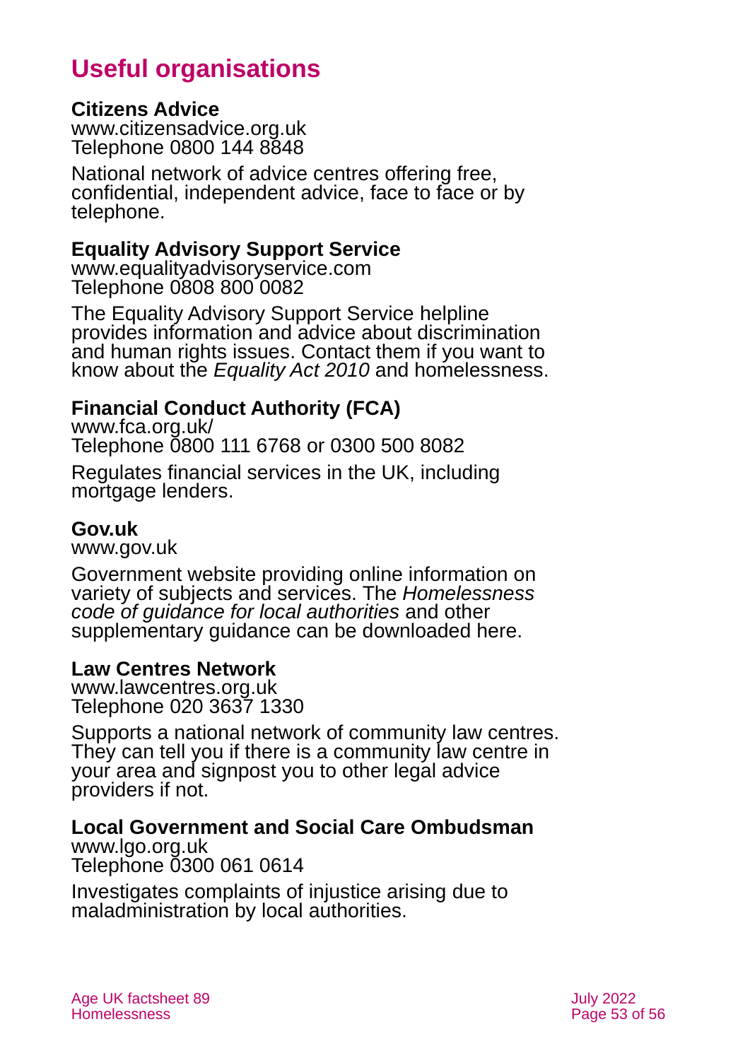# Useful organisations

**Citizens Advice**
www.citizensadvice.org.uk
Telephone 0800 144 8848

National network of advice centres offering free, confidential, independent advice, face to face or by telephone.

**Equality Advisory Support Service**
www.equalityadvisoryservice.com
Telephone 0808 800 0082

The Equality Advisory Support Service helpline provides information and advice about discrimination and human rights issues. Contact them if you want to know about the *Equality Act 2010* and homelessness.

**Financial Conduct Authority (FCA)**
www.fca.org.uk/
Telephone 0800 111 6768 or 0300 500 8082

Regulates financial services in the UK, including mortgage lenders.

**Gov.uk**
www.gov.uk

Government website providing online information on variety of subjects and services. The *Homelessness code of guidance for local authorities* and other supplementary guidance can be downloaded here.

**Law Centres Network**
www.lawcentres.org.uk
Telephone 020 3637 1330

Supports a national network of community law centres. They can tell you if there is a community law centre in your area and signpost you to other legal advice providers if not.

**Local Government and Social Care Ombudsman**
www.lgo.org.uk
Telephone 0300 061 0614

Investigates complaints of injustice arising due to maladministration by local authorities.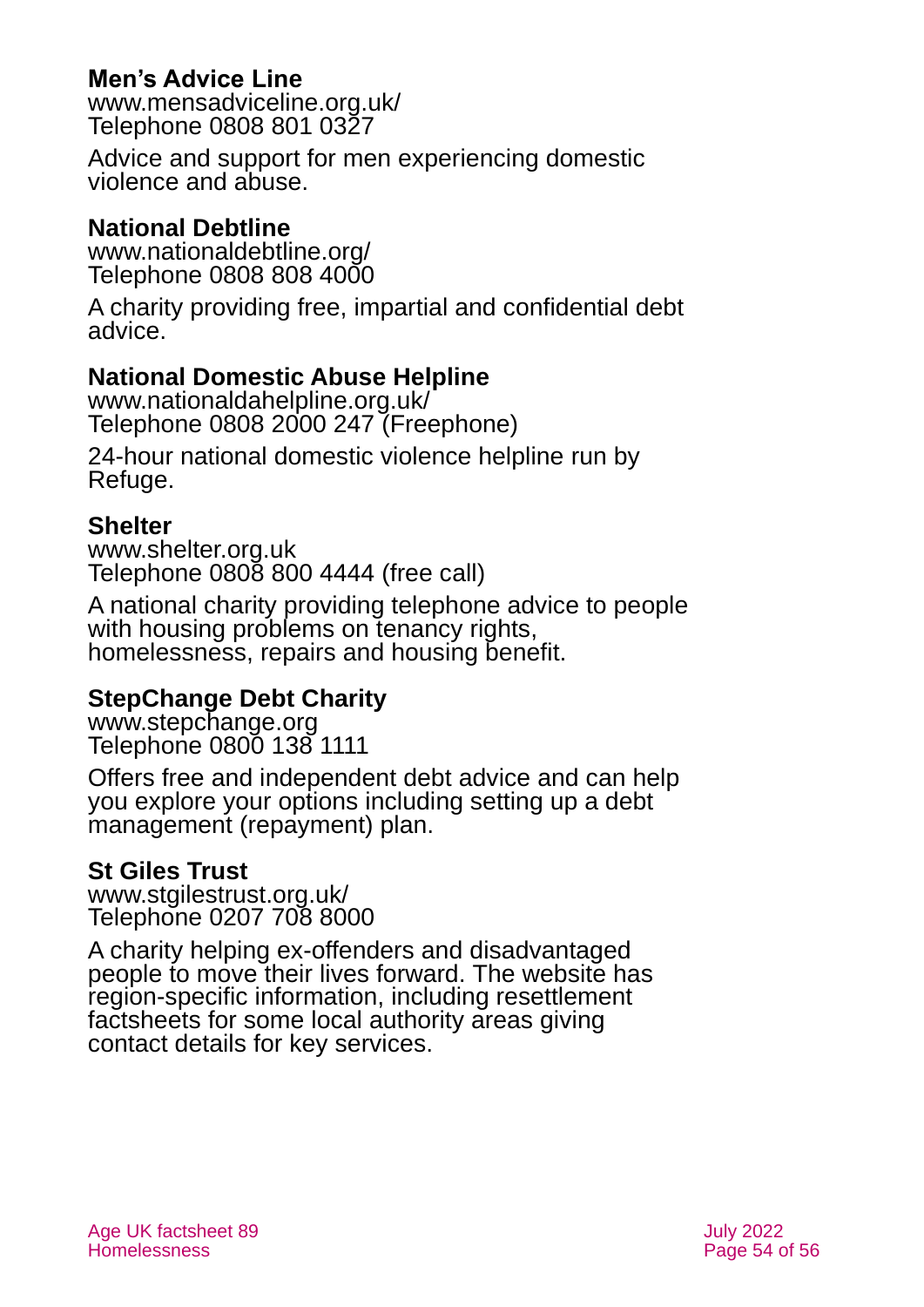**Men's Advice Line**
www.mensadviceline.org.uk/
Telephone 0808 801 0327

Advice and support for men experiencing domestic violence and abuse.

**National Debtline**
www.nationaldebtline.org/
Telephone 0808 808 4000

A charity providing free, impartial and confidential debt advice.

**National Domestic Abuse Helpline**
www.nationaldahelpline.org.uk/
Telephone 0808 2000 247 (Freephone)

24-hour national domestic violence helpline run by Refuge.

**Shelter**
www.shelter.org.uk
Telephone 0808 800 4444 (free call)

A national charity providing telephone advice to people with housing problems on tenancy rights, homelessness, repairs and housing benefit.

**StepChange Debt Charity**
www.stepchange.org
Telephone 0800 138 1111

Offers free and independent debt advice and can help you explore your options including setting up a debt management (repayment) plan.

**St Giles Trust**
www.stgilestrust.org.uk/
Telephone 0207 708 8000

A charity helping ex-offenders and disadvantaged people to move their lives forward. The website has region-specific information, including resettlement factsheets for some local authority areas giving contact details for key services.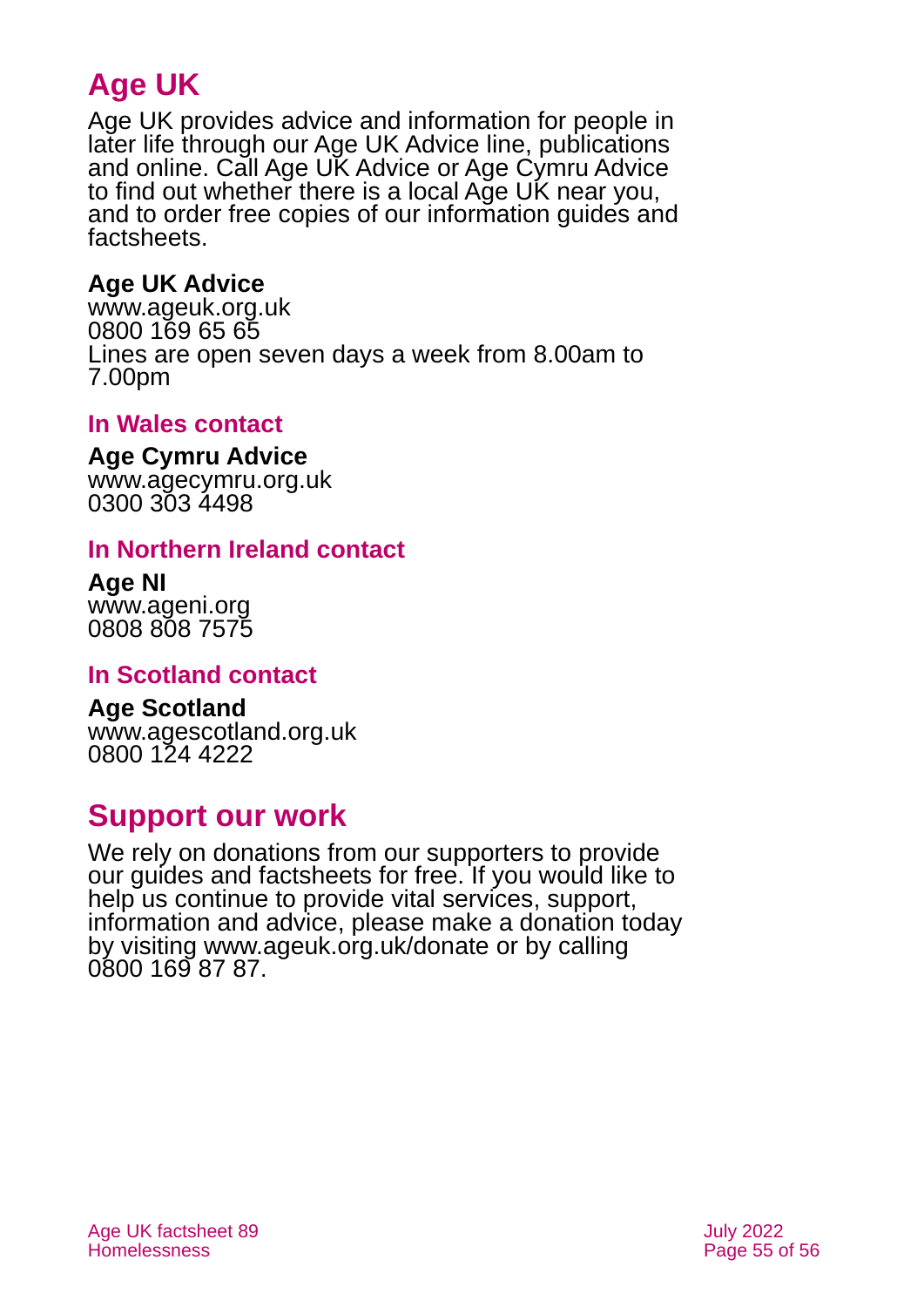## Age UK

Age UK provides advice and information for people in later life through our Age UK Advice line, publications and online. Call Age UK Advice or Age Cymru Advice to find out whether there is a local Age UK near you, and to order free copies of our information guides and factsheets.

**Age UK Advice**
www.ageuk.org.uk
0800 169 65 65
Lines are open seven days a week from 8.00am to 7.00pm

### In Wales contact

**Age Cymru Advice**
www.agecymru.org.uk
0300 303 4498

### In Northern Ireland contact

**Age NI**
www.ageni.org
0808 808 7575

### In Scotland contact

**Age Scotland**
www.agescotland.org.uk
0800 124 4222

## Support our work

We rely on donations from our supporters to provide our guides and factsheets for free. If you would like to help us continue to provide vital services, support, information and advice, please make a donation today by visiting www.ageuk.org.uk/donate or by calling 0800 169 87 87.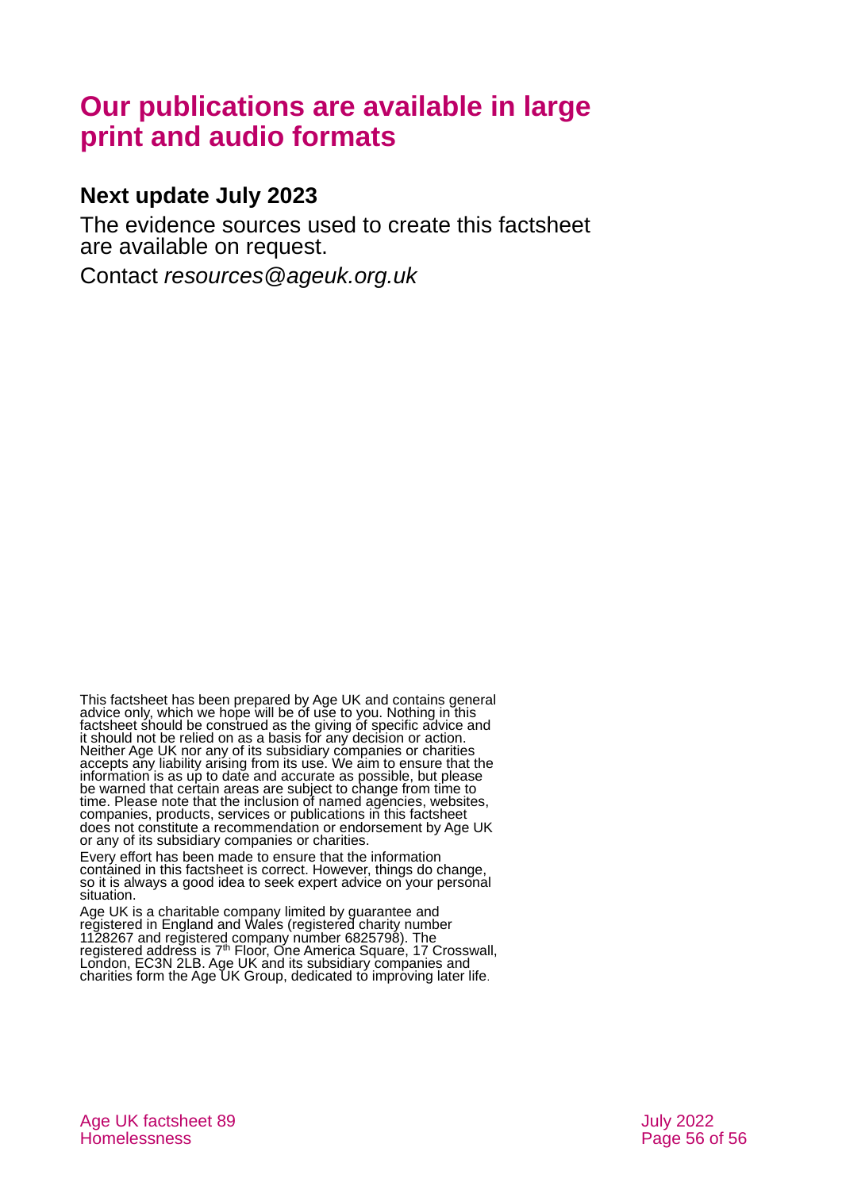# Our publications are available in large print and audio formats

## Next update July 2023

The evidence sources used to create this factsheet are available on request.

Contact *resources@ageuk.org.uk*

This factsheet has been prepared by Age UK and contains general advice only, which we hope will be of use to you. Nothing in this factsheet should be construed as the giving of specific advice and it should not be relied on as a basis for any decision or action. Neither Age UK nor any of its subsidiary companies or charities accepts any liability arising from its use. We aim to ensure that the information is as up to date and accurate as possible, but please be warned that certain areas are subject to change from time to time. Please note that the inclusion of named agencies, websites, companies, products, services or publications in this factsheet does not constitute a recommendation or endorsement by Age UK or any of its subsidiary companies or charities.

Every effort has been made to ensure that the information contained in this factsheet is correct. However, things do change, so it is always a good idea to seek expert advice on your personal situation.

Age UK is a charitable company limited by guarantee and registered in England and Wales (registered charity number 1128267 and registered company number 6825798). The registered address is 7th Floor, One America Square, 17 Crosswall, London, EC3N 2LB. Age UK and its subsidiary companies and charities form the Age UK Group, dedicated to improving later life.